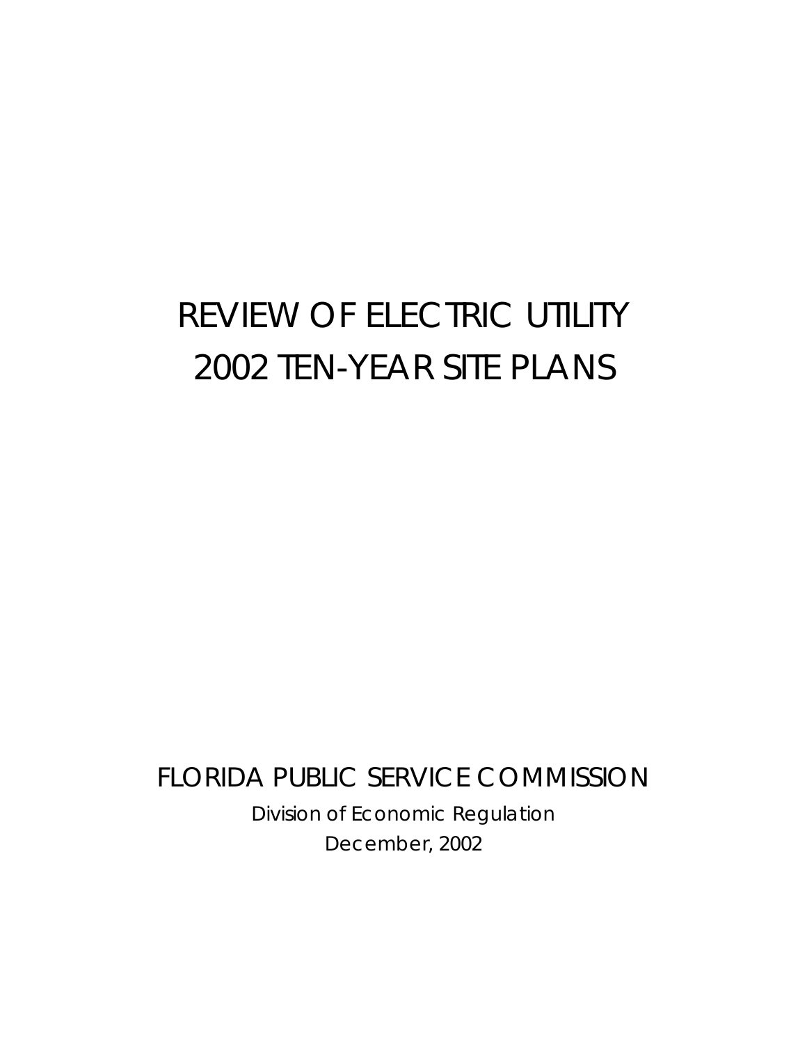# REVIEW OF ELECTRIC UTILITY
# 2002 TEN-YEAR SITE PLANS

FLORIDA PUBLIC SERVICE COMMISSION

Division of Economic Regulation

December, 2002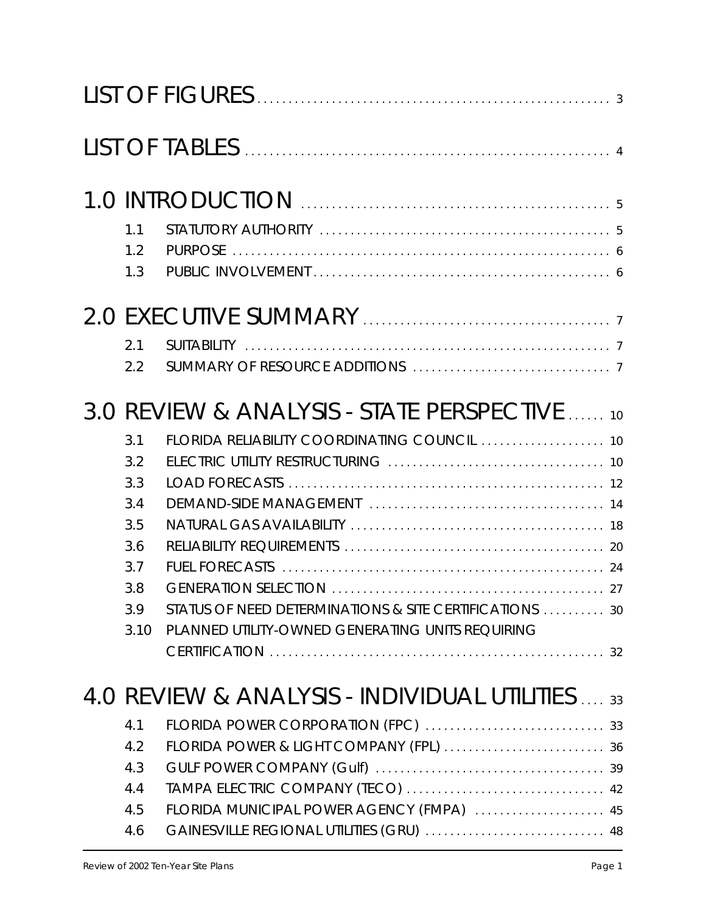LIST OF FIGURES ........ 3

LIST OF TABLES ........ 4

1.0 INTRODUCTION ........ 5

- 1.1 STATUTORY AUTHORITY ........ 5
- 1.2 PURPOSE ........ 6
- 1.3 PUBLIC INVOLVEMENT ........ 6

2.0 EXECUTIVE SUMMARY ........ 7

- 2.1 SUITABILITY ........ 7
- 2.2 SUMMARY OF RESOURCE ADDITIONS ........ 7

3.0 REVIEW & ANALYSIS - STATE PERSPECTIVE ........ 10

- 3.1 FLORIDA RELIABILITY COORDINATING COUNCIL ........ 10
- 3.2 ELECTRIC UTILITY RESTRUCTURING ........ 10
- 3.3 LOAD FORECASTS ........ 12
- 3.4 DEMAND-SIDE MANAGEMENT ........ 14
- 3.5 NATURAL GAS AVAILABILITY ........ 18
- 3.6 RELIABILITY REQUIREMENTS ........ 20
- 3.7 FUEL FORECASTS ........ 24
- 3.8 GENERATION SELECTION ........ 27
- 3.9 STATUS OF NEED DETERMINATIONS & SITE CERTIFICATIONS ........ 30
- 3.10 PLANNED UTILITY-OWNED GENERATING UNITS REQUIRING CERTIFICATION ........ 32

4.0 REVIEW & ANALYSIS - INDIVIDUAL UTILITIES ........ 33

- 4.1 FLORIDA POWER CORPORATION (FPC) ........ 33
- 4.2 FLORIDA POWER & LIGHT COMPANY (FPL) ........ 36
- 4.3 GULF POWER COMPANY (Gulf) ........ 39
- 4.4 TAMPA ELECTRIC COMPANY (TECO) ........ 42
- 4.5 FLORIDA MUNICIPAL POWER AGENCY (FMPA) ........ 45
- 4.6 GAINESVILLE REGIONAL UTILITIES (GRU) ........ 48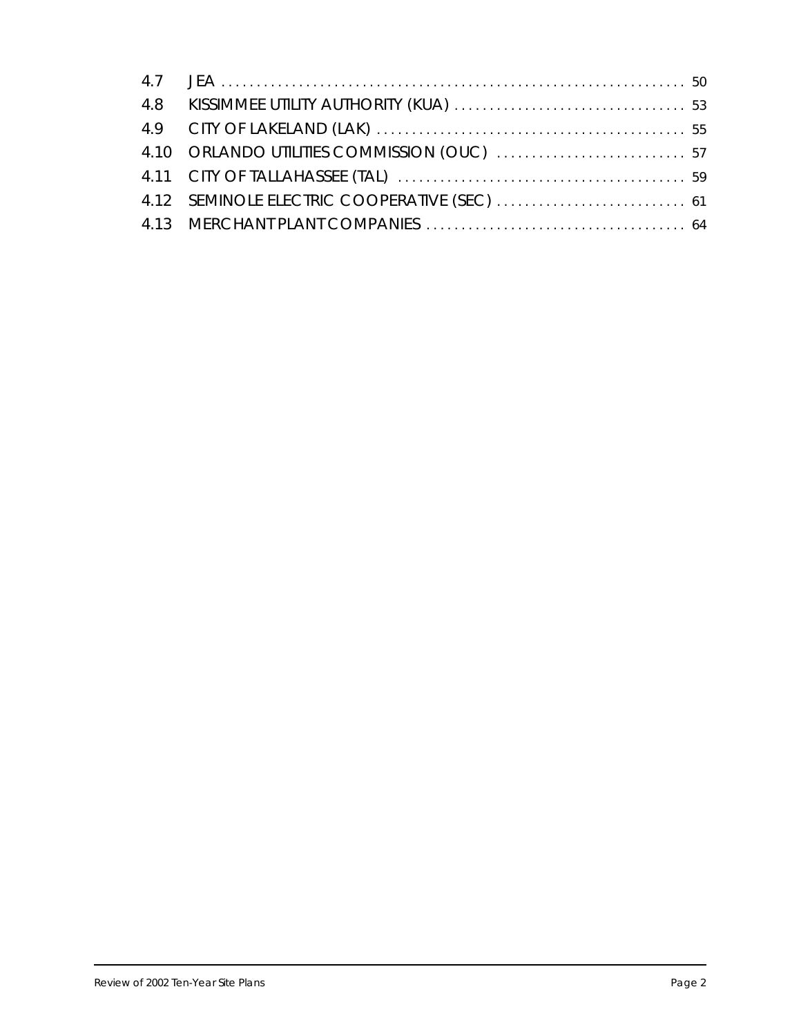4.7 JEA ... 50
4.8 KISSIMMEE UTILITY AUTHORITY (KUA) ... 53
4.9 CITY OF LAKELAND (LAK) ... 55
4.10 ORLANDO UTILITIES COMMISSION (OUC) ... 57
4.11 CITY OF TALLAHASSEE (TAL) ... 59
4.12 SEMINOLE ELECTRIC COOPERATIVE (SEC) ... 61
4.13 MERCHANT PLANT COMPANIES ... 64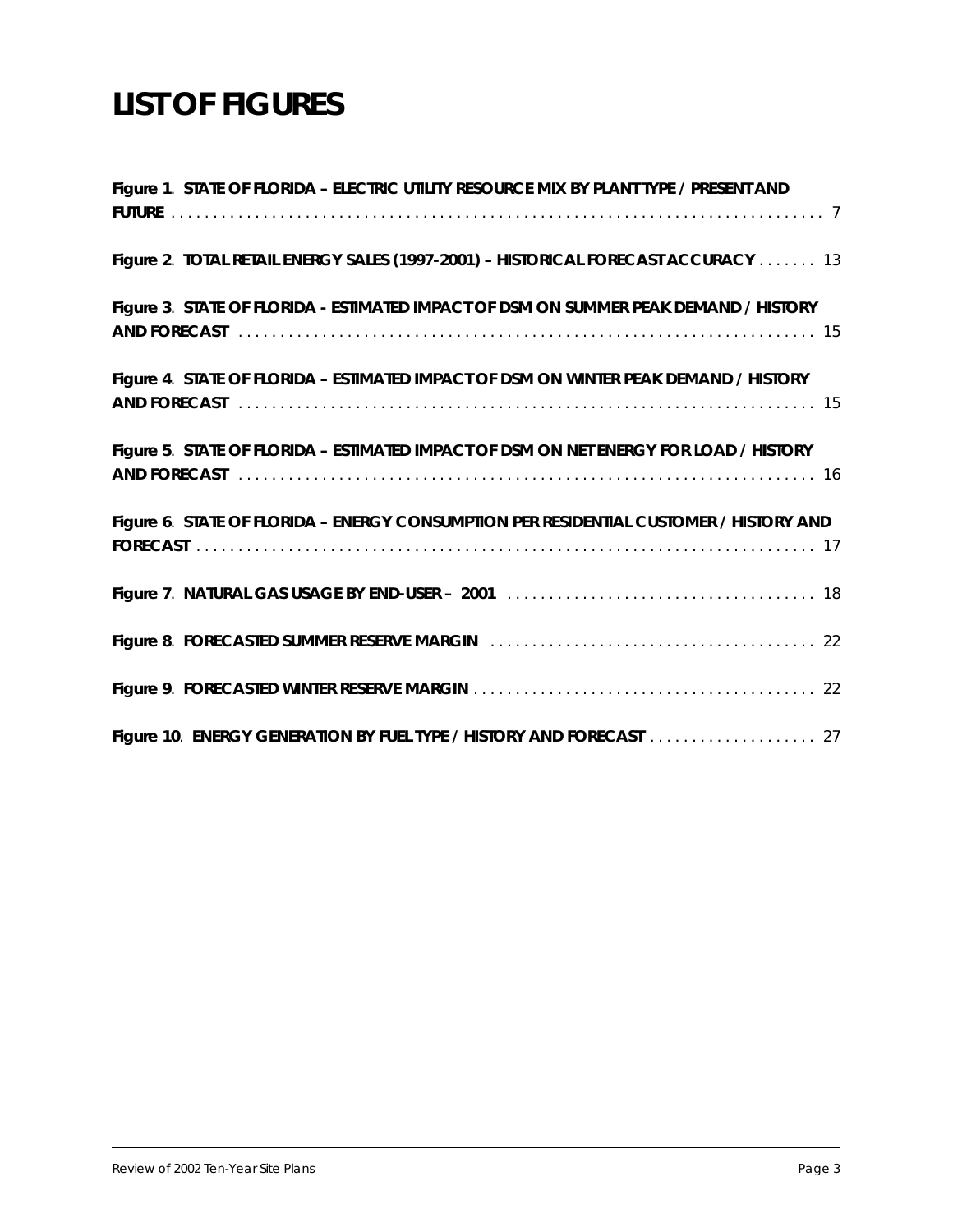# LIST OF FIGURES

**Figure 1**. STATE OF FLORIDA – ELECTRIC UTILITY RESOURCE MIX BY PLANT TYPE / PRESENT AND FUTURE . . . . . . . . . . 7

**Figure 2**. TOTAL RETAIL ENERGY SALES (1997-2001) – HISTORICAL FORECAST ACCURACY . . . . . . . 13

**Figure 3**. STATE OF FLORIDA - ESTIMATED IMPACT OF DSM ON SUMMER PEAK DEMAND / HISTORY AND FORECAST . . . . . . . . . . 15

**Figure 4**. STATE OF FLORIDA – ESTIMATED IMPACT OF DSM ON WINTER PEAK DEMAND / HISTORY AND FORECAST . . . . . . . . . . 15

**Figure 5**. STATE OF FLORIDA – ESTIMATED IMPACT OF DSM ON NET ENERGY FOR LOAD / HISTORY AND FORECAST . . . . . . . . . . 16

**Figure 6**. STATE OF FLORIDA – ENERGY CONSUMPTION PER RESIDENTIAL CUSTOMER / HISTORY AND FORECAST . . . . . . . . . . 17

**Figure 7**. NATURAL GAS USAGE BY END-USER – 2001 . . . . . . . . . . 18

**Figure 8**. FORECASTED SUMMER RESERVE MARGIN . . . . . . . . . . 22

**Figure 9**. FORECASTED WINTER RESERVE MARGIN . . . . . . . . . . 22

**Figure 10**. ENERGY GENERATION BY FUEL TYPE / HISTORY AND FORECAST . . . . . . . . . . 27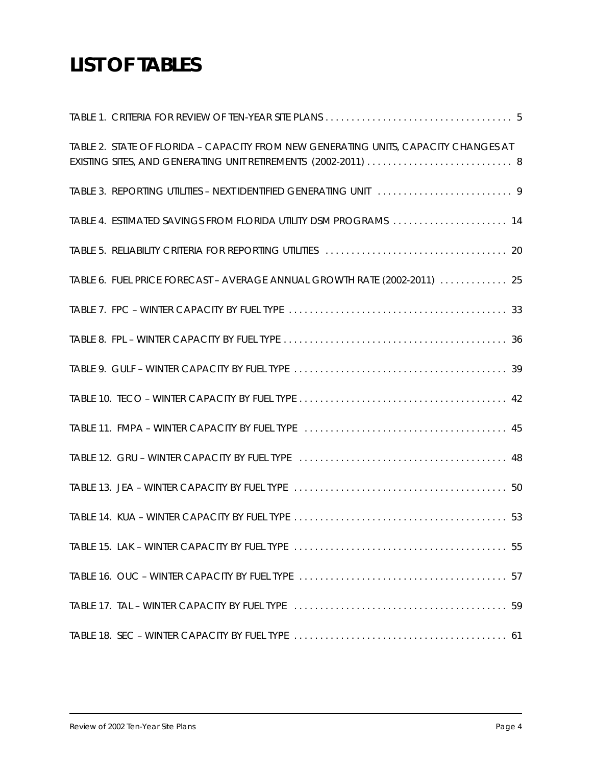# LIST OF TABLES

TABLE 1. CRITERIA FOR REVIEW OF TEN-YEAR SITE PLANS . . . . . . . . . . . . . . . . . . . . . . . . . . . . . . . . . . . . 5

TABLE 2. STATE OF FLORIDA – CAPACITY FROM NEW GENERATING UNITS, CAPACITY CHANGES AT EXISTING SITES, AND GENERATING UNIT RETIREMENTS (2002-2011) . . . . . . . . . . . . . . . . . . . . . . . . . . . . 8

TABLE 3. REPORTING UTILITIES – NEXT IDENTIFIED GENERATING UNIT . . . . . . . . . . . . . . . . . . . . . . . . . . 9

TABLE 4. ESTIMATED SAVINGS FROM FLORIDA UTILITY DSM PROGRAMS . . . . . . . . . . . . . . . . . . . . . . 14

TABLE 5. RELIABILITY CRITERIA FOR REPORTING UTILITIES . . . . . . . . . . . . . . . . . . . . . . . . . . . . . . . . . . . 20

TABLE 6. FUEL PRICE FORECAST – AVERAGE ANNUAL GROWTH RATE (2002-2011) . . . . . . . . . . . . . 25

TABLE 7. FPC – WINTER CAPACITY BY FUEL TYPE . . . . . . . . . . . . . . . . . . . . . . . . . . . . . . . . . . . . . . . . . . 33

TABLE 8. FPL – WINTER CAPACITY BY FUEL TYPE . . . . . . . . . . . . . . . . . . . . . . . . . . . . . . . . . . . . . . . . . . . 36

TABLE 9. GULF – WINTER CAPACITY BY FUEL TYPE . . . . . . . . . . . . . . . . . . . . . . . . . . . . . . . . . . . . . . . . . 39

TABLE 10. TECO – WINTER CAPACITY BY FUEL TYPE . . . . . . . . . . . . . . . . . . . . . . . . . . . . . . . . . . . . . . . . 42

TABLE 11. FMPA – WINTER CAPACITY BY FUEL TYPE . . . . . . . . . . . . . . . . . . . . . . . . . . . . . . . . . . . . . . . 45

TABLE 12. GRU – WINTER CAPACITY BY FUEL TYPE . . . . . . . . . . . . . . . . . . . . . . . . . . . . . . . . . . . . . . . . 48

TABLE 13. JEA – WINTER CAPACITY BY FUEL TYPE . . . . . . . . . . . . . . . . . . . . . . . . . . . . . . . . . . . . . . . . . 50

TABLE 14. KUA – WINTER CAPACITY BY FUEL TYPE . . . . . . . . . . . . . . . . . . . . . . . . . . . . . . . . . . . . . . . . . 53

TABLE 15. LAK – WINTER CAPACITY BY FUEL TYPE . . . . . . . . . . . . . . . . . . . . . . . . . . . . . . . . . . . . . . . . . 55

TABLE 16. OUC – WINTER CAPACITY BY FUEL TYPE . . . . . . . . . . . . . . . . . . . . . . . . . . . . . . . . . . . . . . . . 57

TABLE 17. TAL – WINTER CAPACITY BY FUEL TYPE . . . . . . . . . . . . . . . . . . . . . . . . . . . . . . . . . . . . . . . . . 59

TABLE 18. SEC – WINTER CAPACITY BY FUEL TYPE . . . . . . . . . . . . . . . . . . . . . . . . . . . . . . . . . . . . . . . . . 61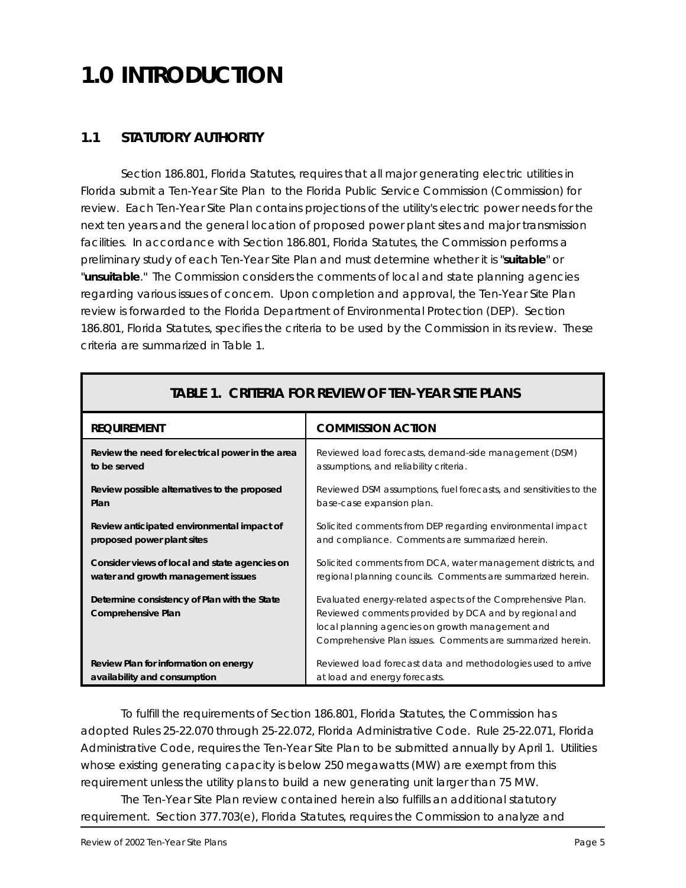# 1.0 INTRODUCTION

## 1.1 STATUTORY AUTHORITY

Section 186.801, Florida Statutes, requires that all major generating electric utilities in Florida submit a Ten-Year Site Plan to the Florida Public Service Commission (Commission) for review. Each Ten-Year Site Plan contains projections of the utility's electric power needs for the next ten years and the general location of proposed power plant sites and major transmission facilities. In accordance with Section 186.801, Florida Statutes, the Commission performs a preliminary study of each Ten-Year Site Plan and must determine whether it is "**suitable**" or "**unsuitable**." The Commission considers the comments of local and state planning agencies regarding various issues of concern. Upon completion and approval, the Ten-Year Site Plan review is forwarded to the Florida Department of Environmental Protection (DEP). Section 186.801, Florida Statutes, specifies the criteria to be used by the Commission in its review. These criteria are summarized in Table 1.

**TABLE 1. CRITERIA FOR REVIEW OF TEN-YEAR SITE PLANS**

| REQUIREMENT | COMMISSION ACTION |
|---|---|
| **Review the need for electrical power in the area to be served** | Reviewed load forecasts, demand-side management (DSM) assumptions, and reliability criteria. |
| **Review possible alternatives to the proposed Plan** | Reviewed DSM assumptions, fuel forecasts, and sensitivities to the base-case expansion plan. |
| **Review anticipated environmental impact of proposed power plant sites** | Solicited comments from DEP regarding environmental impact and compliance. Comments are summarized herein. |
| **Consider views of local and state agencies on water and growth management issues** | Solicited comments from DCA, water management districts, and regional planning councils. Comments are summarized herein. |
| **Determine consistency of Plan with the State Comprehensive Plan** | Evaluated energy-related aspects of the Comprehensive Plan. Reviewed comments provided by DCA and by regional and local planning agencies on growth management and Comprehensive Plan issues. Comments are summarized herein. |
| **Review Plan for information on energy availability and consumption** | Reviewed load forecast data and methodologies used to arrive at load and energy forecasts. |

To fulfill the requirements of Section 186.801, Florida Statutes, the Commission has adopted Rules 25-22.070 through 25-22.072, Florida Administrative Code. Rule 25-22.071, Florida Administrative Code, requires the Ten-Year Site Plan to be submitted annually by April 1. Utilities whose existing generating capacity is below 250 megawatts (MW) are exempt from this requirement unless the utility plans to build a new generating unit larger than 75 MW.

The Ten-Year Site Plan review contained herein also fulfills an additional statutory requirement. Section 377.703(e), Florida Statutes, requires the Commission to analyze and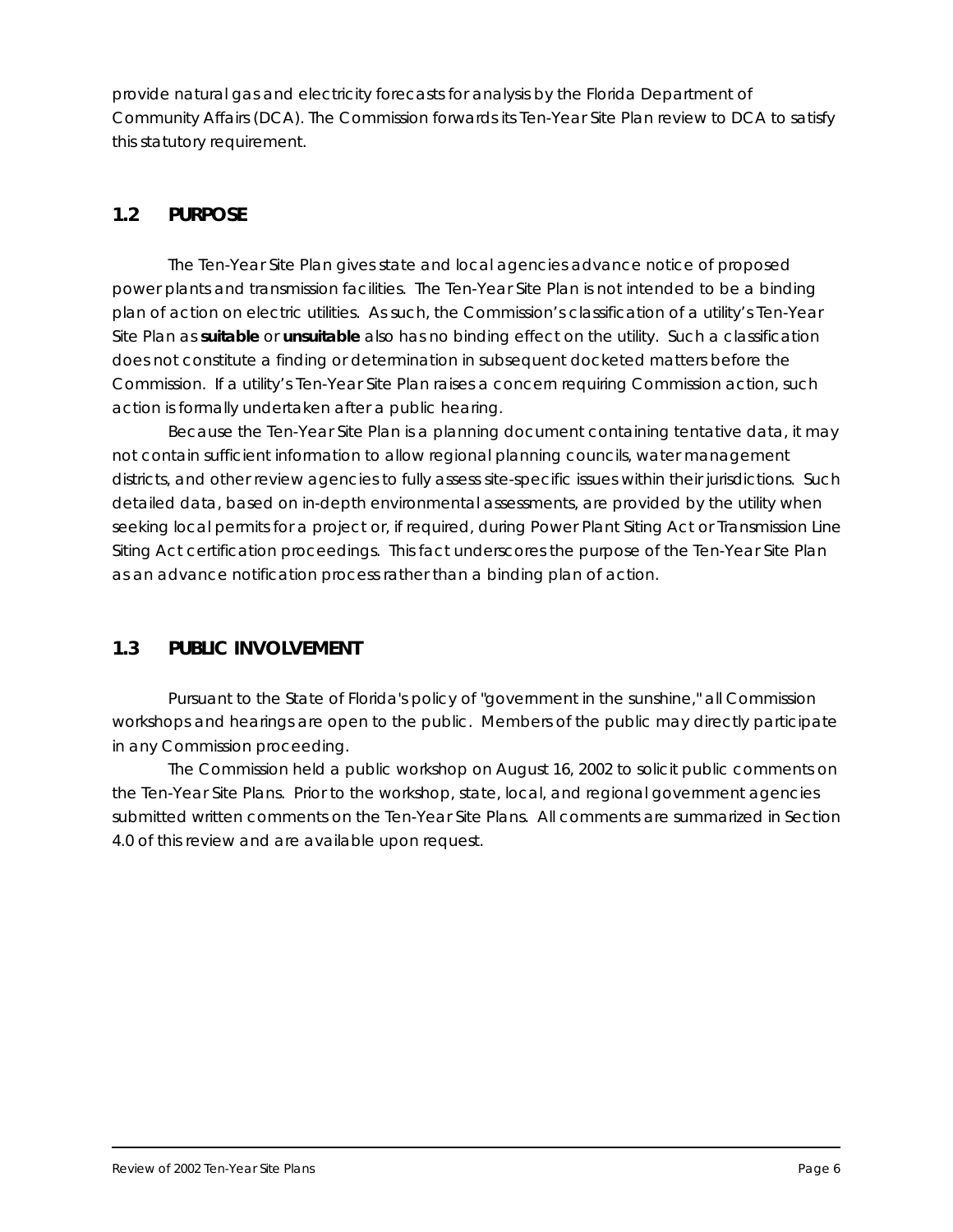provide natural gas and electricity forecasts for analysis by the Florida Department of Community Affairs (DCA). The Commission forwards its Ten-Year Site Plan review to DCA to satisfy this statutory requirement.

## 1.2 PURPOSE

The Ten-Year Site Plan gives state and local agencies advance notice of proposed power plants and transmission facilities. The Ten-Year Site Plan is not intended to be a binding plan of action on electric utilities. As such, the Commission's classification of a utility's Ten-Year Site Plan as **suitable** or **unsuitable** also has no binding effect on the utility. Such a classification does not constitute a finding or determination in subsequent docketed matters before the Commission. If a utility's Ten-Year Site Plan raises a concern requiring Commission action, such action is formally undertaken after a public hearing.

Because the Ten-Year Site Plan is a planning document containing tentative data, it may not contain sufficient information to allow regional planning councils, water management districts, and other review agencies to fully assess site-specific issues within their jurisdictions. Such detailed data, based on in-depth environmental assessments, are provided by the utility when seeking local permits for a project or, if required, during Power Plant Siting Act or Transmission Line Siting Act certification proceedings. This fact underscores the purpose of the Ten-Year Site Plan as an advance notification process rather than a binding plan of action.

## 1.3 PUBLIC INVOLVEMENT

Pursuant to the State of Florida's policy of "government in the sunshine," all Commission workshops and hearings are open to the public. Members of the public may directly participate in any Commission proceeding.

The Commission held a public workshop on August 16, 2002 to solicit public comments on the Ten-Year Site Plans. Prior to the workshop, state, local, and regional government agencies submitted written comments on the Ten-Year Site Plans. All comments are summarized in Section 4.0 of this review and are available upon request.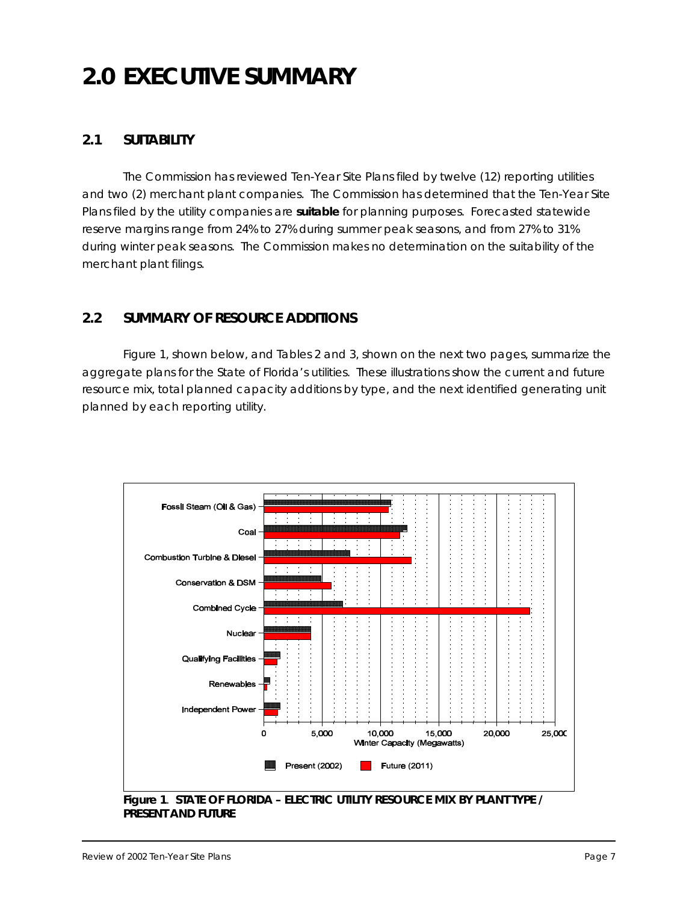# 2.0 EXECUTIVE SUMMARY

## 2.1 SUITABILITY

The Commission has reviewed Ten-Year Site Plans filed by twelve (12) reporting utilities and two (2) merchant plant companies. The Commission has determined that the Ten-Year Site Plans filed by the utility companies are **suitable** for planning purposes. Forecasted statewide reserve margins range from 24% to 27% during summer peak seasons, and from 27% to 31% during winter peak seasons. The Commission makes no determination on the suitability of the merchant plant filings.

## 2.2 SUMMARY OF RESOURCE ADDITIONS

Figure 1, shown below, and Tables 2 and 3, shown on the next two pages, summarize the aggregate plans for the State of Florida's utilities. These illustrations show the current and future resource mix, total planned capacity additions by type, and the next identified generating unit planned by each reporting utility.

**Figure 1**. **STATE OF FLORIDA – ELECTRIC UTILITY RESOURCE MIX BY PLANT TYPE / PRESENT AND FUTURE**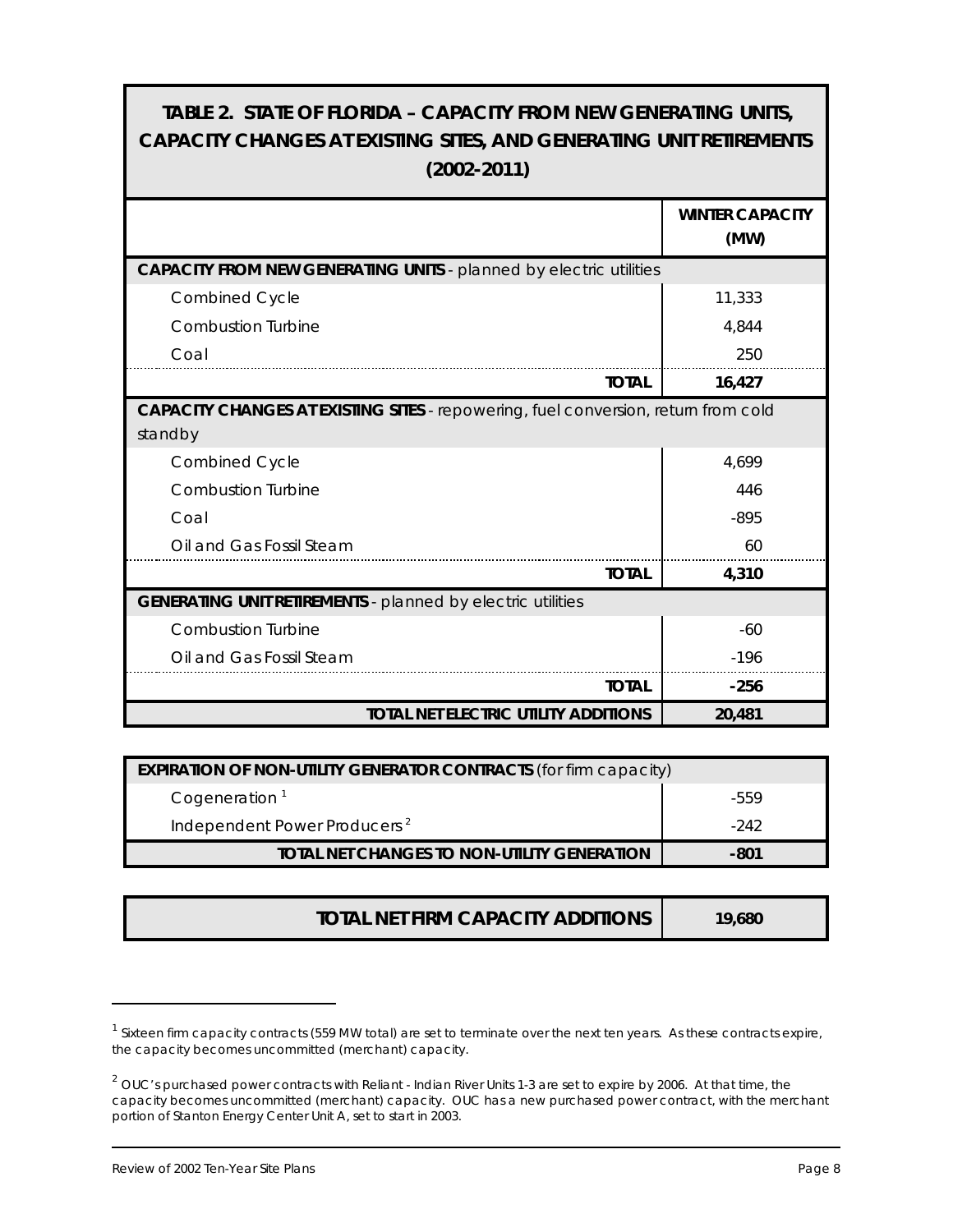# TABLE 2. STATE OF FLORIDA – CAPACITY FROM NEW GENERATING UNITS, CAPACITY CHANGES AT EXISTING SITES, AND GENERATING UNIT RETIREMENTS (2002-2011)

| | WINTER CAPACITY (MW) |
|---|---|
| **CAPACITY FROM NEW GENERATING UNITS** - planned by electric utilities | |
| Combined Cycle | 11,333 |
| Combustion Turbine | 4,844 |
| Coal | 250 |
| **TOTAL** | **16,427** |
| **CAPACITY CHANGES AT EXISTING SITES** - repowering, fuel conversion, return from cold standby | |
| Combined Cycle | 4,699 |
| Combustion Turbine | 446 |
| Coal | -895 |
| Oil and Gas Fossil Steam | 60 |
| **TOTAL** | **4,310** |
| **GENERATING UNIT RETIREMENTS** - planned by electric utilities | |
| Combustion Turbine | -60 |
| Oil and Gas Fossil Steam | -196 |
| **TOTAL** | **-256** |
| **TOTAL NET ELECTRIC UTILITY ADDITIONS** | **20,481** |

| **EXPIRATION OF NON-UTILITY GENERATOR CONTRACTS** (for firm capacity) | |
|---|---|
| Cogeneration [1] | -559 |
| Independent Power Producers [2] | -242 |
| **TOTAL NET CHANGES TO NON-UTILITY GENERATION** | **-801** |

| **TOTAL NET FIRM CAPACITY ADDITIONS** | **19,680** |
|---|---|

[1] Sixteen firm capacity contracts (559 MW total) are set to terminate over the next ten years. As these contracts expire, the capacity becomes uncommitted (merchant) capacity.

[2] OUC's purchased power contracts with Reliant - Indian River Units 1-3 are set to expire by 2006. At that time, the capacity becomes uncommitted (merchant) capacity. OUC has a new purchased power contract, with the merchant portion of Stanton Energy Center Unit A, set to start in 2003.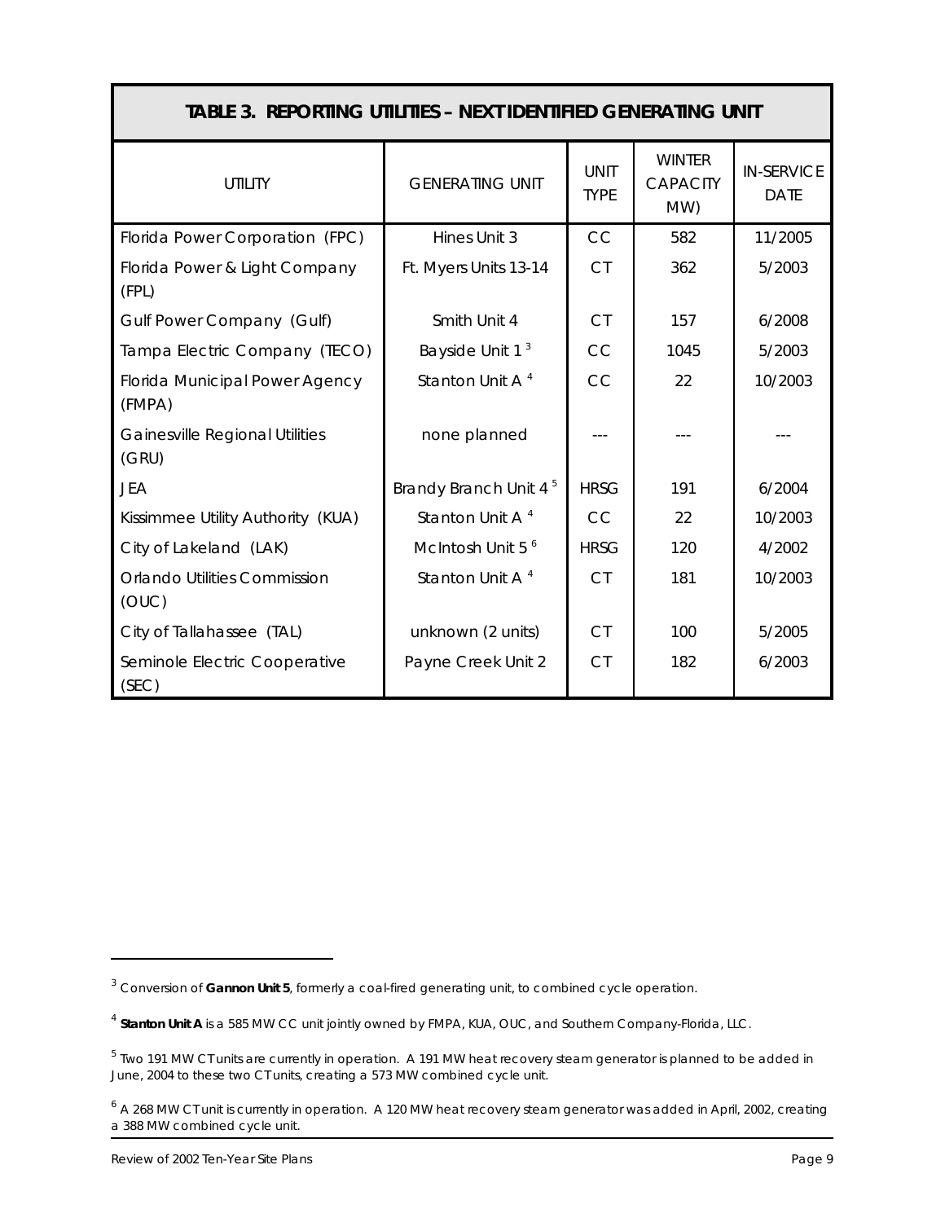## TABLE 3. REPORTING UTILITIES – NEXT IDENTIFIED GENERATING UNIT

| UTILITY | GENERATING UNIT | UNIT TYPE | WINTER CAPACITY MW) | IN-SERVICE DATE |
|---|---|---|---|---|
| Florida Power Corporation (FPC) | Hines Unit 3 | CC | 582 | 11/2005 |
| Florida Power & Light Company (FPL) | Ft. Myers Units 13-14 | CT | 362 | 5/2003 |
| Gulf Power Company (Gulf) | Smith Unit 4 | CT | 157 | 6/2008 |
| Tampa Electric Company (TECO) | Bayside Unit 1 [3] | CC | 1045 | 5/2003 |
| Florida Municipal Power Agency (FMPA) | Stanton Unit A [4] | CC | 22 | 10/2003 |
| Gainesville Regional Utilities (GRU) | none planned | --- | --- | --- |
| JEA | Brandy Branch Unit 4 [5] | HRSG | 191 | 6/2004 |
| Kissimmee Utility Authority (KUA) | Stanton Unit A [4] | CC | 22 | 10/2003 |
| City of Lakeland (LAK) | McIntosh Unit 5 [6] | HRSG | 120 | 4/2002 |
| Orlando Utilities Commission (OUC) | Stanton Unit A [4] | CT | 181 | 10/2003 |
| City of Tallahassee (TAL) | unknown (2 units) | CT | 100 | 5/2005 |
| Seminole Electric Cooperative (SEC) | Payne Creek Unit 2 | CT | 182 | 6/2003 |

---

[3] Conversion of **Gannon Unit 5**, formerly a coal-fired generating unit, to combined cycle operation.

[4] **Stanton Unit A** is a 585 MW CC unit jointly owned by FMPA, KUA, OUC, and Southern Company-Florida, LLC.

[5] Two 191 MW CT units are currently in operation. A 191 MW heat recovery steam generator is planned to be added in June, 2004 to these two CT units, creating a 573 MW combined cycle unit.

[6] A 268 MW CT unit is currently in operation. A 120 MW heat recovery steam generator was added in April, 2002, creating a 388 MW combined cycle unit.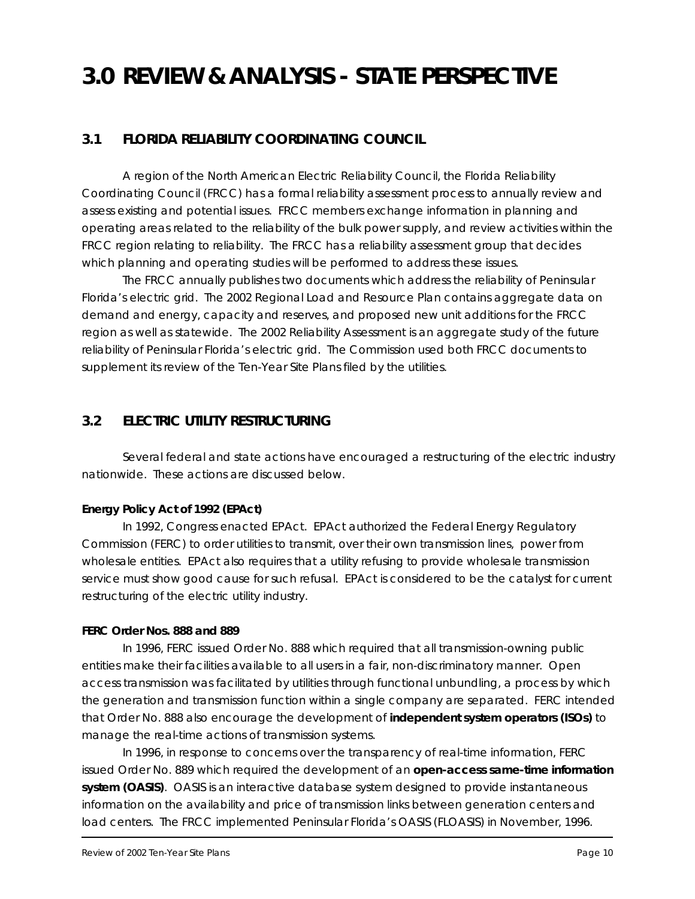# 3.0 REVIEW & ANALYSIS - STATE PERSPECTIVE

## 3.1 FLORIDA RELIABILITY COORDINATING COUNCIL

A region of the North American Electric Reliability Council, the Florida Reliability Coordinating Council (FRCC) has a formal reliability assessment process to annually review and assess existing and potential issues. FRCC members exchange information in planning and operating areas related to the reliability of the bulk power supply, and review activities within the FRCC region relating to reliability. The FRCC has a reliability assessment group that decides which planning and operating studies will be performed to address these issues.

The FRCC annually publishes two documents which address the reliability of Peninsular Florida's electric grid. The 2002 Regional Load and Resource Plan contains aggregate data on demand and energy, capacity and reserves, and proposed new unit additions for the FRCC region as well as statewide. The 2002 Reliability Assessment is an aggregate study of the future reliability of Peninsular Florida's electric grid. The Commission used both FRCC documents to supplement its review of the Ten-Year Site Plans filed by the utilities.

## 3.2 ELECTRIC UTILITY RESTRUCTURING

Several federal and state actions have encouraged a restructuring of the electric industry nationwide. These actions are discussed below.

**Energy Policy Act of 1992 (EPAct)**

In 1992, Congress enacted EPAct. EPAct authorized the Federal Energy Regulatory Commission (FERC) to order utilities to transmit, over their own transmission lines, power from wholesale entities. EPAct also requires that a utility refusing to provide wholesale transmission service must show good cause for such refusal. EPAct is considered to be the catalyst for current restructuring of the electric utility industry.

**FERC Order Nos. 888 and 889**

In 1996, FERC issued Order No. 888 which required that all transmission-owning public entities make their facilities available to all users in a fair, non-discriminatory manner. Open access transmission was facilitated by utilities through functional unbundling, a process by which the generation and transmission function within a single company are separated. FERC intended that Order No. 888 also encourage the development of **independent system operators (ISOs)** to manage the real-time actions of transmission systems.

In 1996, in response to concerns over the transparency of real-time information, FERC issued Order No. 889 which required the development of an **open-access same-time information system (OASIS)**. OASIS is an interactive database system designed to provide instantaneous information on the availability and price of transmission links between generation centers and load centers. The FRCC implemented Peninsular Florida's OASIS (FLOASIS) in November, 1996.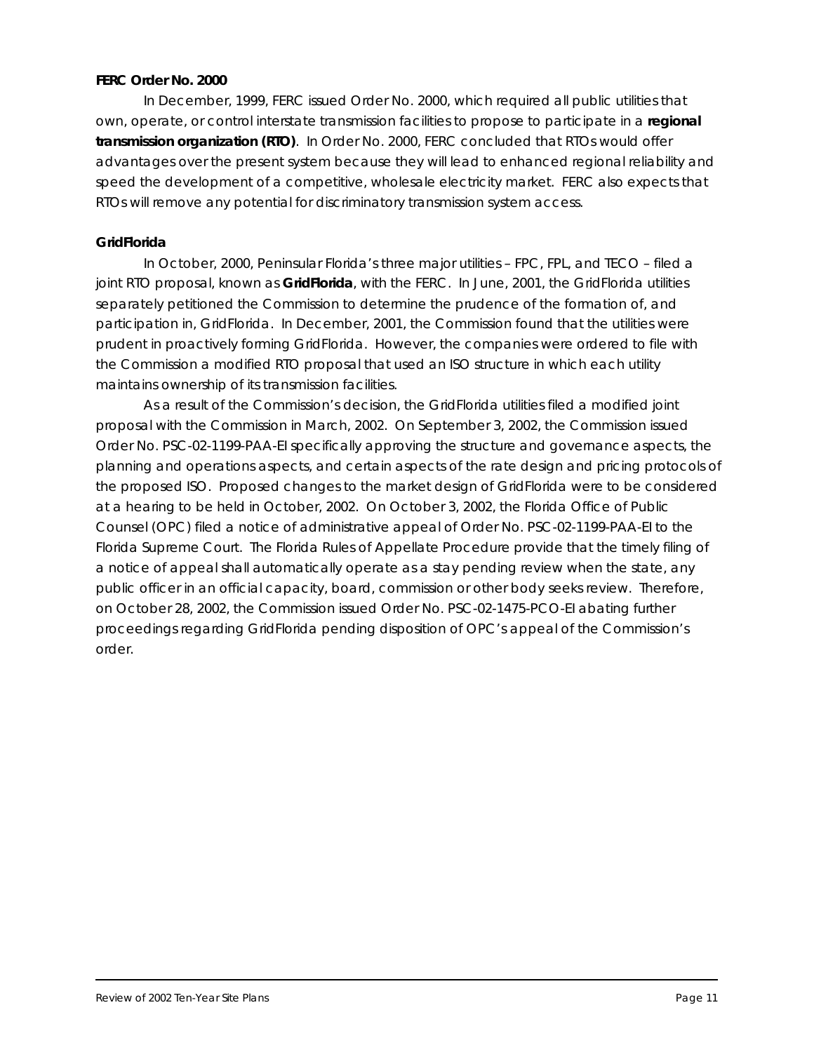### FERC Order No. 2000

In December, 1999, FERC issued Order No. 2000, which required all public utilities that own, operate, or control interstate transmission facilities to propose to participate in a **regional transmission organization (RTO)**. In Order No. 2000, FERC concluded that RTOs would offer advantages over the present system because they will lead to enhanced regional reliability and speed the development of a competitive, wholesale electricity market. FERC also expects that RTOs will remove any potential for discriminatory transmission system access.

### GridFlorida

In October, 2000, Peninsular Florida's three major utilities – FPC, FPL, and TECO – filed a joint RTO proposal, known as **GridFlorida**, with the FERC. In June, 2001, the GridFlorida utilities separately petitioned the Commission to determine the prudence of the formation of, and participation in, GridFlorida. In December, 2001, the Commission found that the utilities were prudent in proactively forming GridFlorida. However, the companies were ordered to file with the Commission a modified RTO proposal that used an ISO structure in which each utility maintains ownership of its transmission facilities.

As a result of the Commission's decision, the GridFlorida utilities filed a modified joint proposal with the Commission in March, 2002. On September 3, 2002, the Commission issued Order No. PSC-02-1199-PAA-EI specifically approving the structure and governance aspects, the planning and operations aspects, and certain aspects of the rate design and pricing protocols of the proposed ISO. Proposed changes to the market design of GridFlorida were to be considered at a hearing to be held in October, 2002. On October 3, 2002, the Florida Office of Public Counsel (OPC) filed a notice of administrative appeal of Order No. PSC-02-1199-PAA-EI to the Florida Supreme Court. The Florida Rules of Appellate Procedure provide that the timely filing of a notice of appeal shall automatically operate as a stay pending review when the state, any public officer in an official capacity, board, commission or other body seeks review. Therefore, on October 28, 2002, the Commission issued Order No. PSC-02-1475-PCO-EI abating further proceedings regarding GridFlorida pending disposition of OPC's appeal of the Commission's order.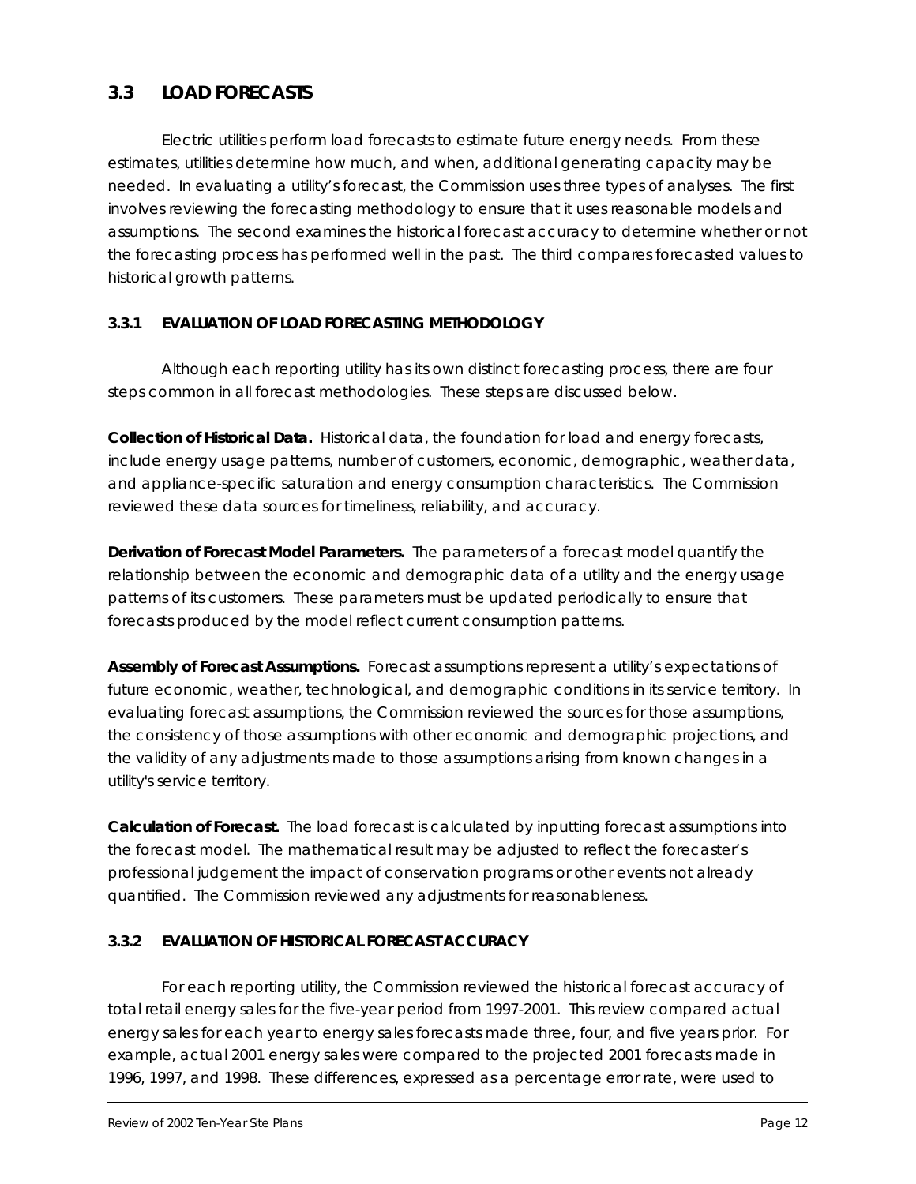## 3.3 LOAD FORECASTS

Electric utilities perform load forecasts to estimate future energy needs. From these estimates, utilities determine how much, and when, additional generating capacity may be needed. In evaluating a utility's forecast, the Commission uses three types of analyses. The first involves reviewing the forecasting methodology to ensure that it uses reasonable models and assumptions. The second examines the historical forecast accuracy to determine whether or not the forecasting process has performed well in the past. The third compares forecasted values to historical growth patterns.

### 3.3.1 EVALUATION OF LOAD FORECASTING METHODOLOGY

Although each reporting utility has its own distinct forecasting process, there are four steps common in all forecast methodologies. These steps are discussed below.

**Collection of Historical Data.** Historical data, the foundation for load and energy forecasts, include energy usage patterns, number of customers, economic, demographic, weather data, and appliance-specific saturation and energy consumption characteristics. The Commission reviewed these data sources for timeliness, reliability, and accuracy.

**Derivation of Forecast Model Parameters.** The parameters of a forecast model quantify the relationship between the economic and demographic data of a utility and the energy usage patterns of its customers. These parameters must be updated periodically to ensure that forecasts produced by the model reflect current consumption patterns.

**Assembly of Forecast Assumptions.** Forecast assumptions represent a utility's expectations of future economic, weather, technological, and demographic conditions in its service territory. In evaluating forecast assumptions, the Commission reviewed the sources for those assumptions, the consistency of those assumptions with other economic and demographic projections, and the validity of any adjustments made to those assumptions arising from known changes in a utility's service territory.

**Calculation of Forecast.** The load forecast is calculated by inputting forecast assumptions into the forecast model. The mathematical result may be adjusted to reflect the forecaster's professional judgement the impact of conservation programs or other events not already quantified. The Commission reviewed any adjustments for reasonableness.

### 3.3.2 EVALUATION OF HISTORICAL FORECAST ACCURACY

For each reporting utility, the Commission reviewed the historical forecast accuracy of total retail energy sales for the five-year period from 1997-2001. This review compared actual energy sales for each year to energy sales forecasts made three, four, and five years prior. For example, actual 2001 energy sales were compared to the projected 2001 forecasts made in 1996, 1997, and 1998. These differences, expressed as a percentage error rate, were used to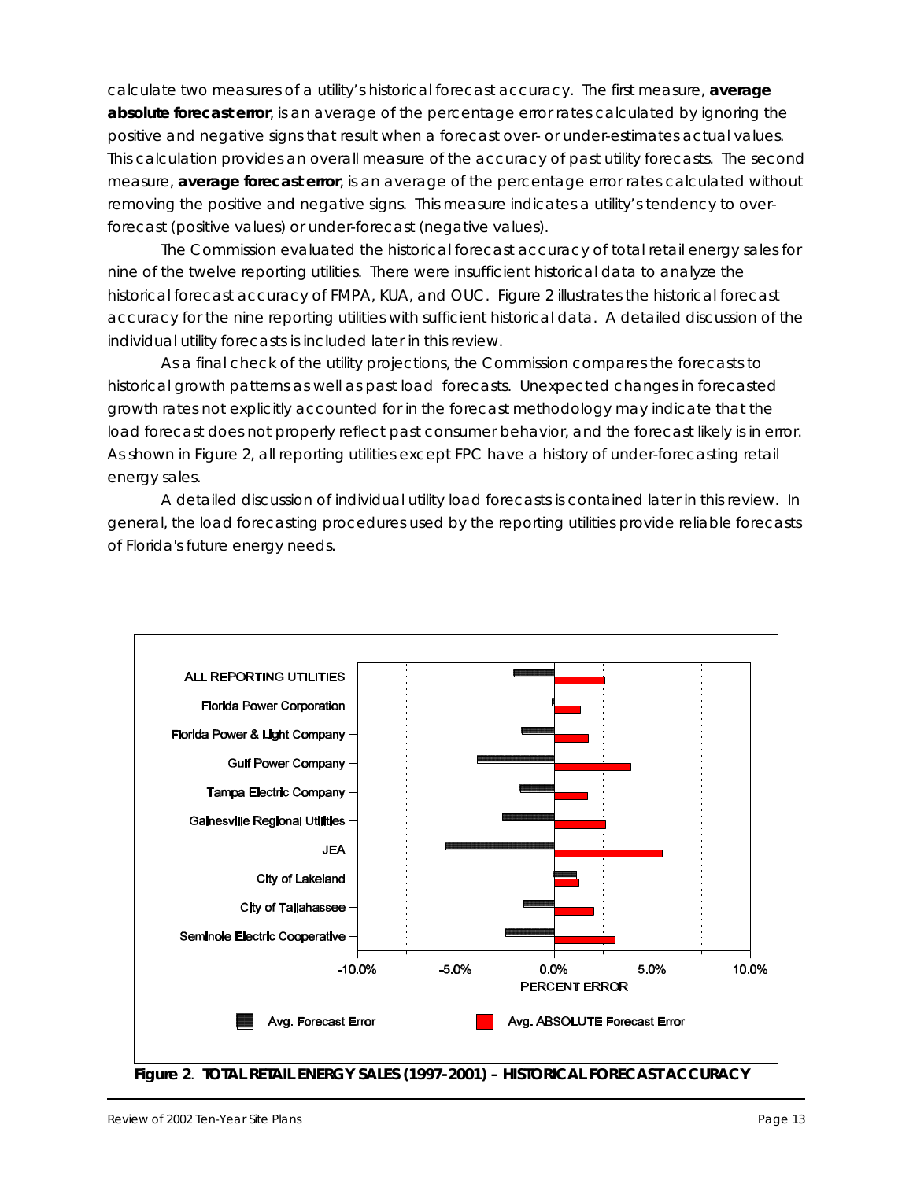calculate two measures of a utility's historical forecast accuracy. The first measure, **average absolute forecast error**, is an average of the percentage error rates calculated by ignoring the positive and negative signs that result when a forecast over- or under-estimates actual values. This calculation provides an overall measure of the accuracy of past utility forecasts. The second measure, **average forecast error**, is an average of the percentage error rates calculated without removing the positive and negative signs. This measure indicates a utility's tendency to over-forecast (positive values) or under-forecast (negative values).

The Commission evaluated the historical forecast accuracy of total retail energy sales for nine of the twelve reporting utilities. There were insufficient historical data to analyze the historical forecast accuracy of FMPA, KUA, and OUC. Figure 2 illustrates the historical forecast accuracy for the nine reporting utilities with sufficient historical data. A detailed discussion of the individual utility forecasts is included later in this review.

As a final check of the utility projections, the Commission compares the forecasts to historical growth patterns as well as past load forecasts. Unexpected changes in forecasted growth rates not explicitly accounted for in the forecast methodology may indicate that the load forecast does not properly reflect past consumer behavior, and the forecast likely is in error. As shown in Figure 2, all reporting utilities except FPC have a history of under-forecasting retail energy sales.

A detailed discussion of individual utility load forecasts is contained later in this review. In general, the load forecasting procedures used by the reporting utilities provide reliable forecasts of Florida's future energy needs.

**Figure 2**. **TOTAL RETAIL ENERGY SALES (1997-2001) – HISTORICAL FORECAST ACCURACY**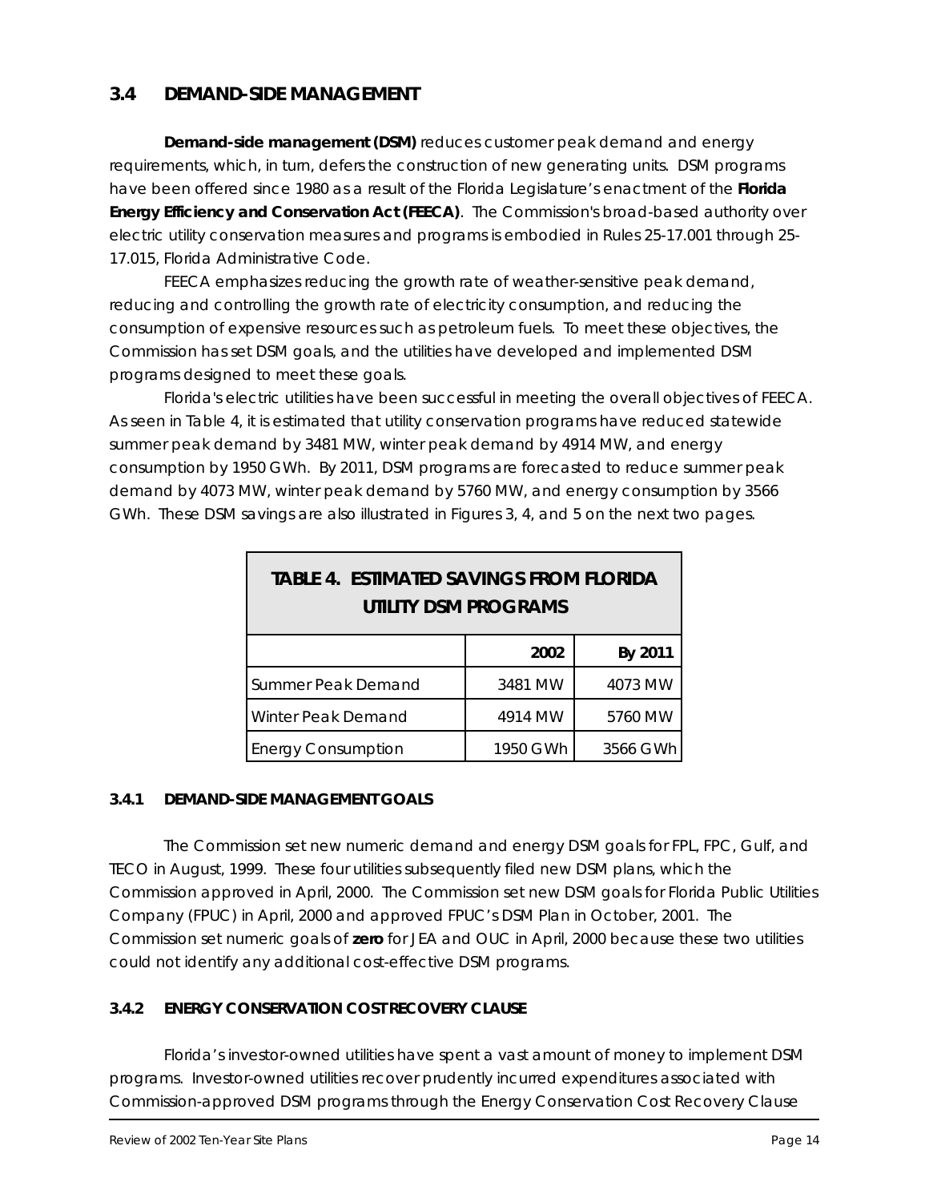## 3.4 DEMAND-SIDE MANAGEMENT

**Demand-side management (DSM)** reduces customer peak demand and energy requirements, which, in turn, defers the construction of new generating units. DSM programs have been offered since 1980 as a result of the Florida Legislature's enactment of the **Florida Energy Efficiency and Conservation Act (FEECA)**. The Commission's broad-based authority over electric utility conservation measures and programs is embodied in Rules 25-17.001 through 25-17.015, Florida Administrative Code.

FEECA emphasizes reducing the growth rate of weather-sensitive peak demand, reducing and controlling the growth rate of electricity consumption, and reducing the consumption of expensive resources such as petroleum fuels. To meet these objectives, the Commission has set DSM goals, and the utilities have developed and implemented DSM programs designed to meet these goals.

Florida's electric utilities have been successful in meeting the overall objectives of FEECA. As seen in Table 4, it is estimated that utility conservation programs have reduced statewide summer peak demand by 3481 MW, winter peak demand by 4914 MW, and energy consumption by 1950 GWh. By 2011, DSM programs are forecasted to reduce summer peak demand by 4073 MW, winter peak demand by 5760 MW, and energy consumption by 3566 GWh. These DSM savings are also illustrated in Figures 3, 4, and 5 on the next two pages.

**TABLE 4. ESTIMATED SAVINGS FROM FLORIDA UTILITY DSM PROGRAMS**

| | 2002 | By 2011 |
|---|---|---|
| Summer Peak Demand | 3481 MW | 4073 MW |
| Winter Peak Demand | 4914 MW | 5760 MW |
| Energy Consumption | 1950 GWh | 3566 GWh |

### 3.4.1 DEMAND-SIDE MANAGEMENT GOALS

The Commission set new numeric demand and energy DSM goals for FPL, FPC, Gulf, and TECO in August, 1999. These four utilities subsequently filed new DSM plans, which the Commission approved in April, 2000. The Commission set new DSM goals for Florida Public Utilities Company (FPUC) in April, 2000 and approved FPUC's DSM Plan in October, 2001. The Commission set numeric goals of **zero** for JEA and OUC in April, 2000 because these two utilities could not identify any additional cost-effective DSM programs.

### 3.4.2 ENERGY CONSERVATION COST RECOVERY CLAUSE

Florida's investor-owned utilities have spent a vast amount of money to implement DSM programs. Investor-owned utilities recover prudently incurred expenditures associated with Commission-approved DSM programs through the Energy Conservation Cost Recovery Clause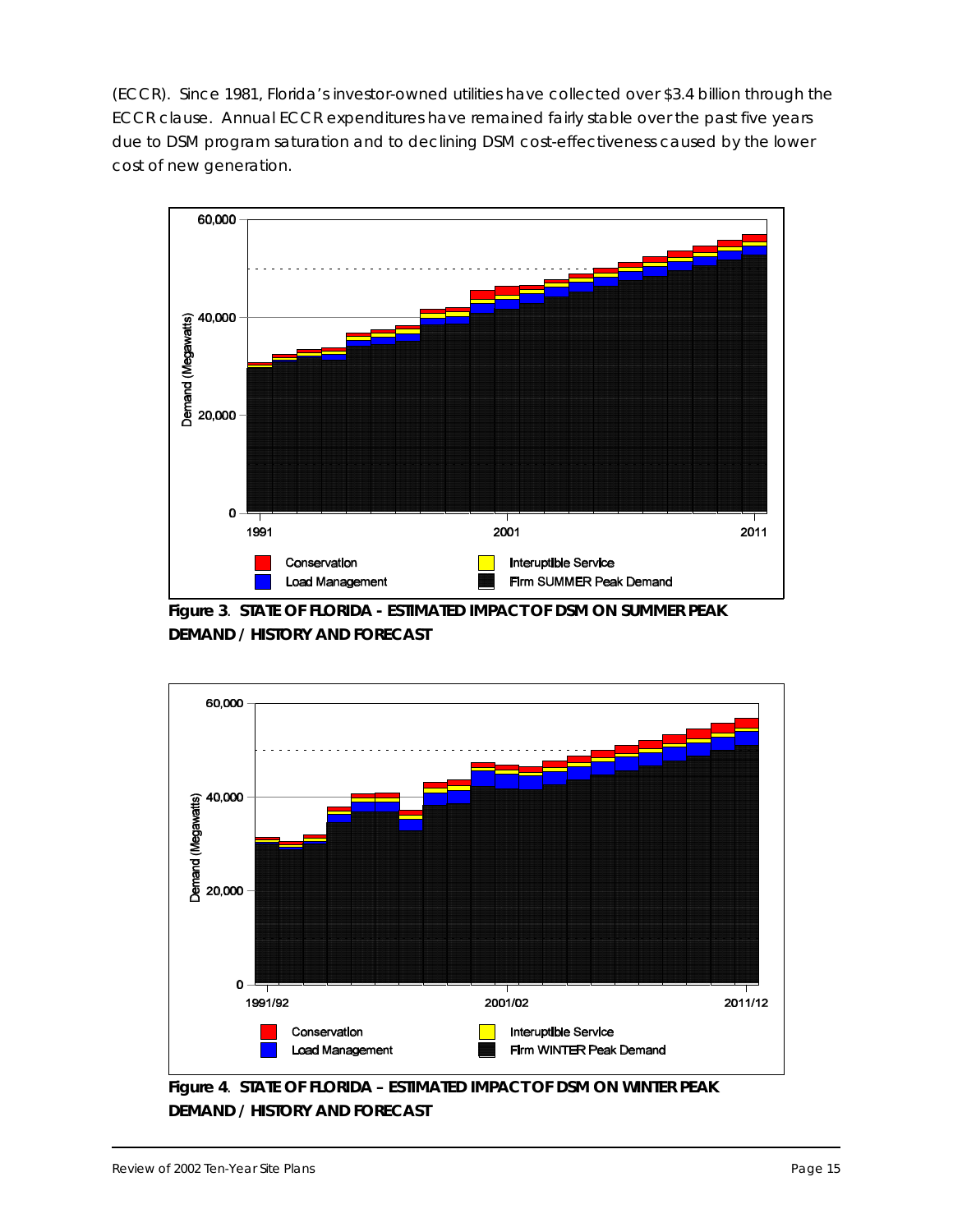(ECCR). Since 1981, Florida's investor-owned utilities have collected over $3.4 billion through the ECCR clause. Annual ECCR expenditures have remained fairly stable over the past five years due to DSM program saturation and to declining DSM cost-effectiveness caused by the lower cost of new generation.

**Figure 3**. **STATE OF FLORIDA - ESTIMATED IMPACT OF DSM ON SUMMER PEAK DEMAND / HISTORY AND FORECAST**

**Figure 4**. **STATE OF FLORIDA – ESTIMATED IMPACT OF DSM ON WINTER PEAK DEMAND / HISTORY AND FORECAST**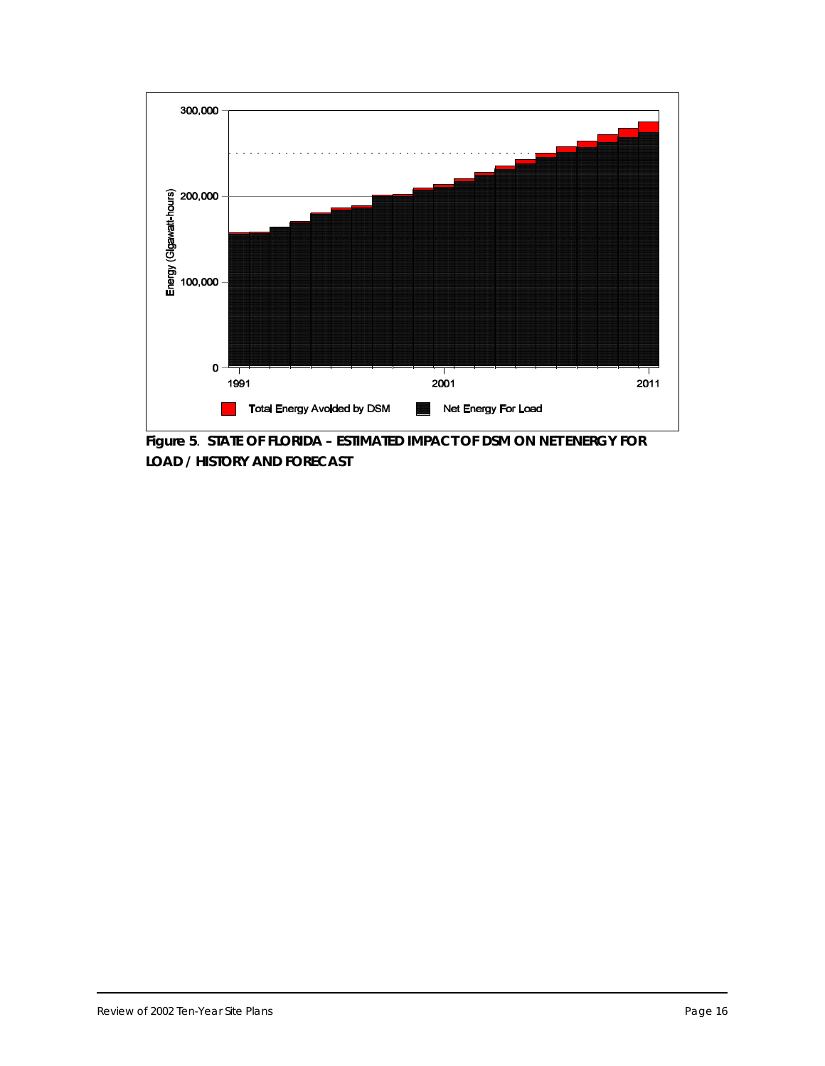**Figure 5. STATE OF FLORIDA – ESTIMATED IMPACT OF DSM ON NET ENERGY FOR LOAD / HISTORY AND FORECAST**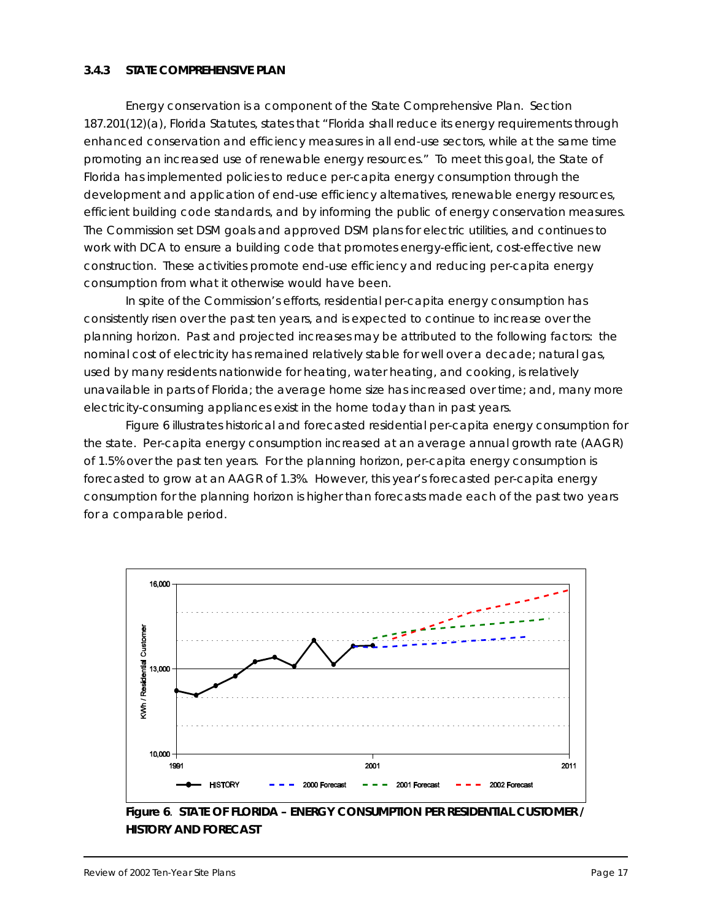### 3.4.3 STATE COMPREHENSIVE PLAN

Energy conservation is a component of the State Comprehensive Plan. Section 187.201(12)(a), Florida Statutes, states that "Florida shall reduce its energy requirements through enhanced conservation and efficiency measures in all end-use sectors, while at the same time promoting an increased use of renewable energy resources." To meet this goal, the State of Florida has implemented policies to reduce per-capita energy consumption through the development and application of end-use efficiency alternatives, renewable energy resources, efficient building code standards, and by informing the public of energy conservation measures. The Commission set DSM goals and approved DSM plans for electric utilities, and continues to work with DCA to ensure a building code that promotes energy-efficient, cost-effective new construction. These activities promote end-use efficiency and reducing per-capita energy consumption from what it otherwise would have been.

In spite of the Commission's efforts, residential per-capita energy consumption has consistently risen over the past ten years, and is expected to continue to increase over the planning horizon. Past and projected increases may be attributed to the following factors: the nominal cost of electricity has remained relatively stable for well over a decade; natural gas, used by many residents nationwide for heating, water heating, and cooking, is relatively unavailable in parts of Florida; the average home size has increased over time; and, many more electricity-consuming appliances exist in the home today than in past years.

Figure 6 illustrates historical and forecasted residential per-capita energy consumption for the state. Per-capita energy consumption increased at an average annual growth rate (AAGR) of 1.5% over the past ten years. For the planning horizon, per-capita energy consumption is forecasted to grow at an AAGR of 1.3%. However, this year's forecasted per-capita energy consumption for the planning horizon is higher than forecasts made each of the past two years for a comparable period.

**Figure 6. STATE OF FLORIDA – ENERGY CONSUMPTION PER RESIDENTIAL CUSTOMER / HISTORY AND FORECAST**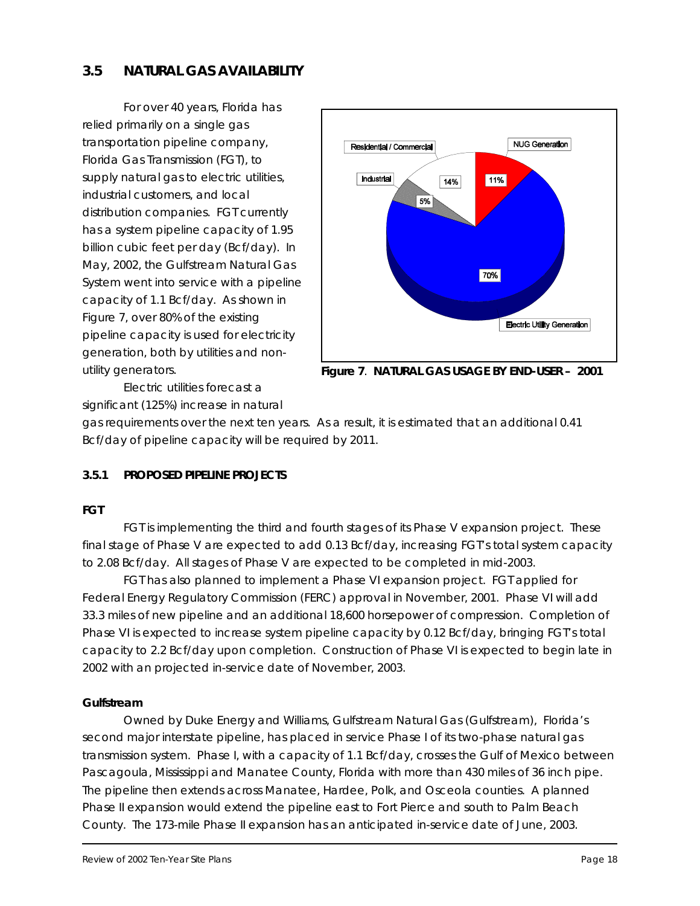## 3.5 NATURAL GAS AVAILABILITY

For over 40 years, Florida has relied primarily on a single gas transportation pipeline company, Florida Gas Transmission (FGT), to supply natural gas to electric utilities, industrial customers, and local distribution companies. FGT currently has a system pipeline capacity of 1.95 billion cubic feet per day (Bcf/day). In May, 2002, the Gulfstream Natural Gas System went into service with a pipeline capacity of 1.1 Bcf/day. As shown in Figure 7, over 80% of the existing pipeline capacity is used for electricity generation, both by utilities and non-utility generators.

**Figure 7**. **NATURAL GAS USAGE BY END-USER – 2001**

Electric utilities forecast a significant (125%) increase in natural gas requirements over the next ten years. As a result, it is estimated that an additional 0.41 Bcf/day of pipeline capacity will be required by 2011.

### 3.5.1 PROPOSED PIPELINE PROJECTS

**FGT**

FGT is implementing the third and fourth stages of its Phase V expansion project. These final stage of Phase V are expected to add 0.13 Bcf/day, increasing FGT's total system capacity to 2.08 Bcf/day. All stages of Phase V are expected to be completed in mid-2003.

FGT has also planned to implement a Phase VI expansion project. FGT applied for Federal Energy Regulatory Commission (FERC) approval in November, 2001. Phase VI will add 33.3 miles of new pipeline and an additional 18,600 horsepower of compression. Completion of Phase VI is expected to increase system pipeline capacity by 0.12 Bcf/day, bringing FGT's total capacity to 2.2 Bcf/day upon completion. Construction of Phase VI is expected to begin late in 2002 with an projected in-service date of November, 2003.

**Gulfstream**

Owned by Duke Energy and Williams, Gulfstream Natural Gas (Gulfstream), Florida's second major interstate pipeline, has placed in service Phase I of its two-phase natural gas transmission system. Phase I, with a capacity of 1.1 Bcf/day, crosses the Gulf of Mexico between Pascagoula, Mississippi and Manatee County, Florida with more than 430 miles of 36 inch pipe. The pipeline then extends across Manatee, Hardee, Polk, and Osceola counties. A planned Phase II expansion would extend the pipeline east to Fort Pierce and south to Palm Beach County. The 173-mile Phase II expansion has an anticipated in-service date of June, 2003.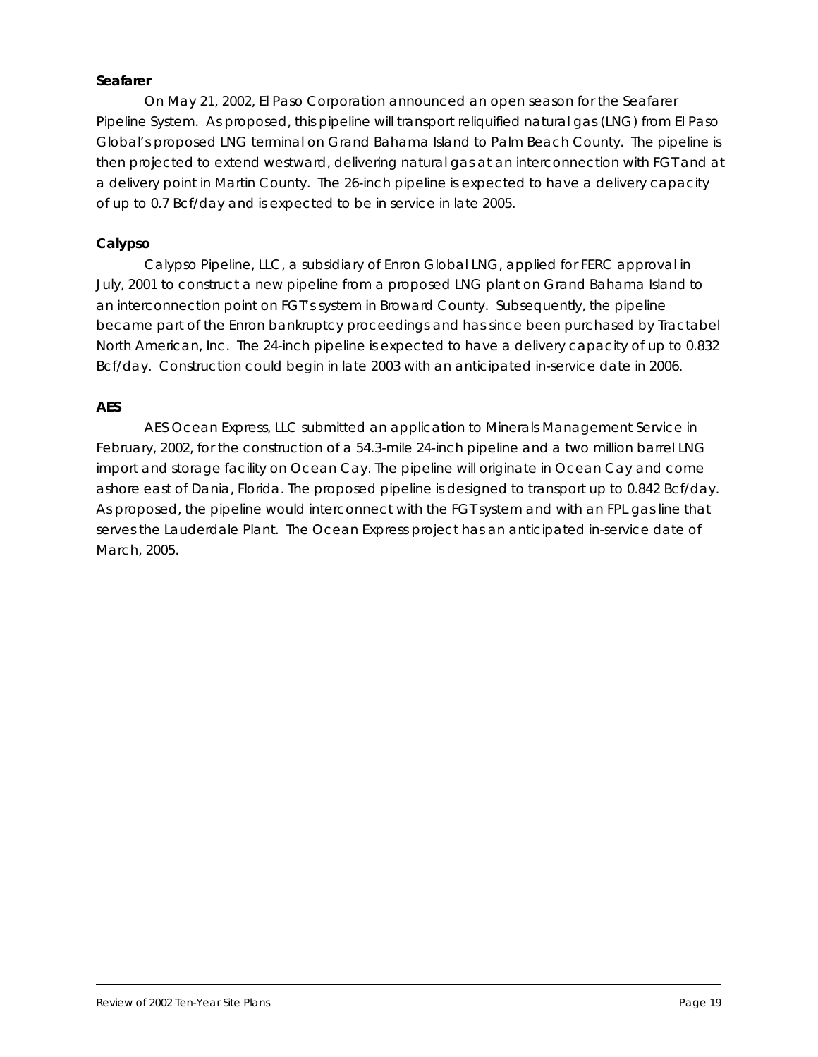**Seafarer**

On May 21, 2002, El Paso Corporation announced an open season for the Seafarer Pipeline System. As proposed, this pipeline will transport reliquified natural gas (LNG) from El Paso Global's proposed LNG terminal on Grand Bahama Island to Palm Beach County. The pipeline is then projected to extend westward, delivering natural gas at an interconnection with FGT and at a delivery point in Martin County. The 26-inch pipeline is expected to have a delivery capacity of up to 0.7 Bcf/day and is expected to be in service in late 2005.

**Calypso**

Calypso Pipeline, LLC, a subsidiary of Enron Global LNG, applied for FERC approval in July, 2001 to construct a new pipeline from a proposed LNG plant on Grand Bahama Island to an interconnection point on FGT's system in Broward County. Subsequently, the pipeline became part of the Enron bankruptcy proceedings and has since been purchased by Tractabel North American, Inc. The 24-inch pipeline is expected to have a delivery capacity of up to 0.832 Bcf/day. Construction could begin in late 2003 with an anticipated in-service date in 2006.

**AES**

AES Ocean Express, LLC submitted an application to Minerals Management Service in February, 2002, for the construction of a 54.3-mile 24-inch pipeline and a two million barrel LNG import and storage facility on Ocean Cay. The pipeline will originate in Ocean Cay and come ashore east of Dania, Florida. The proposed pipeline is designed to transport up to 0.842 Bcf/day. As proposed, the pipeline would interconnect with the FGT system and with an FPL gas line that serves the Lauderdale Plant. The Ocean Express project has an anticipated in-service date of March, 2005.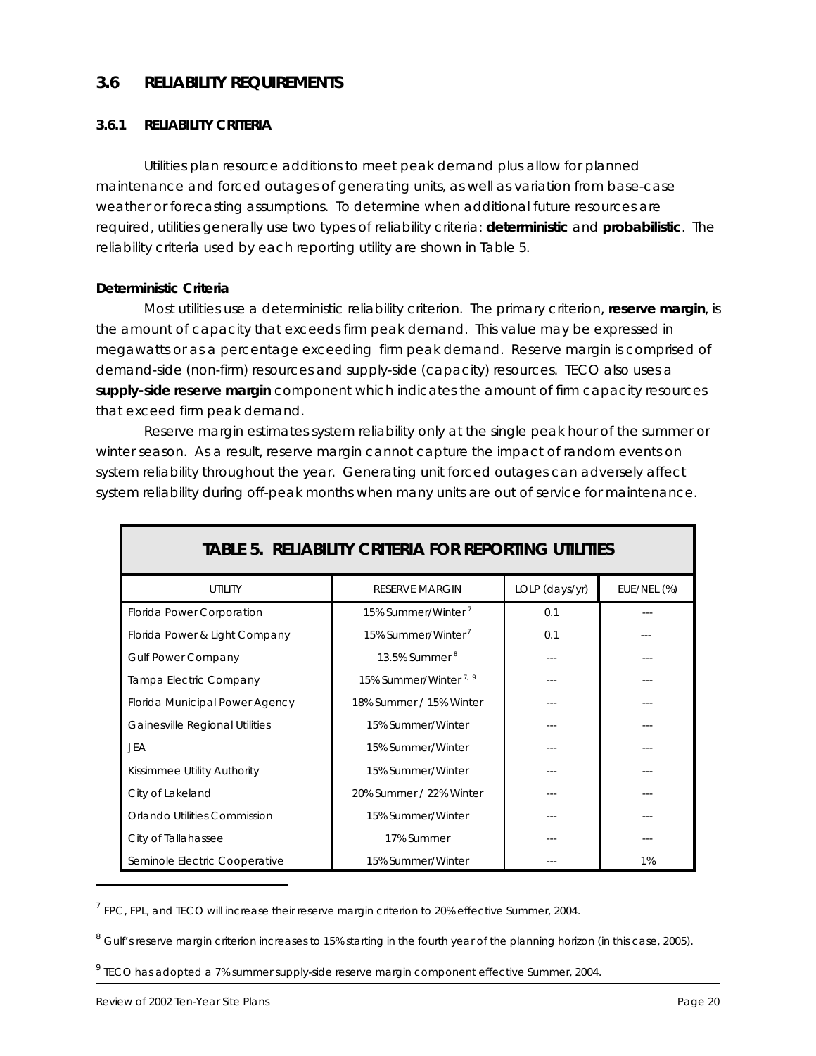## 3.6 RELIABILITY REQUIREMENTS

### 3.6.1 RELIABILITY CRITERIA

Utilities plan resource additions to meet peak demand plus allow for planned maintenance and forced outages of generating units, as well as variation from base-case weather or forecasting assumptions. To determine when additional future resources are required, utilities generally use two types of reliability criteria: **deterministic** and **probabilistic**. The reliability criteria used by each reporting utility are shown in Table 5.

**Deterministic Criteria**

Most utilities use a deterministic reliability criterion. The primary criterion, **reserve margin**, is the amount of capacity that exceeds firm peak demand. This value may be expressed in megawatts or as a percentage exceeding firm peak demand. Reserve margin is comprised of demand-side (non-firm) resources and supply-side (capacity) resources. TECO also uses a **supply-side reserve margin** component which indicates the amount of firm capacity resources that exceed firm peak demand.

Reserve margin estimates system reliability only at the single peak hour of the summer or winter season. As a result, reserve margin cannot capture the impact of random events on system reliability throughout the year. Generating unit forced outages can adversely affect system reliability during off-peak months when many units are out of service for maintenance.

**TABLE 5. RELIABILITY CRITERIA FOR REPORTING UTILITIES**

| UTILITY | RESERVE MARGIN | LOLP (days/yr) | EUE/NEL (%) |
|---|---|---|---|
| Florida Power Corporation | 15% Summer/Winter [7] | 0.1 | --- |
| Florida Power & Light Company | 15% Summer/Winter [7] | 0.1 | --- |
| Gulf Power Company | 13.5% Summer [8] | --- | --- |
| Tampa Electric Company | 15% Summer/Winter [7, 9] | --- | --- |
| Florida Municipal Power Agency | 18% Summer / 15% Winter | --- | --- |
| Gainesville Regional Utilities | 15% Summer/Winter | --- | --- |
| JEA | 15% Summer/Winter | --- | --- |
| Kissimmee Utility Authority | 15% Summer/Winter | --- | --- |
| City of Lakeland | 20% Summer / 22% Winter | --- | --- |
| Orlando Utilities Commission | 15% Summer/Winter | --- | --- |
| City of Tallahassee | 17% Summer | --- | --- |
| Seminole Electric Cooperative | 15% Summer/Winter | --- | 1% |

[7] FPC, FPL, and TECO will increase their reserve margin criterion to 20% effective Summer, 2004.

[8] Gulf's reserve margin criterion increases to 15% starting in the fourth year of the planning horizon (in this case, 2005).

[9] TECO has adopted a 7% summer supply-side reserve margin component effective Summer, 2004.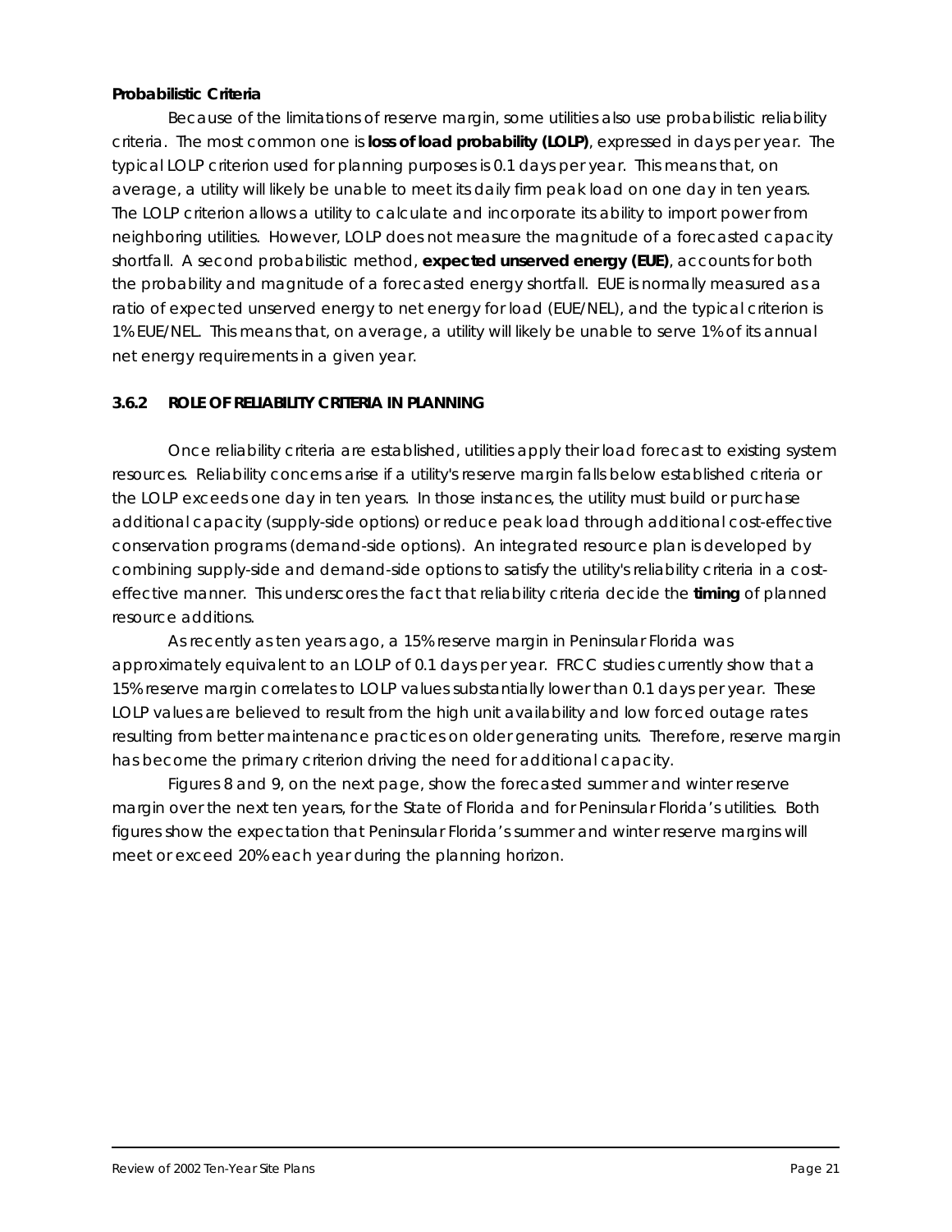**Probabilistic Criteria**

Because of the limitations of reserve margin, some utilities also use probabilistic reliability criteria. The most common one is **loss of load probability (LOLP)**, expressed in days per year. The typical LOLP criterion used for planning purposes is 0.1 days per year. This means that, on average, a utility will likely be unable to meet its daily firm peak load on one day in ten years. The LOLP criterion allows a utility to calculate and incorporate its ability to import power from neighboring utilities. However, LOLP does not measure the magnitude of a forecasted capacity shortfall. A second probabilistic method, **expected unserved energy (EUE)**, accounts for both the probability and magnitude of a forecasted energy shortfall. EUE is normally measured as a ratio of expected unserved energy to net energy for load (EUE/NEL), and the typical criterion is 1% EUE/NEL. This means that, on average, a utility will likely be unable to serve 1% of its annual net energy requirements in a given year.

### 3.6.2 ROLE OF RELIABILITY CRITERIA IN PLANNING

Once reliability criteria are established, utilities apply their load forecast to existing system resources. Reliability concerns arise if a utility's reserve margin falls below established criteria or the LOLP exceeds one day in ten years. In those instances, the utility must build or purchase additional capacity (supply-side options) or reduce peak load through additional cost-effective conservation programs (demand-side options). An integrated resource plan is developed by combining supply-side and demand-side options to satisfy the utility's reliability criteria in a cost-effective manner. This underscores the fact that reliability criteria decide the **timing** of planned resource additions.

As recently as ten years ago, a 15% reserve margin in Peninsular Florida was approximately equivalent to an LOLP of 0.1 days per year. FRCC studies currently show that a 15% reserve margin correlates to LOLP values substantially lower than 0.1 days per year. These LOLP values are believed to result from the high unit availability and low forced outage rates resulting from better maintenance practices on older generating units. Therefore, reserve margin has become the primary criterion driving the need for additional capacity.

Figures 8 and 9, on the next page, show the forecasted summer and winter reserve margin over the next ten years, for the State of Florida and for Peninsular Florida's utilities. Both figures show the expectation that Peninsular Florida's summer and winter reserve margins will meet or exceed 20% each year during the planning horizon.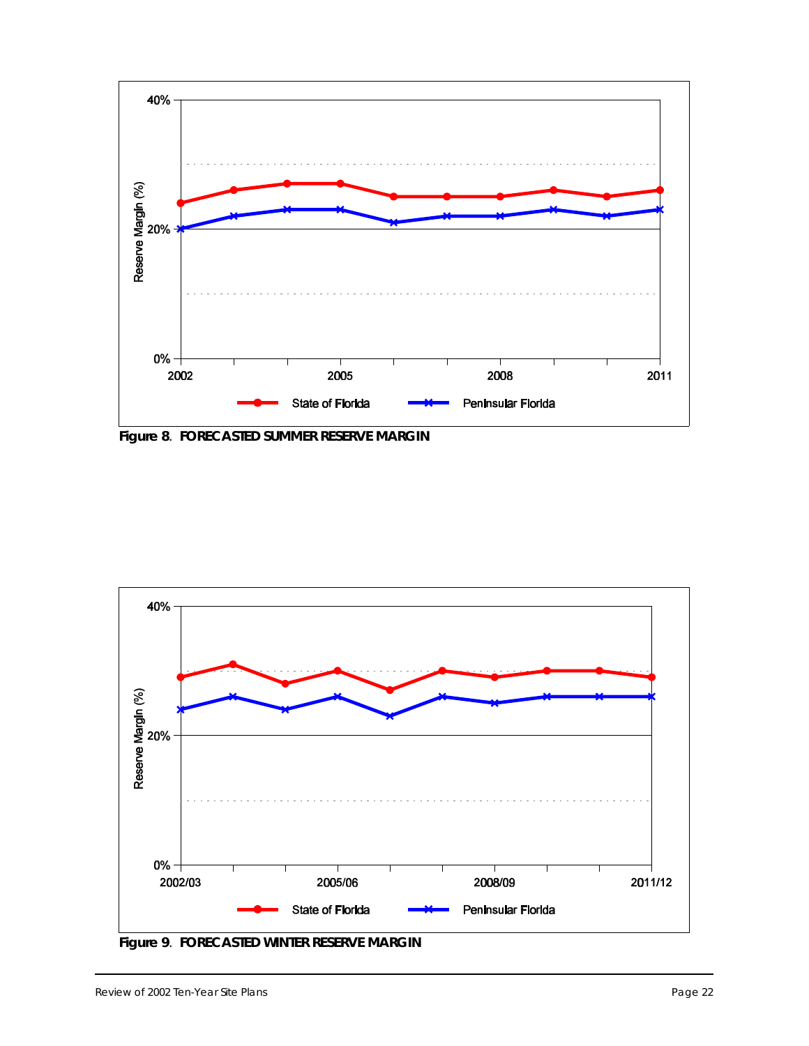Figure 8. FORECASTED SUMMER RESERVE MARGIN

Figure 9. FORECASTED WINTER RESERVE MARGIN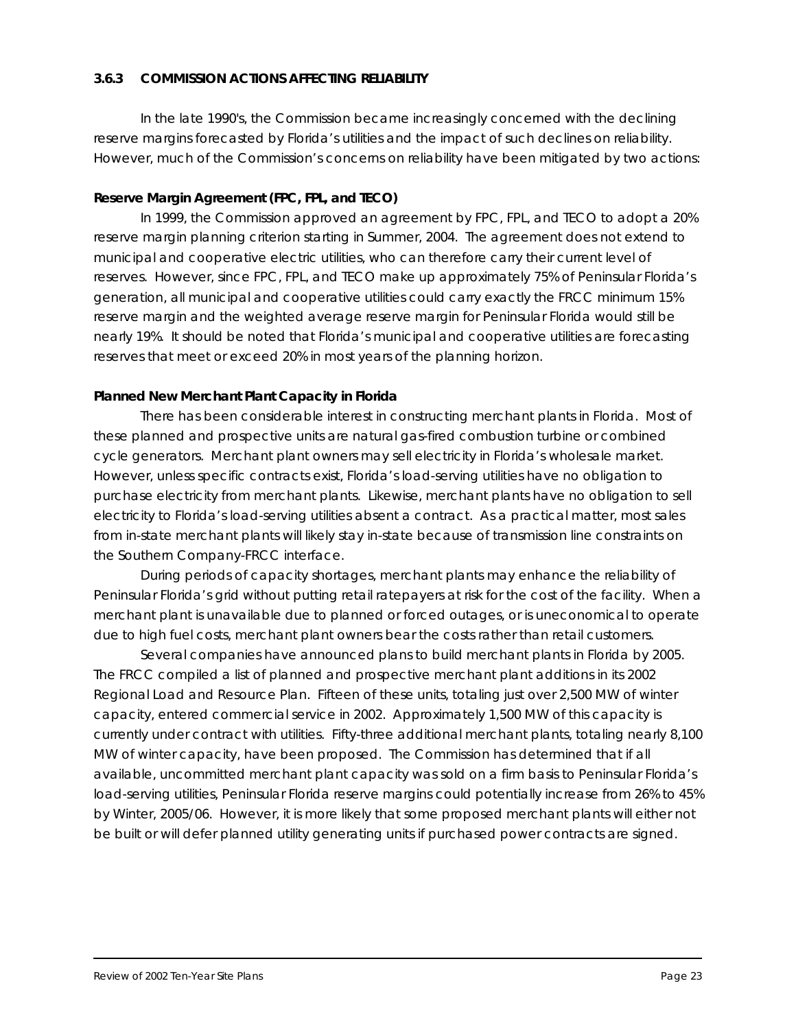### 3.6.3 COMMISSION ACTIONS AFFECTING RELIABILITY

In the late 1990's, the Commission became increasingly concerned with the declining reserve margins forecasted by Florida's utilities and the impact of such declines on reliability. However, much of the Commission's concerns on reliability have been mitigated by two actions:

**Reserve Margin Agreement (FPC, FPL, and TECO)**

In 1999, the Commission approved an agreement by FPC, FPL, and TECO to adopt a 20% reserve margin planning criterion starting in Summer, 2004. The agreement does not extend to municipal and cooperative electric utilities, who can therefore carry their current level of reserves. However, since FPC, FPL, and TECO make up approximately 75% of Peninsular Florida's generation, all municipal and cooperative utilities could carry exactly the FRCC minimum 15% reserve margin and the weighted average reserve margin for Peninsular Florida would still be nearly 19%. It should be noted that Florida's municipal and cooperative utilities are forecasting reserves that meet or exceed 20% in most years of the planning horizon.

**Planned New Merchant Plant Capacity in Florida**

There has been considerable interest in constructing merchant plants in Florida. Most of these planned and prospective units are natural gas-fired combustion turbine or combined cycle generators. Merchant plant owners may sell electricity in Florida's wholesale market. However, unless specific contracts exist, Florida's load-serving utilities have no obligation to purchase electricity from merchant plants. Likewise, merchant plants have no obligation to sell electricity to Florida's load-serving utilities absent a contract. As a practical matter, most sales from in-state merchant plants will likely stay in-state because of transmission line constraints on the Southern Company-FRCC interface.

During periods of capacity shortages, merchant plants may enhance the reliability of Peninsular Florida's grid without putting retail ratepayers at risk for the cost of the facility. When a merchant plant is unavailable due to planned or forced outages, or is uneconomical to operate due to high fuel costs, merchant plant owners bear the costs rather than retail customers.

Several companies have announced plans to build merchant plants in Florida by 2005. The FRCC compiled a list of planned and prospective merchant plant additions in its 2002 Regional Load and Resource Plan. Fifteen of these units, totaling just over 2,500 MW of winter capacity, entered commercial service in 2002. Approximately 1,500 MW of this capacity is currently under contract with utilities. Fifty-three additional merchant plants, totaling nearly 8,100 MW of winter capacity, have been proposed. The Commission has determined that if all available, uncommitted merchant plant capacity was sold on a firm basis to Peninsular Florida's load-serving utilities, Peninsular Florida reserve margins could potentially increase from 26% to 45% by Winter, 2005/06. However, it is more likely that some proposed merchant plants will either not be built or will defer planned utility generating units if purchased power contracts are signed.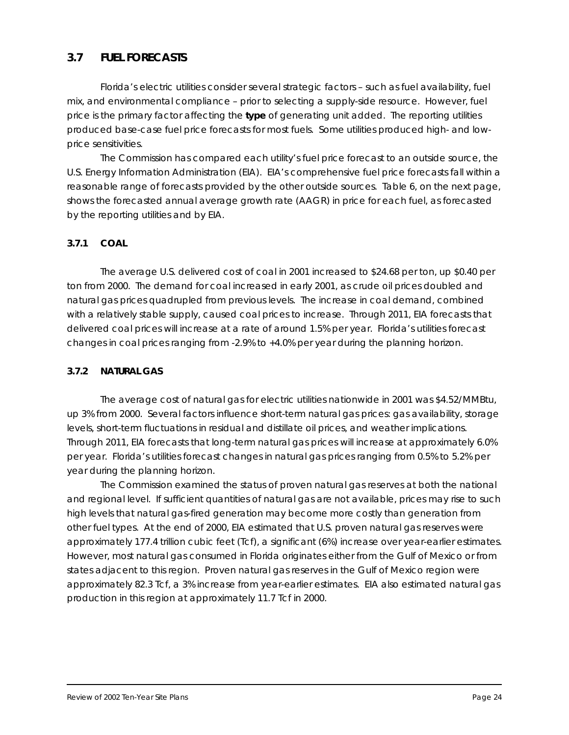## 3.7 FUEL FORECASTS

Florida's electric utilities consider several strategic factors – such as fuel availability, fuel mix, and environmental compliance – prior to selecting a supply-side resource. However, fuel price is the primary factor affecting the **type** of generating unit added. The reporting utilities produced base-case fuel price forecasts for most fuels. Some utilities produced high- and low-price sensitivities.

The Commission has compared each utility's fuel price forecast to an outside source, the U.S. Energy Information Administration (EIA). EIA's comprehensive fuel price forecasts fall within a reasonable range of forecasts provided by the other outside sources. Table 6, on the next page, shows the forecasted annual average growth rate (AAGR) in price for each fuel, as forecasted by the reporting utilities and by EIA.

### 3.7.1 COAL

The average U.S. delivered cost of coal in 2001 increased to $24.68 per ton, up $0.40 per ton from 2000. The demand for coal increased in early 2001, as crude oil prices doubled and natural gas prices quadrupled from previous levels. The increase in coal demand, combined with a relatively stable supply, caused coal prices to increase. Through 2011, EIA forecasts that delivered coal prices will increase at a rate of around 1.5% per year. Florida's utilities forecast changes in coal prices ranging from -2.9% to +4.0% per year during the planning horizon.

### 3.7.2 NATURAL GAS

The average cost of natural gas for electric utilities nationwide in 2001 was $4.52/MMBtu, up 3% from 2000. Several factors influence short-term natural gas prices: gas availability, storage levels, short-term fluctuations in residual and distillate oil prices, and weather implications. Through 2011, EIA forecasts that long-term natural gas prices will increase at approximately 6.0% per year. Florida's utilities forecast changes in natural gas prices ranging from 0.5% to 5.2% per year during the planning horizon.

The Commission examined the status of proven natural gas reserves at both the national and regional level. If sufficient quantities of natural gas are not available, prices may rise to such high levels that natural gas-fired generation may become more costly than generation from other fuel types. At the end of 2000, EIA estimated that U.S. proven natural gas reserves were approximately 177.4 trillion cubic feet (Tcf), a significant (6%) increase over year-earlier estimates. However, most natural gas consumed in Florida originates either from the Gulf of Mexico or from states adjacent to this region. Proven natural gas reserves in the Gulf of Mexico region were approximately 82.3 Tcf, a 3% increase from year-earlier estimates. EIA also estimated natural gas production in this region at approximately 11.7 Tcf in 2000.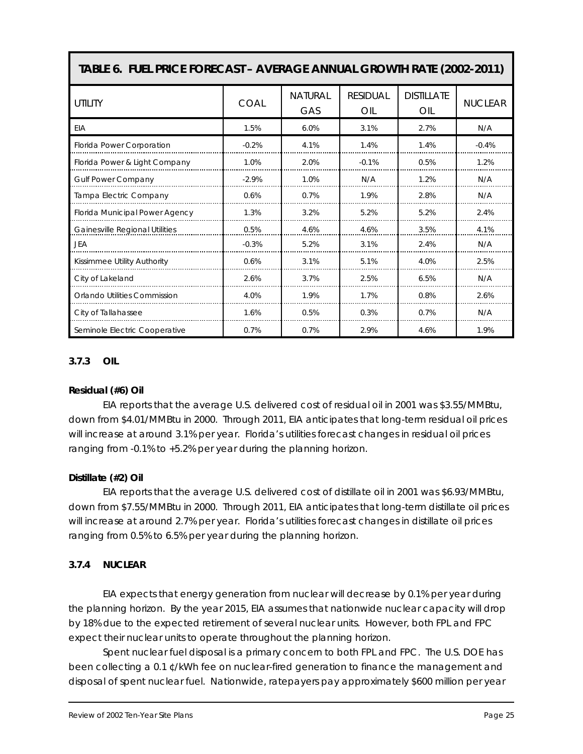| TABLE 6. FUEL PRICE FORECAST – AVERAGE ANNUAL GROWTH RATE (2002-2011) | | | | | |
|---|---|---|---|---|---|
| UTILITY | COAL | NATURAL GAS | RESIDUAL OIL | DISTILLATE OIL | NUCLEAR |
| EIA | 1.5% | 6.0% | 3.1% | 2.7% | N/A |
| Florida Power Corporation | -0.2% | 4.1% | 1.4% | 1.4% | -0.4% |
| Florida Power & Light Company | 1.0% | 2.0% | -0.1% | 0.5% | 1.2% |
| Gulf Power Company | -2.9% | 1.0% | N/A | 1.2% | N/A |
| Tampa Electric Company | 0.6% | 0.7% | 1.9% | 2.8% | N/A |
| Florida Municipal Power Agency | 1.3% | 3.2% | 5.2% | 5.2% | 2.4% |
| Gainesville Regional Utilities | 0.5% | 4.6% | 4.6% | 3.5% | 4.1% |
| JEA | -0.3% | 5.2% | 3.1% | 2.4% | N/A |
| Kissimmee Utility Authority | 0.6% | 3.1% | 5.1% | 4.0% | 2.5% |
| City of Lakeland | 2.6% | 3.7% | 2.5% | 6.5% | N/A |
| Orlando Utilities Commission | 4.0% | 1.9% | 1.7% | 0.8% | 2.6% |
| City of Tallahassee | 1.6% | 0.5% | 0.3% | 0.7% | N/A |
| Seminole Electric Cooperative | 0.7% | 0.7% | 2.9% | 4.6% | 1.9% |

### 3.7.3 OIL

**Residual (#6) Oil**

EIA reports that the average U.S. delivered cost of residual oil in 2001 was $3.55/MMBtu, down from $4.01/MMBtu in 2000. Through 2011, EIA anticipates that long-term residual oil prices will increase at around 3.1% per year. Florida's utilities forecast changes in residual oil prices ranging from -0.1% to +5.2% per year during the planning horizon.

**Distillate (#2) Oil**

EIA reports that the average U.S. delivered cost of distillate oil in 2001 was $6.93/MMBtu, down from $7.55/MMBtu in 2000. Through 2011, EIA anticipates that long-term distillate oil prices will increase at around 2.7% per year. Florida's utilities forecast changes in distillate oil prices ranging from 0.5% to 6.5% per year during the planning horizon.

### 3.7.4 NUCLEAR

EIA expects that energy generation from nuclear will decrease by 0.1% per year during the planning horizon. By the year 2015, EIA assumes that nationwide nuclear capacity will drop by 18% due to the expected retirement of several nuclear units. However, both FPL and FPC expect their nuclear units to operate throughout the planning horizon.

Spent nuclear fuel disposal is a primary concern to both FPL and FPC. The U.S. DOE has been collecting a 0.1 ¢/kWh fee on nuclear-fired generation to finance the management and disposal of spent nuclear fuel. Nationwide, ratepayers pay approximately $600 million per year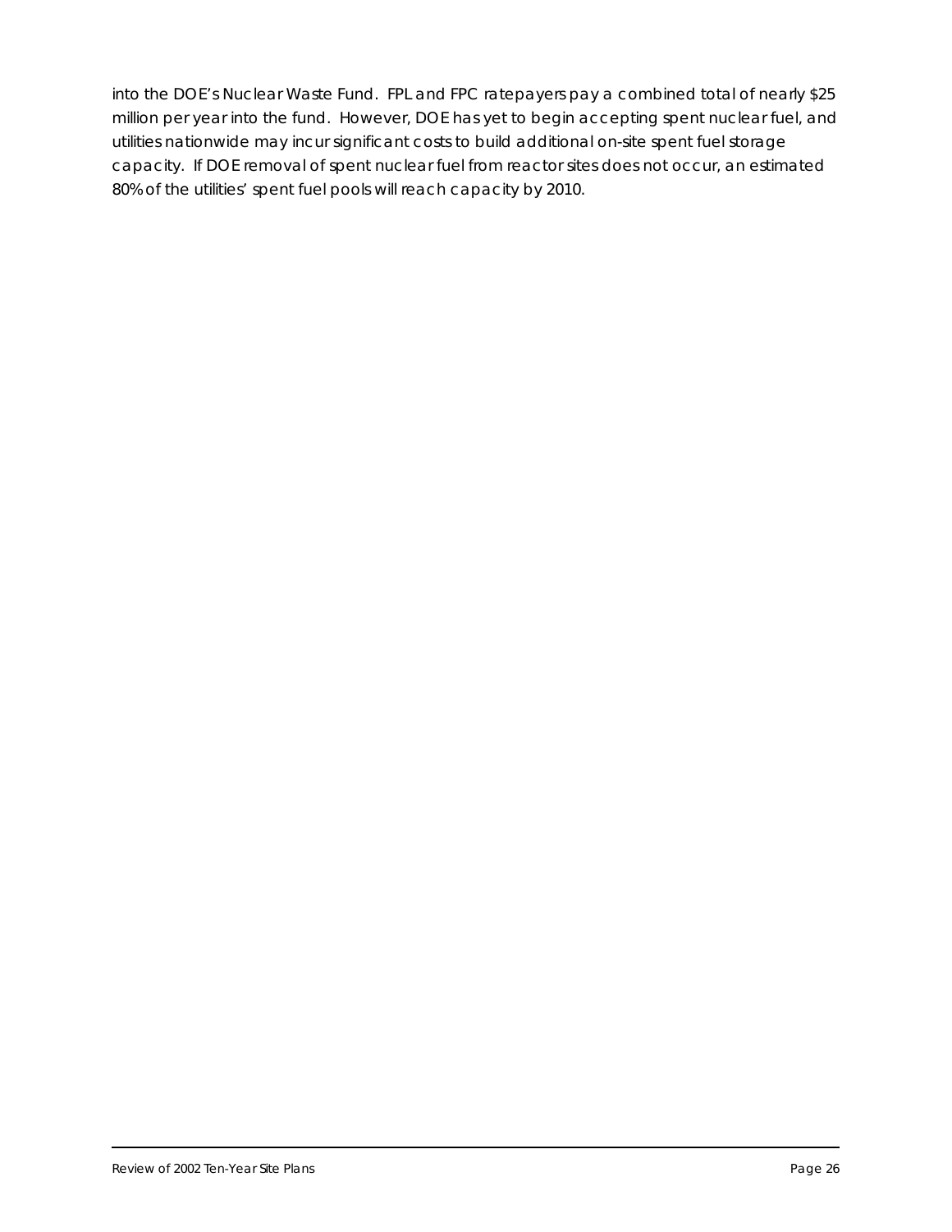into the DOE's Nuclear Waste Fund. FPL and FPC ratepayers pay a combined total of nearly $25 million per year into the fund. However, DOE has yet to begin accepting spent nuclear fuel, and utilities nationwide may incur significant costs to build additional on-site spent fuel storage capacity. If DOE removal of spent nuclear fuel from reactor sites does not occur, an estimated 80% of the utilities' spent fuel pools will reach capacity by 2010.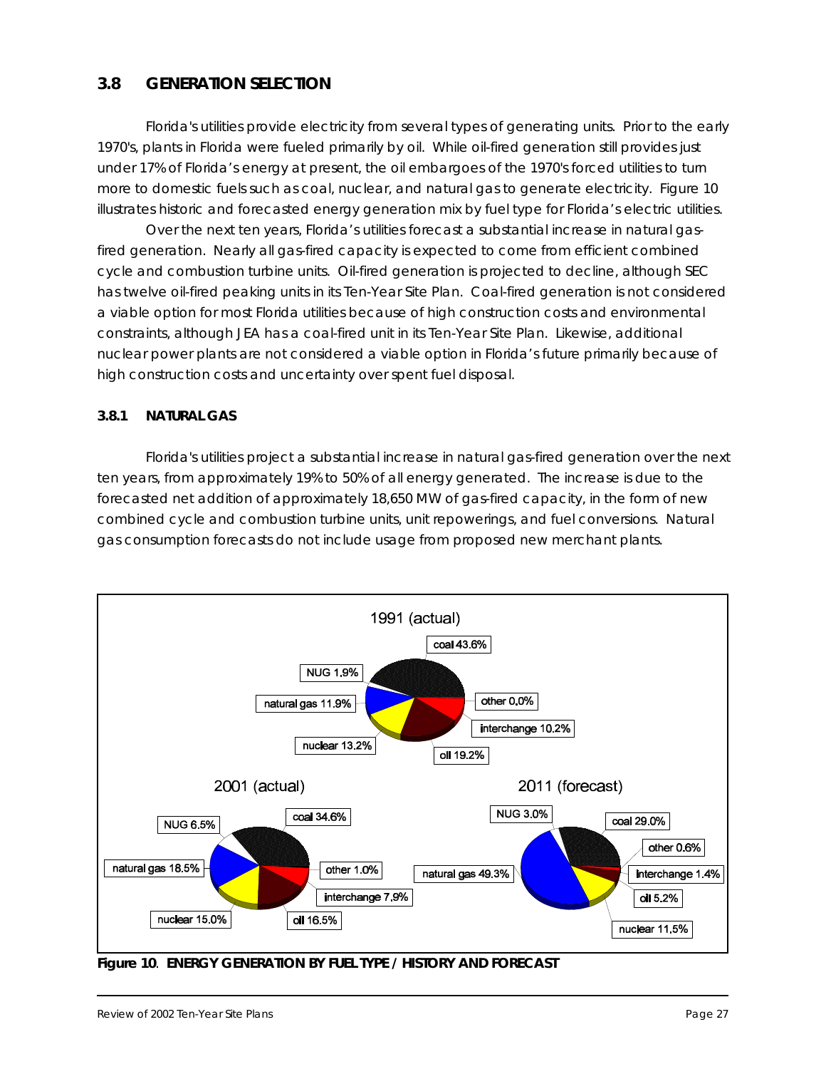## 3.8 GENERATION SELECTION

Florida's utilities provide electricity from several types of generating units. Prior to the early 1970's, plants in Florida were fueled primarily by oil. While oil-fired generation still provides just under 17% of Florida's energy at present, the oil embargoes of the 1970's forced utilities to turn more to domestic fuels such as coal, nuclear, and natural gas to generate electricity. Figure 10 illustrates historic and forecasted energy generation mix by fuel type for Florida's electric utilities.

Over the next ten years, Florida's utilities forecast a substantial increase in natural gas-fired generation. Nearly all gas-fired capacity is expected to come from efficient combined cycle and combustion turbine units. Oil-fired generation is projected to decline, although SEC has twelve oil-fired peaking units in its Ten-Year Site Plan. Coal-fired generation is not considered a viable option for most Florida utilities because of high construction costs and environmental constraints, although JEA has a coal-fired unit in its Ten-Year Site Plan. Likewise, additional nuclear power plants are not considered a viable option in Florida's future primarily because of high construction costs and uncertainty over spent fuel disposal.

### 3.8.1 NATURAL GAS

Florida's utilities project a substantial increase in natural gas-fired generation over the next ten years, from approximately 19% to 50% of all energy generated. The increase is due to the forecasted net addition of approximately 18,650 MW of gas-fired capacity, in the form of new combined cycle and combustion turbine units, unit repowerings, and fuel conversions. Natural gas consumption forecasts do not include usage from proposed new merchant plants.

| Fuel type | 1991 (actual) | 2001 (actual) | 2011 (forecast) |
|---|---|---|---|
| coal | 43.6% | 34.6% | 29.0% |
| other | 0.0% | 1.0% | 0.6% |
| interchange | 10.2% | 7.9% | 1.4% |
| oil | 19.2% | 16.5% | 5.2% |
| nuclear | 13.2% | 15.0% | 11.5% |
| natural gas | 11.9% | 18.5% | 49.3% |
| NUG | 1.9% | 6.5% | 3.0% |

**Figure 10**. **ENERGY GENERATION BY FUEL TYPE / HISTORY AND FORECAST**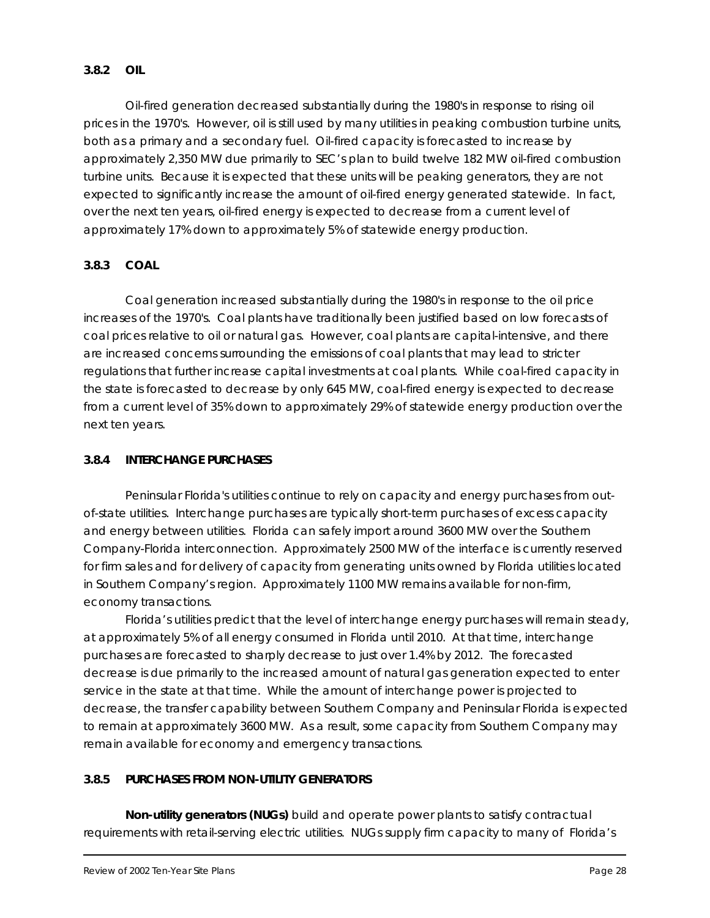### 3.8.2 OIL

Oil-fired generation decreased substantially during the 1980's in response to rising oil prices in the 1970's. However, oil is still used by many utilities in peaking combustion turbine units, both as a primary and a secondary fuel. Oil-fired capacity is forecasted to increase by approximately 2,350 MW due primarily to SEC's plan to build twelve 182 MW oil-fired combustion turbine units. Because it is expected that these units will be peaking generators, they are not expected to significantly increase the amount of oil-fired energy generated statewide. In fact, over the next ten years, oil-fired energy is expected to decrease from a current level of approximately 17% down to approximately 5% of statewide energy production.

### 3.8.3 COAL

Coal generation increased substantially during the 1980's in response to the oil price increases of the 1970's. Coal plants have traditionally been justified based on low forecasts of coal prices relative to oil or natural gas. However, coal plants are capital-intensive, and there are increased concerns surrounding the emissions of coal plants that may lead to stricter regulations that further increase capital investments at coal plants. While coal-fired capacity in the state is forecasted to decrease by only 645 MW, coal-fired energy is expected to decrease from a current level of 35% down to approximately 29% of statewide energy production over the next ten years.

### 3.8.4 INTERCHANGE PURCHASES

Peninsular Florida's utilities continue to rely on capacity and energy purchases from out-of-state utilities. Interchange purchases are typically short-term purchases of excess capacity and energy between utilities. Florida can safely import around 3600 MW over the Southern Company-Florida interconnection. Approximately 2500 MW of the interface is currently reserved for firm sales and for delivery of capacity from generating units owned by Florida utilities located in Southern Company's region. Approximately 1100 MW remains available for non-firm, economy transactions.

Florida's utilities predict that the level of interchange energy purchases will remain steady, at approximately 5% of all energy consumed in Florida until 2010. At that time, interchange purchases are forecasted to sharply decrease to just over 1.4% by 2012. The forecasted decrease is due primarily to the increased amount of natural gas generation expected to enter service in the state at that time. While the amount of interchange power is projected to decrease, the transfer capability between Southern Company and Peninsular Florida is expected to remain at approximately 3600 MW. As a result, some capacity from Southern Company may remain available for economy and emergency transactions.

### 3.8.5 PURCHASES FROM NON-UTILITY GENERATORS

**Non-utility generators (NUGs)** build and operate power plants to satisfy contractual requirements with retail-serving electric utilities. NUGs supply firm capacity to many of Florida's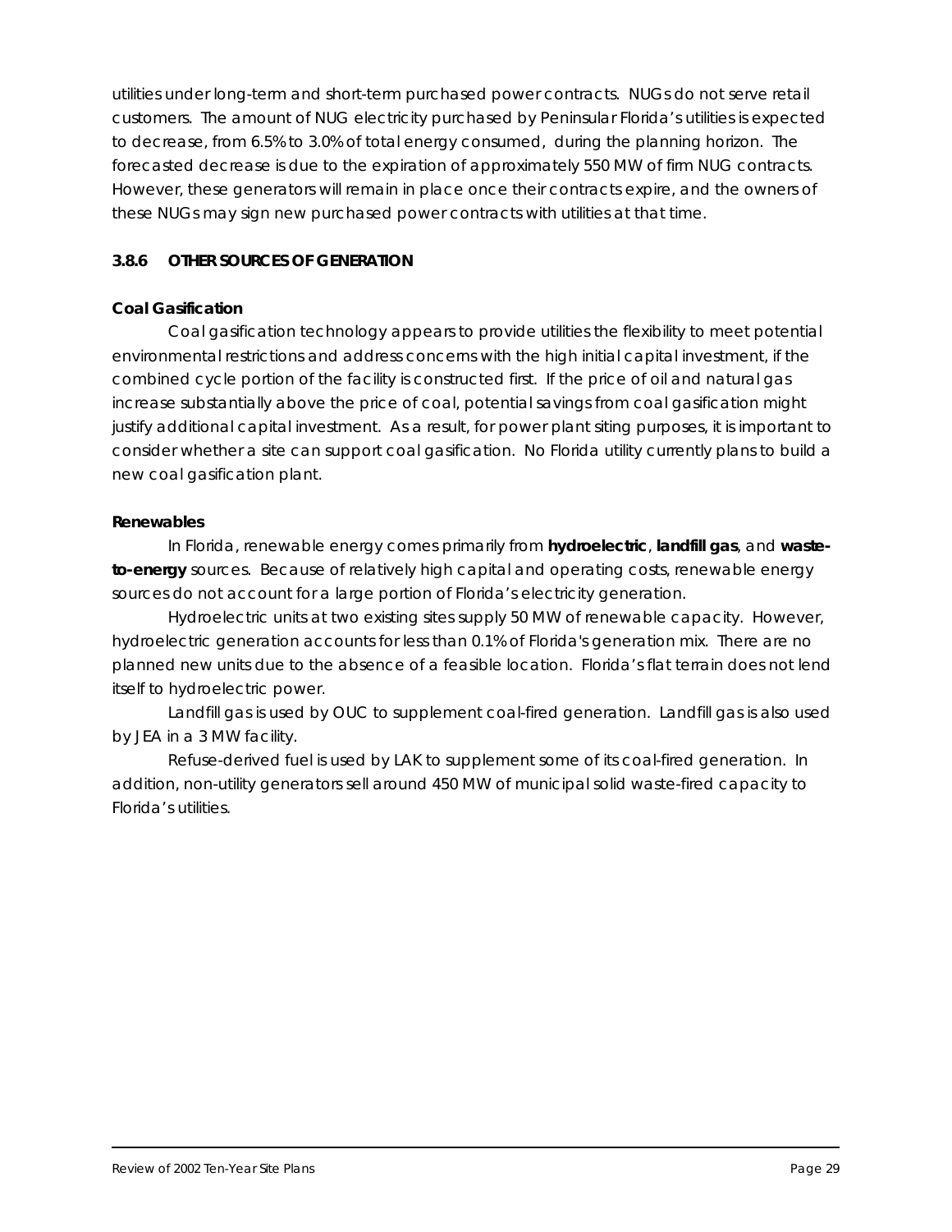utilities under long-term and short-term purchased power contracts. NUGs do not serve retail customers. The amount of NUG electricity purchased by Peninsular Florida's utilities is expected to decrease, from 6.5% to 3.0% of total energy consumed, during the planning horizon. The forecasted decrease is due to the expiration of approximately 550 MW of firm NUG contracts. However, these generators will remain in place once their contracts expire, and the owners of these NUGs may sign new purchased power contracts with utilities at that time.

### 3.8.6 OTHER SOURCES OF GENERATION

**Coal Gasification**

Coal gasification technology appears to provide utilities the flexibility to meet potential environmental restrictions and address concerns with the high initial capital investment, if the combined cycle portion of the facility is constructed first. If the price of oil and natural gas increase substantially above the price of coal, potential savings from coal gasification might justify additional capital investment. As a result, for power plant siting purposes, it is important to consider whether a site can support coal gasification. No Florida utility currently plans to build a new coal gasification plant.

**Renewables**

In Florida, renewable energy comes primarily from **hydroelectric**, **landfill gas**, and **waste-to-energy** sources. Because of relatively high capital and operating costs, renewable energy sources do not account for a large portion of Florida's electricity generation.

Hydroelectric units at two existing sites supply 50 MW of renewable capacity. However, hydroelectric generation accounts for less than 0.1% of Florida's generation mix. There are no planned new units due to the absence of a feasible location. Florida's flat terrain does not lend itself to hydroelectric power.

Landfill gas is used by OUC to supplement coal-fired generation. Landfill gas is also used by JEA in a 3 MW facility.

Refuse-derived fuel is used by LAK to supplement some of its coal-fired generation. In addition, non-utility generators sell around 450 MW of municipal solid waste-fired capacity to Florida's utilities.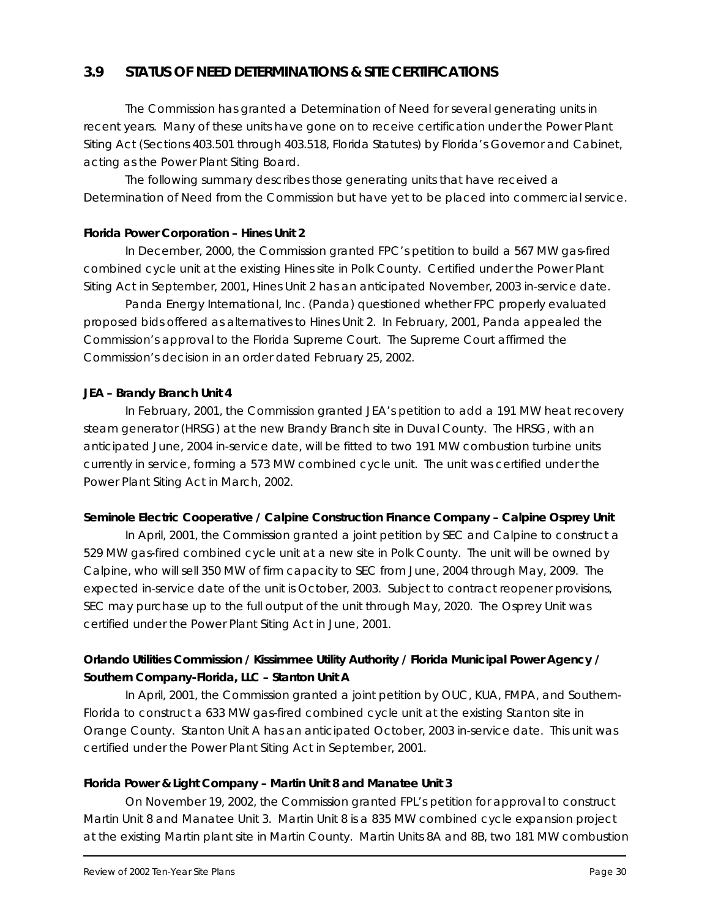## 3.9 STATUS OF NEED DETERMINATIONS & SITE CERTIFICATIONS

The Commission has granted a Determination of Need for several generating units in recent years. Many of these units have gone on to receive certification under the Power Plant Siting Act (Sections 403.501 through 403.518, Florida Statutes) by Florida's Governor and Cabinet, acting as the Power Plant Siting Board.

The following summary describes those generating units that have received a Determination of Need from the Commission but have yet to be placed into commercial service.

**Florida Power Corporation – Hines Unit 2**

In December, 2000, the Commission granted FPC's petition to build a 567 MW gas-fired combined cycle unit at the existing Hines site in Polk County. Certified under the Power Plant Siting Act in September, 2001, Hines Unit 2 has an anticipated November, 2003 in-service date.

Panda Energy International, Inc. (Panda) questioned whether FPC properly evaluated proposed bids offered as alternatives to Hines Unit 2. In February, 2001, Panda appealed the Commission's approval to the Florida Supreme Court. The Supreme Court affirmed the Commission's decision in an order dated February 25, 2002.

**JEA – Brandy Branch Unit 4**

In February, 2001, the Commission granted JEA's petition to add a 191 MW heat recovery steam generator (HRSG) at the new Brandy Branch site in Duval County. The HRSG, with an anticipated June, 2004 in-service date, will be fitted to two 191 MW combustion turbine units currently in service, forming a 573 MW combined cycle unit. The unit was certified under the Power Plant Siting Act in March, 2002.

**Seminole Electric Cooperative / Calpine Construction Finance Company – Calpine Osprey Unit**

In April, 2001, the Commission granted a joint petition by SEC and Calpine to construct a 529 MW gas-fired combined cycle unit at a new site in Polk County. The unit will be owned by Calpine, who will sell 350 MW of firm capacity to SEC from June, 2004 through May, 2009. The expected in-service date of the unit is October, 2003. Subject to contract reopener provisions, SEC may purchase up to the full output of the unit through May, 2020. The Osprey Unit was certified under the Power Plant Siting Act in June, 2001.

**Orlando Utilities Commission / Kissimmee Utility Authority / Florida Municipal Power Agency / Southern Company-Florida, LLC – Stanton Unit A**

In April, 2001, the Commission granted a joint petition by OUC, KUA, FMPA, and Southern-Florida to construct a 633 MW gas-fired combined cycle unit at the existing Stanton site in Orange County. Stanton Unit A has an anticipated October, 2003 in-service date. This unit was certified under the Power Plant Siting Act in September, 2001.

**Florida Power & Light Company – Martin Unit 8 and Manatee Unit 3**

On November 19, 2002, the Commission granted FPL's petition for approval to construct Martin Unit 8 and Manatee Unit 3. Martin Unit 8 is a 835 MW combined cycle expansion project at the existing Martin plant site in Martin County. Martin Units 8A and 8B, two 181 MW combustion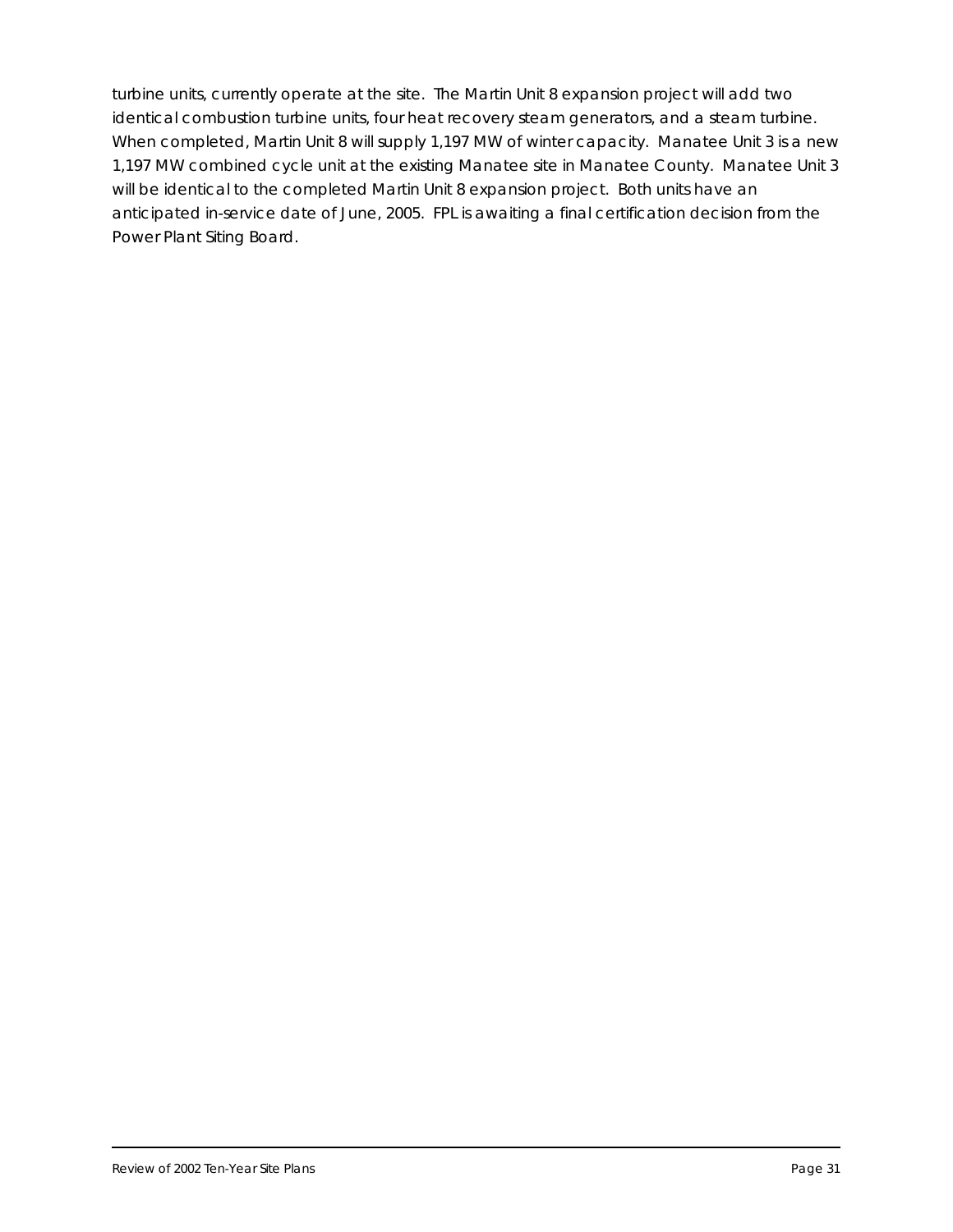turbine units, currently operate at the site. The Martin Unit 8 expansion project will add two identical combustion turbine units, four heat recovery steam generators, and a steam turbine. When completed, Martin Unit 8 will supply 1,197 MW of winter capacity. Manatee Unit 3 is a new 1,197 MW combined cycle unit at the existing Manatee site in Manatee County. Manatee Unit 3 will be identical to the completed Martin Unit 8 expansion project. Both units have an anticipated in-service date of June, 2005. FPL is awaiting a final certification decision from the Power Plant Siting Board.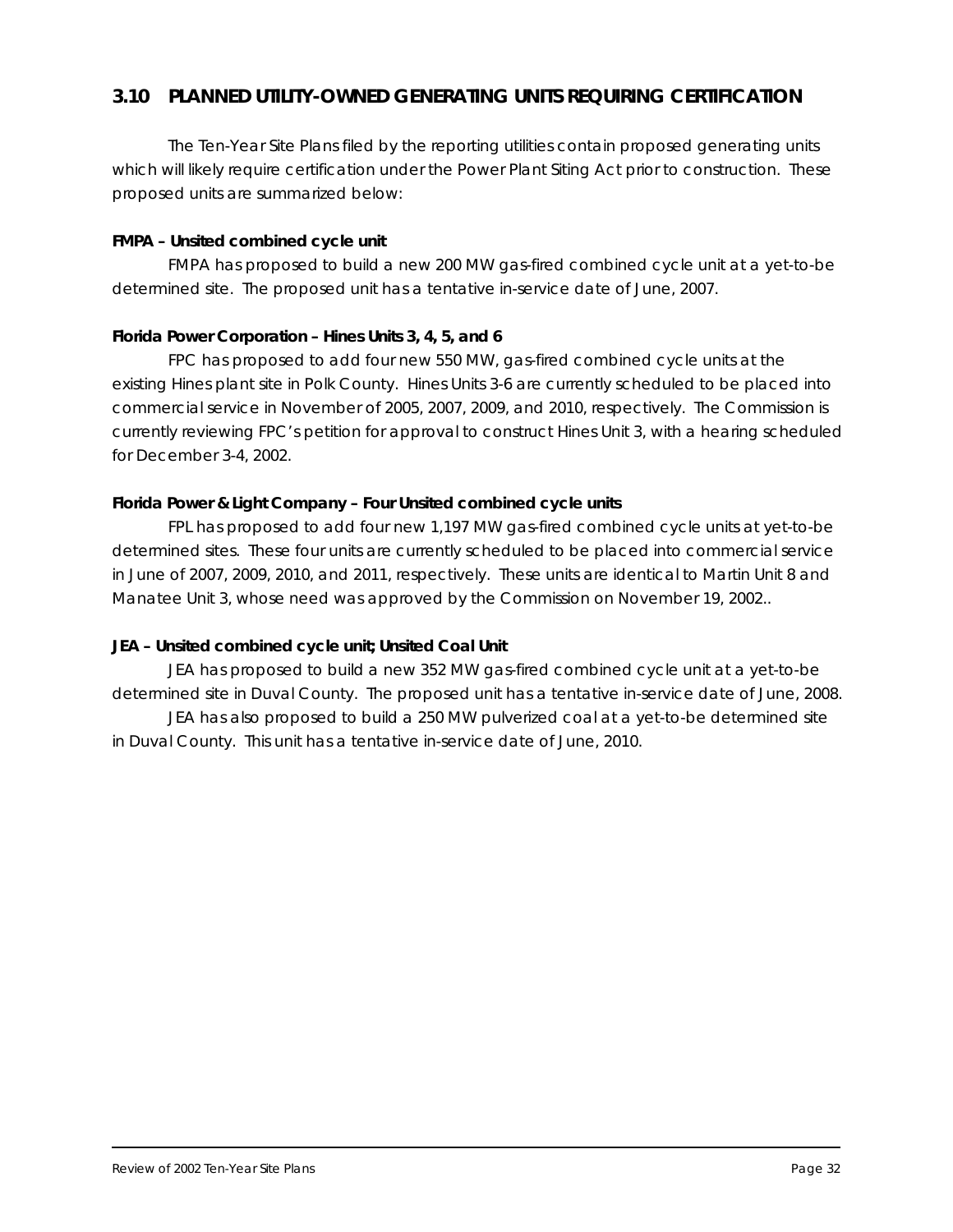## 3.10 PLANNED UTILITY-OWNED GENERATING UNITS REQUIRING CERTIFICATION

The Ten-Year Site Plans filed by the reporting utilities contain proposed generating units which will likely require certification under the Power Plant Siting Act prior to construction. These proposed units are summarized below:

**FMPA – Unsited combined cycle unit**

FMPA has proposed to build a new 200 MW gas-fired combined cycle unit at a yet-to-be determined site. The proposed unit has a tentative in-service date of June, 2007.

**Florida Power Corporation – Hines Units 3, 4, 5, and 6**

FPC has proposed to add four new 550 MW, gas-fired combined cycle units at the existing Hines plant site in Polk County. Hines Units 3-6 are currently scheduled to be placed into commercial service in November of 2005, 2007, 2009, and 2010, respectively. The Commission is currently reviewing FPC's petition for approval to construct Hines Unit 3, with a hearing scheduled for December 3-4, 2002.

**Florida Power & Light Company – Four Unsited combined cycle units**

FPL has proposed to add four new 1,197 MW gas-fired combined cycle units at yet-to-be determined sites. These four units are currently scheduled to be placed into commercial service in June of 2007, 2009, 2010, and 2011, respectively. These units are identical to Martin Unit 8 and Manatee Unit 3, whose need was approved by the Commission on November 19, 2002..

**JEA – Unsited combined cycle unit; Unsited Coal Unit**

JEA has proposed to build a new 352 MW gas-fired combined cycle unit at a yet-to-be determined site in Duval County. The proposed unit has a tentative in-service date of June, 2008.

JEA has also proposed to build a 250 MW pulverized coal at a yet-to-be determined site in Duval County. This unit has a tentative in-service date of June, 2010.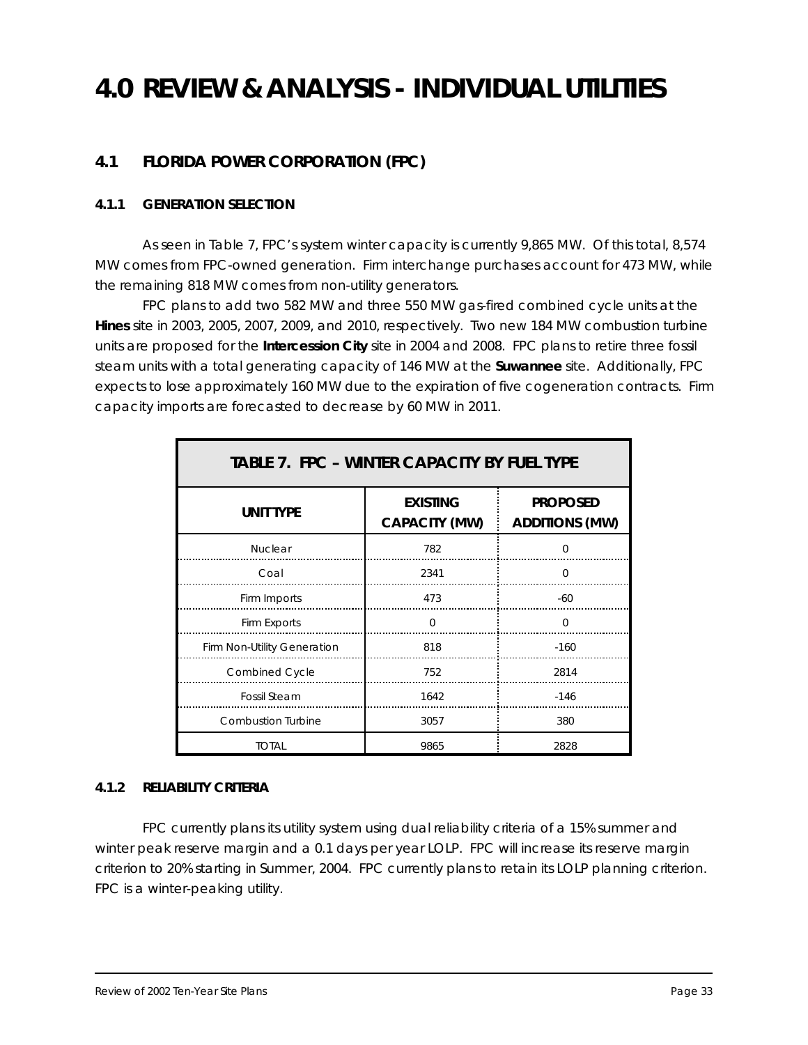# 4.0 REVIEW & ANALYSIS - INDIVIDUAL UTILITIES

## 4.1 FLORIDA POWER CORPORATION (FPC)

### 4.1.1 GENERATION SELECTION

As seen in Table 7, FPC's system winter capacity is currently 9,865 MW. Of this total, 8,574 MW comes from FPC-owned generation. Firm interchange purchases account for 473 MW, while the remaining 818 MW comes from non-utility generators.

FPC plans to add two 582 MW and three 550 MW gas-fired combined cycle units at the **Hines** site in 2003, 2005, 2007, 2009, and 2010, respectively. Two new 184 MW combustion turbine units are proposed for the **Intercession City** site in 2004 and 2008. FPC plans to retire three fossil steam units with a total generating capacity of 146 MW at the **Suwannee** site. Additionally, FPC expects to lose approximately 160 MW due to the expiration of five cogeneration contracts. Firm capacity imports are forecasted to decrease by 60 MW in 2011.

| TABLE 7. FPC – WINTER CAPACITY BY FUEL TYPE | | |
|---|---|---|
| **UNIT TYPE** | **EXISTING CAPACITY (MW)** | **PROPOSED ADDITIONS (MW)** |
| Nuclear | 782 | 0 |
| Coal | 2341 | 0 |
| Firm Imports | 473 | -60 |
| Firm Exports | 0 | 0 |
| Firm Non-Utility Generation | 818 | -160 |
| Combined Cycle | 752 | 2814 |
| Fossil Steam | 1642 | -146 |
| Combustion Turbine | 3057 | 380 |
| TOTAL | 9865 | 2828 |

### 4.1.2 RELIABILITY CRITERIA

FPC currently plans its utility system using dual reliability criteria of a 15% summer and winter peak reserve margin and a 0.1 days per year LOLP. FPC will increase its reserve margin criterion to 20% starting in Summer, 2004. FPC currently plans to retain its LOLP planning criterion. FPC is a winter-peaking utility.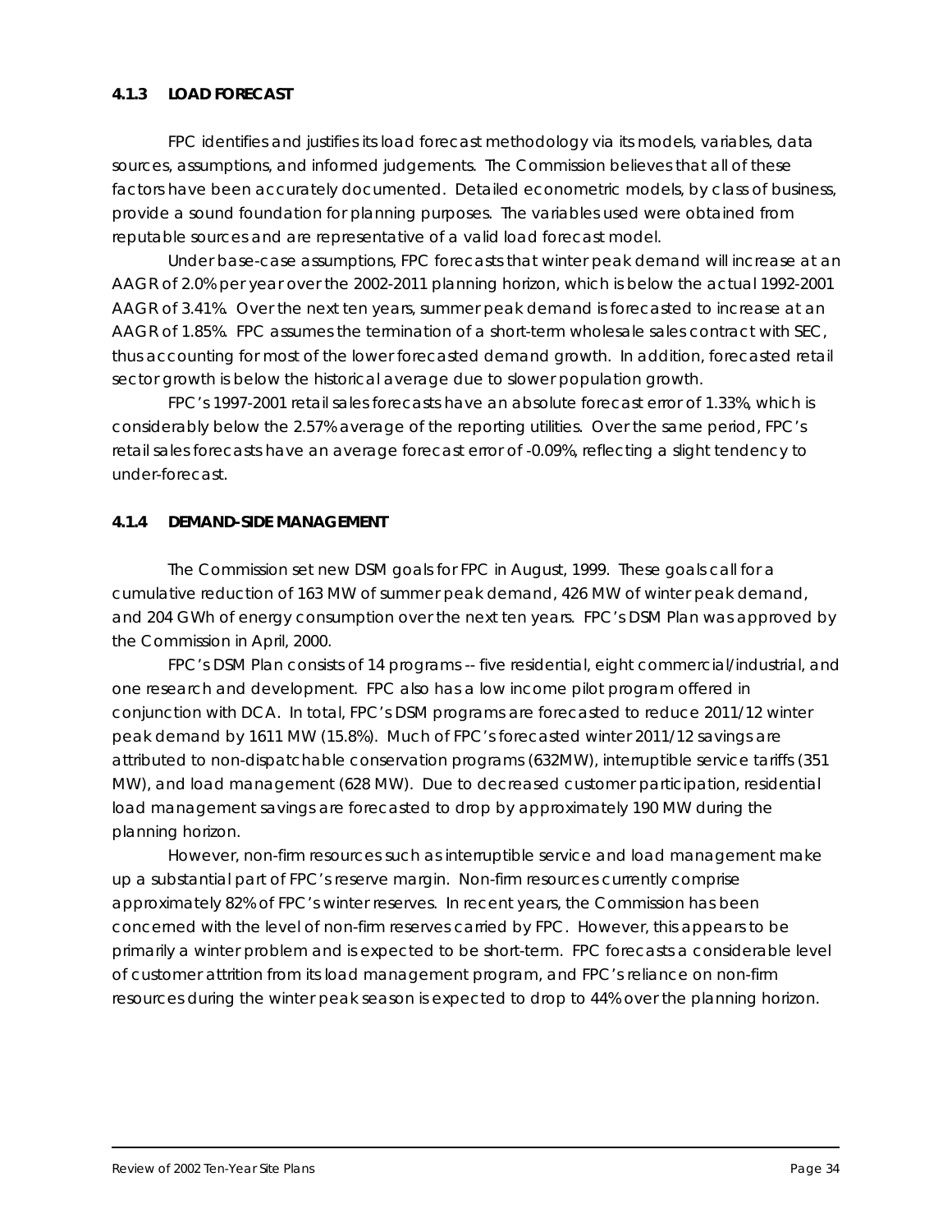### 4.1.3 LOAD FORECAST

FPC identifies and justifies its load forecast methodology via its models, variables, data sources, assumptions, and informed judgements. The Commission believes that all of these factors have been accurately documented. Detailed econometric models, by class of business, provide a sound foundation for planning purposes. The variables used were obtained from reputable sources and are representative of a valid load forecast model.

Under base-case assumptions, FPC forecasts that winter peak demand will increase at an AAGR of 2.0% per year over the 2002-2011 planning horizon, which is below the actual 1992-2001 AAGR of 3.41%. Over the next ten years, summer peak demand is forecasted to increase at an AAGR of 1.85%. FPC assumes the termination of a short-term wholesale sales contract with SEC, thus accounting for most of the lower forecasted demand growth. In addition, forecasted retail sector growth is below the historical average due to slower population growth.

FPC's 1997-2001 retail sales forecasts have an absolute forecast error of 1.33%, which is considerably below the 2.57% average of the reporting utilities. Over the same period, FPC's retail sales forecasts have an average forecast error of -0.09%, reflecting a slight tendency to under-forecast.

### 4.1.4 DEMAND-SIDE MANAGEMENT

The Commission set new DSM goals for FPC in August, 1999. These goals call for a cumulative reduction of 163 MW of summer peak demand, 426 MW of winter peak demand, and 204 GWh of energy consumption over the next ten years. FPC's DSM Plan was approved by the Commission in April, 2000.

FPC's DSM Plan consists of 14 programs -- five residential, eight commercial/industrial, and one research and development. FPC also has a low income pilot program offered in conjunction with DCA. In total, FPC's DSM programs are forecasted to reduce 2011/12 winter peak demand by 1611 MW (15.8%). Much of FPC's forecasted winter 2011/12 savings are attributed to non-dispatchable conservation programs (632MW), interruptible service tariffs (351 MW), and load management (628 MW). Due to decreased customer participation, residential load management savings are forecasted to drop by approximately 190 MW during the planning horizon.

However, non-firm resources such as interruptible service and load management make up a substantial part of FPC's reserve margin. Non-firm resources currently comprise approximately 82% of FPC's winter reserves. In recent years, the Commission has been concerned with the level of non-firm reserves carried by FPC. However, this appears to be primarily a winter problem and is expected to be short-term. FPC forecasts a considerable level of customer attrition from its load management program, and FPC's reliance on non-firm resources during the winter peak season is expected to drop to 44% over the planning horizon.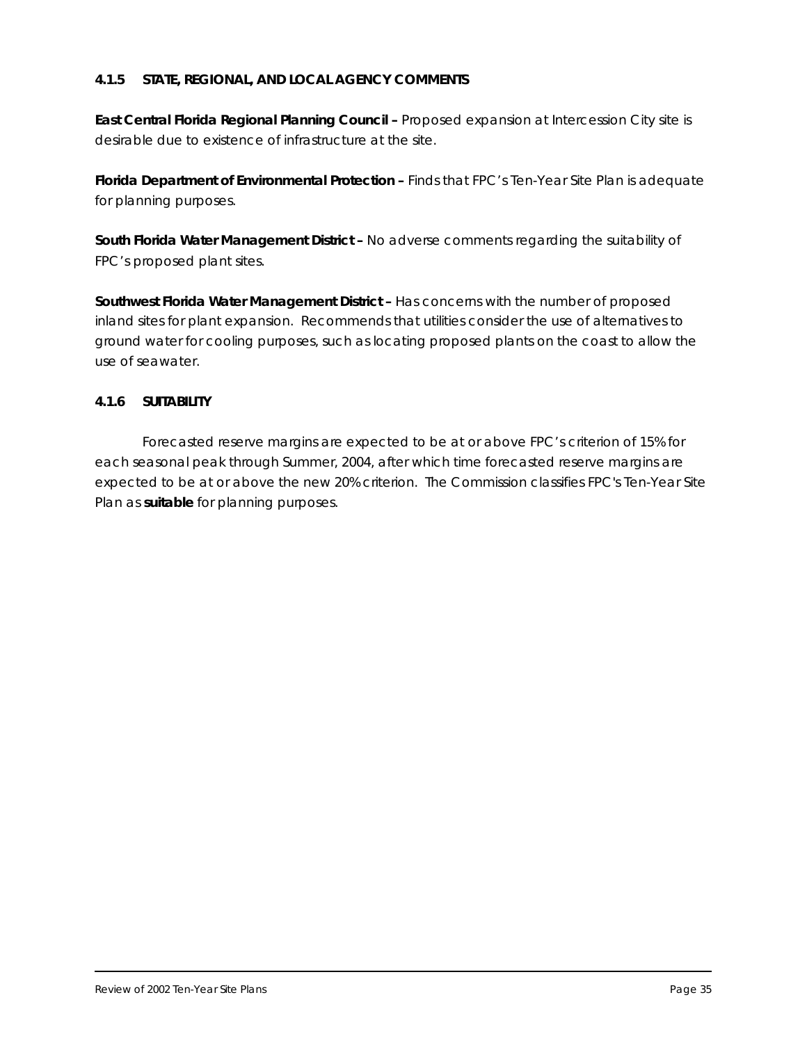#### 4.1.5 STATE, REGIONAL, AND LOCAL AGENCY COMMENTS

**East Central Florida Regional Planning Council –** Proposed expansion at Intercession City site is desirable due to existence of infrastructure at the site.

**Florida Department of Environmental Protection –** Finds that FPC's Ten-Year Site Plan is adequate for planning purposes.

**South Florida Water Management District –** No adverse comments regarding the suitability of FPC's proposed plant sites.

**Southwest Florida Water Management District –** Has concerns with the number of proposed inland sites for plant expansion. Recommends that utilities consider the use of alternatives to ground water for cooling purposes, such as locating proposed plants on the coast to allow the use of seawater.

#### 4.1.6 SUITABILITY

Forecasted reserve margins are expected to be at or above FPC's criterion of 15% for each seasonal peak through Summer, 2004, after which time forecasted reserve margins are expected to be at or above the new 20% criterion. The Commission classifies FPC's Ten-Year Site Plan as **suitable** for planning purposes.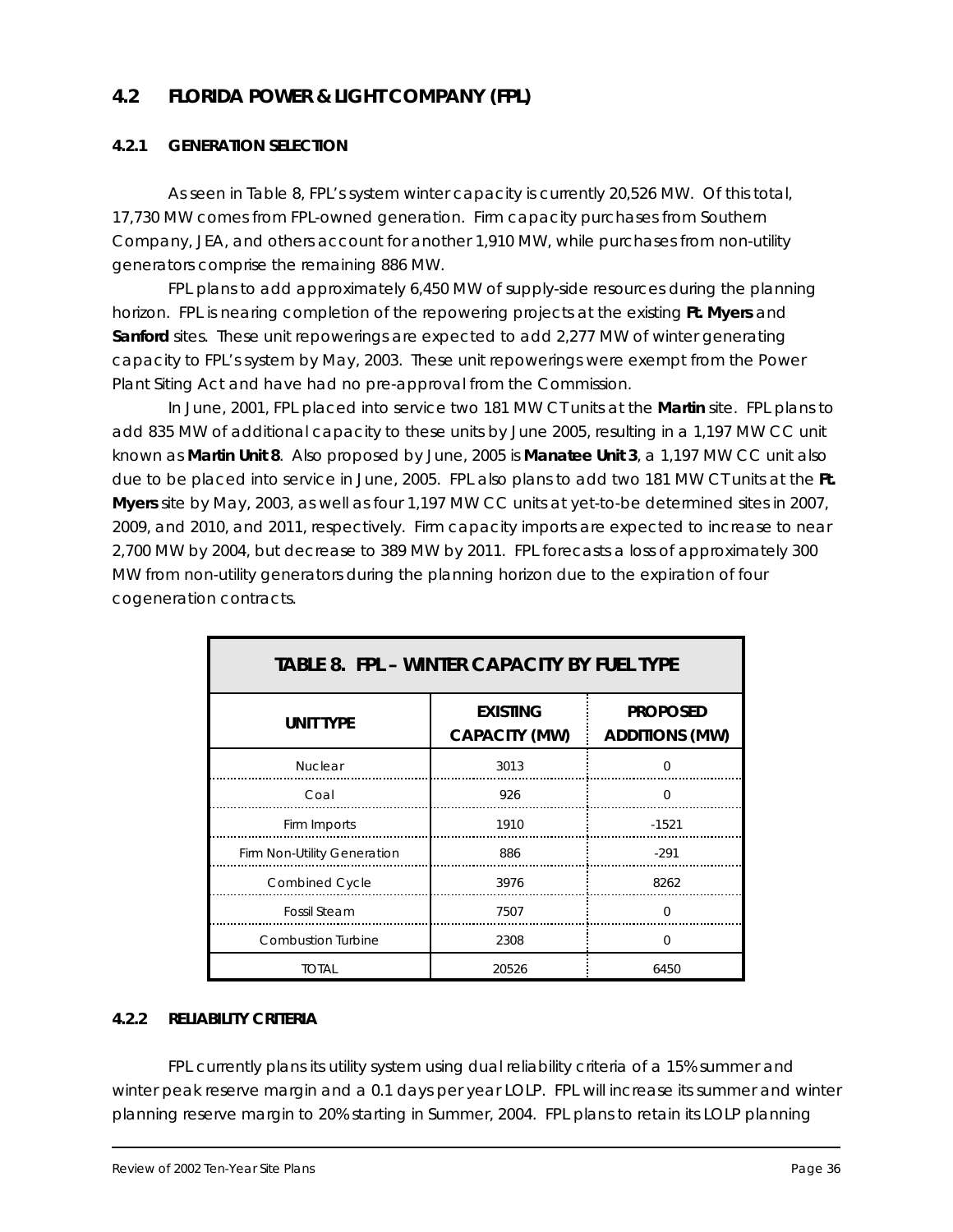## 4.2 FLORIDA POWER & LIGHT COMPANY (FPL)

### 4.2.1 GENERATION SELECTION

As seen in Table 8, FPL's system winter capacity is currently 20,526 MW. Of this total, 17,730 MW comes from FPL-owned generation. Firm capacity purchases from Southern Company, JEA, and others account for another 1,910 MW, while purchases from non-utility generators comprise the remaining 886 MW.

FPL plans to add approximately 6,450 MW of supply-side resources during the planning horizon. FPL is nearing completion of the repowering projects at the existing **Ft. Myers** and **Sanford** sites. These unit repowerings are expected to add 2,277 MW of winter generating capacity to FPL's system by May, 2003. These unit repowerings were exempt from the Power Plant Siting Act and have had no pre-approval from the Commission.

In June, 2001, FPL placed into service two 181 MW CT units at the **Martin** site. FPL plans to add 835 MW of additional capacity to these units by June 2005, resulting in a 1,197 MW CC unit known as **Martin Unit 8**. Also proposed by June, 2005 is **Manatee Unit 3**, a 1,197 MW CC unit also due to be placed into service in June, 2005. FPL also plans to add two 181 MW CT units at the **Ft. Myers** site by May, 2003, as well as four 1,197 MW CC units at yet-to-be determined sites in 2007, 2009, and 2010, and 2011, respectively. Firm capacity imports are expected to increase to near 2,700 MW by 2004, but decrease to 389 MW by 2011. FPL forecasts a loss of approximately 300 MW from non-utility generators during the planning horizon due to the expiration of four cogeneration contracts.

**TABLE 8. FPL – WINTER CAPACITY BY FUEL TYPE**

| UNIT TYPE | EXISTING CAPACITY (MW) | PROPOSED ADDITIONS (MW) |
|---|---|---|
| Nuclear | 3013 | 0 |
| Coal | 926 | 0 |
| Firm Imports | 1910 | -1521 |
| Firm Non-Utility Generation | 886 | -291 |
| Combined Cycle | 3976 | 8262 |
| Fossil Steam | 7507 | 0 |
| Combustion Turbine | 2308 | 0 |
| TOTAL | 20526 | 6450 |

### 4.2.2 RELIABILITY CRITERIA

FPL currently plans its utility system using dual reliability criteria of a 15% summer and winter peak reserve margin and a 0.1 days per year LOLP. FPL will increase its summer and winter planning reserve margin to 20% starting in Summer, 2004. FPL plans to retain its LOLP planning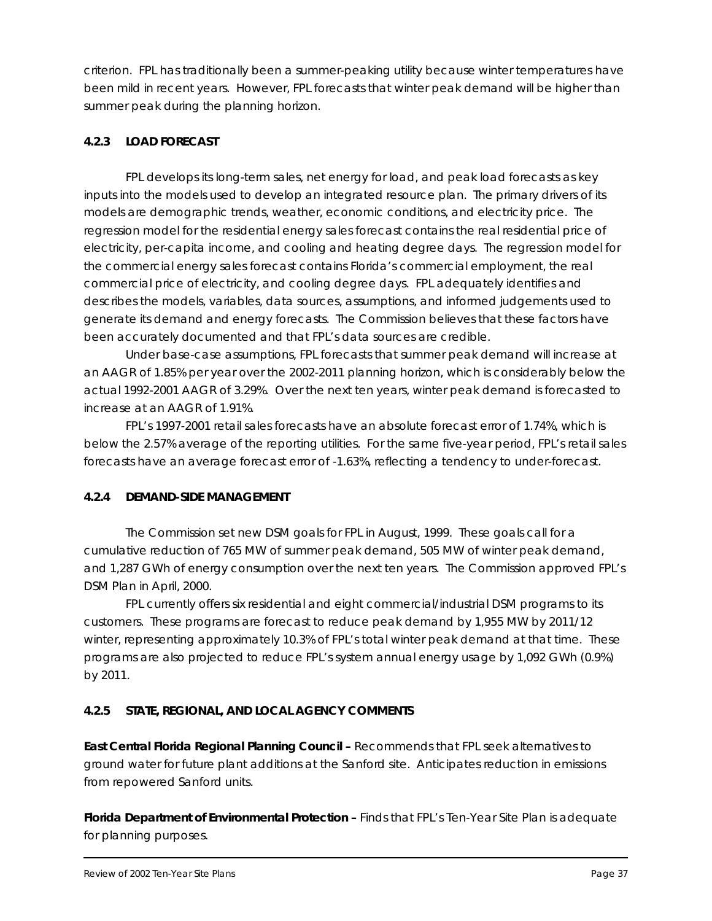criterion. FPL has traditionally been a summer-peaking utility because winter temperatures have been mild in recent years. However, FPL forecasts that winter peak demand will be higher than summer peak during the planning horizon.

### 4.2.3 LOAD FORECAST

FPL develops its long-term sales, net energy for load, and peak load forecasts as key inputs into the models used to develop an integrated resource plan. The primary drivers of its models are demographic trends, weather, economic conditions, and electricity price. The regression model for the residential energy sales forecast contains the real residential price of electricity, per-capita income, and cooling and heating degree days. The regression model for the commercial energy sales forecast contains Florida's commercial employment, the real commercial price of electricity, and cooling degree days. FPL adequately identifies and describes the models, variables, data sources, assumptions, and informed judgements used to generate its demand and energy forecasts. The Commission believes that these factors have been accurately documented and that FPL's data sources are credible.

Under base-case assumptions, FPL forecasts that summer peak demand will increase at an AAGR of 1.85% per year over the 2002-2011 planning horizon, which is considerably below the actual 1992-2001 AAGR of 3.29%. Over the next ten years, winter peak demand is forecasted to increase at an AAGR of 1.91%.

FPL's 1997-2001 retail sales forecasts have an absolute forecast error of 1.74%, which is below the 2.57% average of the reporting utilities. For the same five-year period, FPL's retail sales forecasts have an average forecast error of -1.63%, reflecting a tendency to under-forecast.

### 4.2.4 DEMAND-SIDE MANAGEMENT

The Commission set new DSM goals for FPL in August, 1999. These goals call for a cumulative reduction of 765 MW of summer peak demand, 505 MW of winter peak demand, and 1,287 GWh of energy consumption over the next ten years. The Commission approved FPL's DSM Plan in April, 2000.

FPL currently offers six residential and eight commercial/industrial DSM programs to its customers. These programs are forecast to reduce peak demand by 1,955 MW by 2011/12 winter, representing approximately 10.3% of FPL's total winter peak demand at that time. These programs are also projected to reduce FPL's system annual energy usage by 1,092 GWh (0.9%) by 2011.

### 4.2.5 STATE, REGIONAL, AND LOCAL AGENCY COMMENTS

**East Central Florida Regional Planning Council –** Recommends that FPL seek alternatives to ground water for future plant additions at the Sanford site. Anticipates reduction in emissions from repowered Sanford units.

**Florida Department of Environmental Protection –** Finds that FPL's Ten-Year Site Plan is adequate for planning purposes.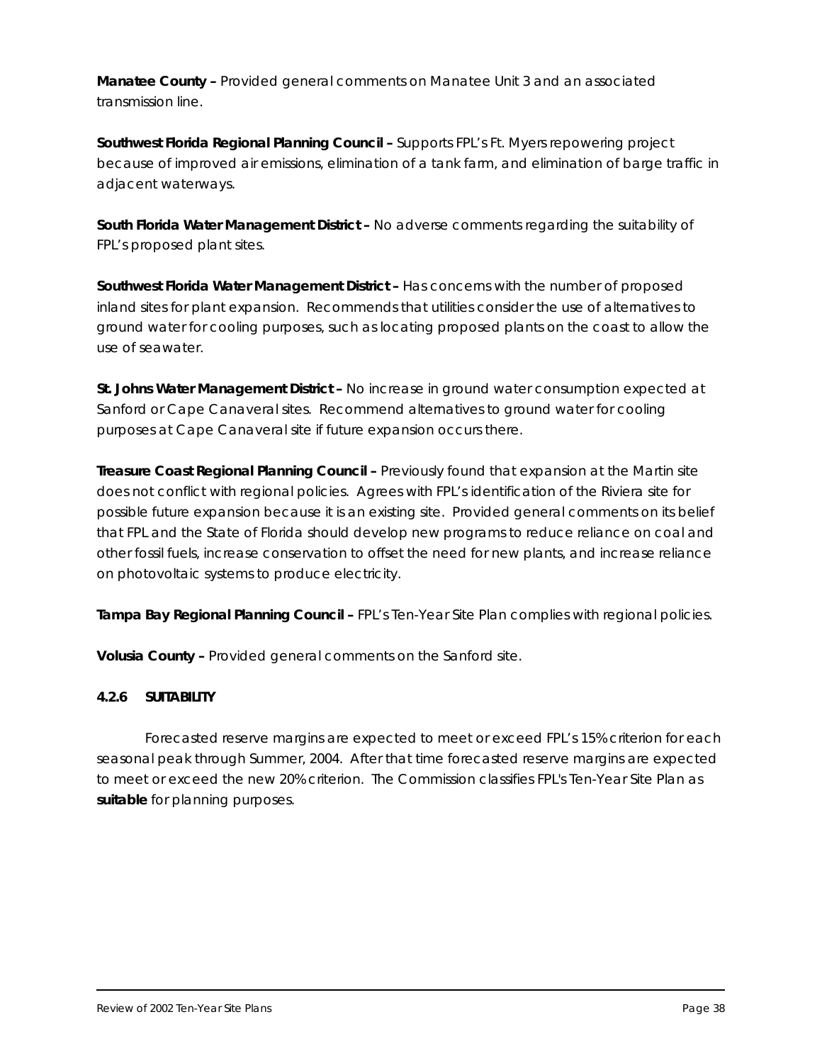**Manatee County –** Provided general comments on Manatee Unit 3 and an associated transmission line.

**Southwest Florida Regional Planning Council –** Supports FPL's Ft. Myers repowering project because of improved air emissions, elimination of a tank farm, and elimination of barge traffic in adjacent waterways.

**South Florida Water Management District –** No adverse comments regarding the suitability of FPL's proposed plant sites.

**Southwest Florida Water Management District –** Has concerns with the number of proposed inland sites for plant expansion. Recommends that utilities consider the use of alternatives to ground water for cooling purposes, such as locating proposed plants on the coast to allow the use of seawater.

**St. Johns Water Management District –** No increase in ground water consumption expected at Sanford or Cape Canaveral sites. Recommend alternatives to ground water for cooling purposes at Cape Canaveral site if future expansion occurs there.

**Treasure Coast Regional Planning Council –** Previously found that expansion at the Martin site does not conflict with regional policies. Agrees with FPL's identification of the Riviera site for possible future expansion because it is an existing site. Provided general comments on its belief that FPL and the State of Florida should develop new programs to reduce reliance on coal and other fossil fuels, increase conservation to offset the need for new plants, and increase reliance on photovoltaic systems to produce electricity.

**Tampa Bay Regional Planning Council –** FPL's Ten-Year Site Plan complies with regional policies.

**Volusia County –** Provided general comments on the Sanford site.

#### 4.2.6 SUITABILITY

Forecasted reserve margins are expected to meet or exceed FPL's 15% criterion for each seasonal peak through Summer, 2004. After that time forecasted reserve margins are expected to meet or exceed the new 20% criterion. The Commission classifies FPL's Ten-Year Site Plan as **suitable** for planning purposes.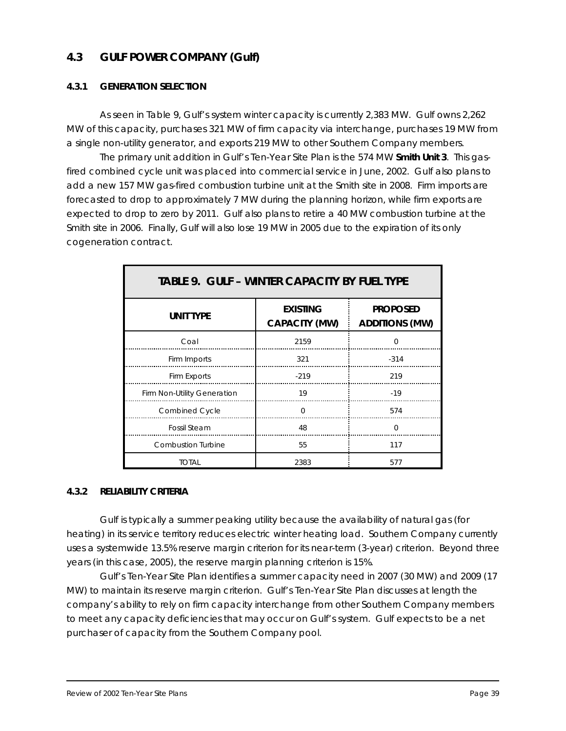## 4.3 GULF POWER COMPANY (Gulf)

### 4.3.1 GENERATION SELECTION

As seen in Table 9, Gulf's system winter capacity is currently 2,383 MW. Gulf owns 2,262 MW of this capacity, purchases 321 MW of firm capacity via interchange, purchases 19 MW from a single non-utility generator, and exports 219 MW to other Southern Company members.

The primary unit addition in Gulf's Ten-Year Site Plan is the 574 MW **Smith Unit 3**. This gas-fired combined cycle unit was placed into commercial service in June, 2002. Gulf also plans to add a new 157 MW gas-fired combustion turbine unit at the Smith site in 2008. Firm imports are forecasted to drop to approximately 7 MW during the planning horizon, while firm exports are expected to drop to zero by 2011. Gulf also plans to retire a 40 MW combustion turbine at the Smith site in 2006. Finally, Gulf will also lose 19 MW in 2005 due to the expiration of its only cogeneration contract.

**TABLE 9. GULF – WINTER CAPACITY BY FUEL TYPE**

| UNIT TYPE | EXISTING CAPACITY (MW) | PROPOSED ADDITIONS (MW) |
|---|---|---|
| Coal | 2159 | 0 |
| Firm Imports | 321 | -314 |
| Firm Exports | -219 | 219 |
| Firm Non-Utility Generation | 19 | -19 |
| Combined Cycle | 0 | 574 |
| Fossil Steam | 48 | 0 |
| Combustion Turbine | 55 | 117 |
| TOTAL | 2383 | 577 |

### 4.3.2 RELIABILITY CRITERIA

Gulf is typically a summer peaking utility because the availability of natural gas (for heating) in its service territory reduces electric winter heating load. Southern Company currently uses a systemwide 13.5% reserve margin criterion for its near-term (3-year) criterion. Beyond three years (in this case, 2005), the reserve margin planning criterion is 15%.

Gulf's Ten-Year Site Plan identifies a summer capacity need in 2007 (30 MW) and 2009 (17 MW) to maintain its reserve margin criterion. Gulf's Ten-Year Site Plan discusses at length the company's ability to rely on firm capacity interchange from other Southern Company members to meet any capacity deficiencies that may occur on Gulf's system. Gulf expects to be a net purchaser of capacity from the Southern Company pool.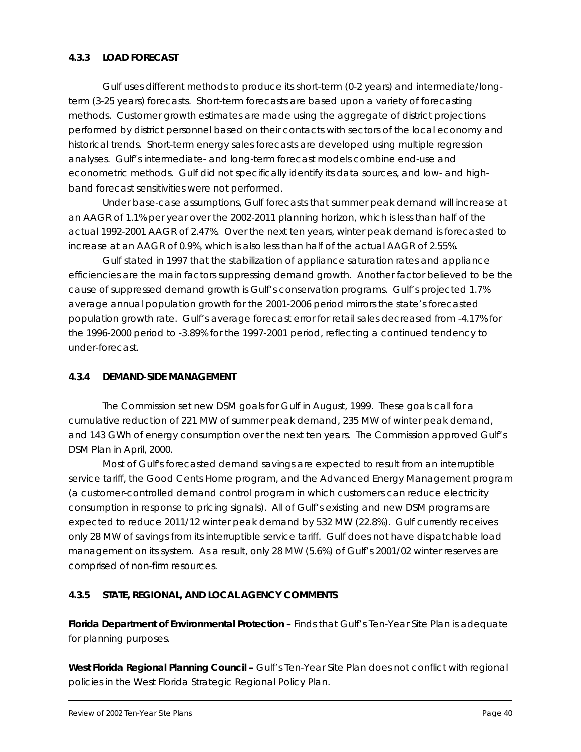### 4.3.3 LOAD FORECAST

Gulf uses different methods to produce its short-term (0-2 years) and intermediate/long-term (3-25 years) forecasts. Short-term forecasts are based upon a variety of forecasting methods. Customer growth estimates are made using the aggregate of district projections performed by district personnel based on their contacts with sectors of the local economy and historical trends. Short-term energy sales forecasts are developed using multiple regression analyses. Gulf's intermediate- and long-term forecast models combine end-use and econometric methods. Gulf did not specifically identify its data sources, and low- and high-band forecast sensitivities were not performed.

Under base-case assumptions, Gulf forecasts that summer peak demand will increase at an AAGR of 1.1% per year over the 2002-2011 planning horizon, which is less than half of the actual 1992-2001 AAGR of 2.47%. Over the next ten years, winter peak demand is forecasted to increase at an AAGR of 0.9%, which is also less than half of the actual AAGR of 2.55%.

Gulf stated in 1997 that the stabilization of appliance saturation rates and appliance efficiencies are the main factors suppressing demand growth. Another factor believed to be the cause of suppressed demand growth is Gulf's conservation programs. Gulf's projected 1.7% average annual population growth for the 2001-2006 period mirrors the state's forecasted population growth rate. Gulf's average forecast error for retail sales decreased from -4.17% for the 1996-2000 period to -3.89% for the 1997-2001 period, reflecting a continued tendency to under-forecast.

### 4.3.4 DEMAND-SIDE MANAGEMENT

The Commission set new DSM goals for Gulf in August, 1999. These goals call for a cumulative reduction of 221 MW of summer peak demand, 235 MW of winter peak demand, and 143 GWh of energy consumption over the next ten years. The Commission approved Gulf's DSM Plan in April, 2000.

Most of Gulf's forecasted demand savings are expected to result from an interruptible service tariff, the Good Cents Home program, and the Advanced Energy Management program (a customer-controlled demand control program in which customers can reduce electricity consumption in response to pricing signals). All of Gulf's existing and new DSM programs are expected to reduce 2011/12 winter peak demand by 532 MW (22.8%). Gulf currently receives only 28 MW of savings from its interruptible service tariff. Gulf does not have dispatchable load management on its system. As a result, only 28 MW (5.6%) of Gulf's 2001/02 winter reserves are comprised of non-firm resources.

### 4.3.5 STATE, REGIONAL, AND LOCAL AGENCY COMMENTS

**Florida Department of Environmental Protection –** Finds that Gulf's Ten-Year Site Plan is adequate for planning purposes.

**West Florida Regional Planning Council –** Gulf's Ten-Year Site Plan does not conflict with regional policies in the West Florida Strategic Regional Policy Plan.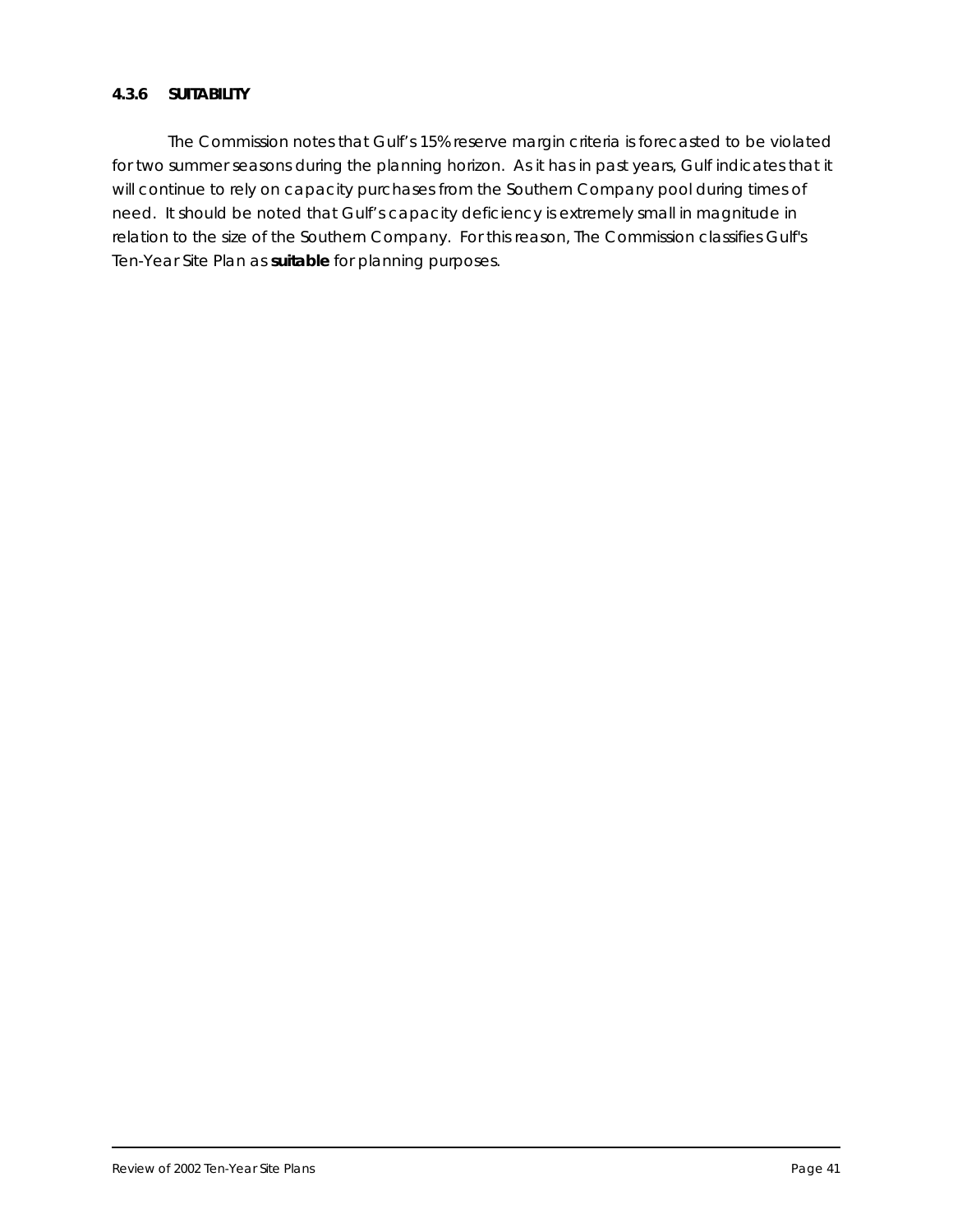### 4.3.6 SUITABILITY

The Commission notes that Gulf's 15% reserve margin criteria is forecasted to be violated for two summer seasons during the planning horizon. As it has in past years, Gulf indicates that it will continue to rely on capacity purchases from the Southern Company pool during times of need. It should be noted that Gulf's capacity deficiency is extremely small in magnitude in relation to the size of the Southern Company. For this reason, The Commission classifies Gulf's Ten-Year Site Plan as **suitable** for planning purposes.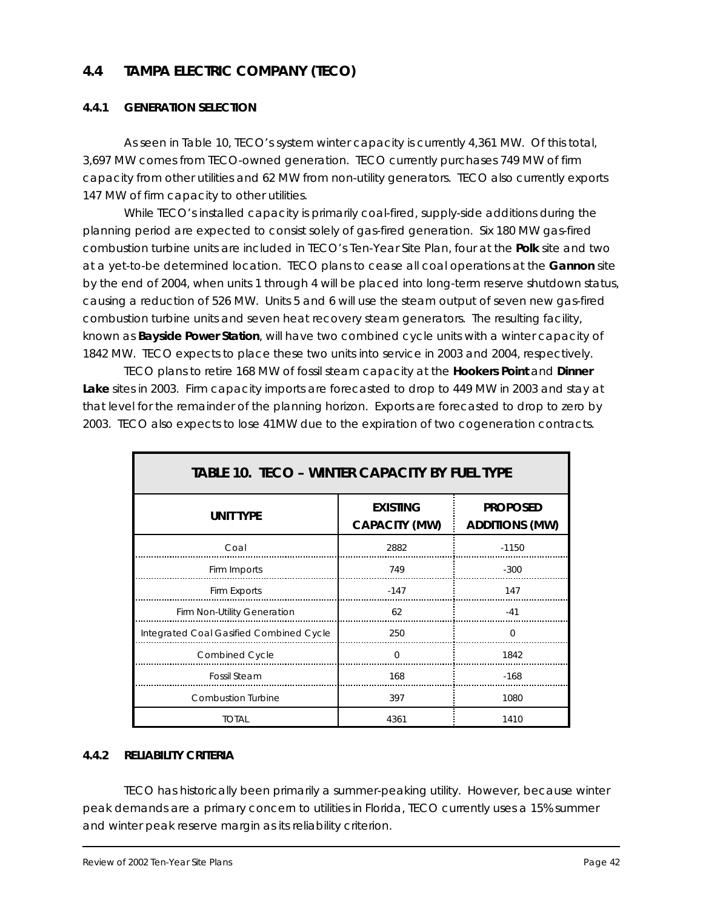## 4.4 TAMPA ELECTRIC COMPANY (TECO)

### 4.4.1 GENERATION SELECTION

As seen in Table 10, TECO's system winter capacity is currently 4,361 MW. Of this total, 3,697 MW comes from TECO-owned generation. TECO currently purchases 749 MW of firm capacity from other utilities and 62 MW from non-utility generators. TECO also currently exports 147 MW of firm capacity to other utilities.

While TECO's installed capacity is primarily coal-fired, supply-side additions during the planning period are expected to consist solely of gas-fired generation. Six 180 MW gas-fired combustion turbine units are included in TECO's Ten-Year Site Plan, four at the **Polk** site and two at a yet-to-be determined location. TECO plans to cease all coal operations at the **Gannon** site by the end of 2004, when units 1 through 4 will be placed into long-term reserve shutdown status, causing a reduction of 526 MW. Units 5 and 6 will use the steam output of seven new gas-fired combustion turbine units and seven heat recovery steam generators. The resulting facility, known as **Bayside Power Station**, will have two combined cycle units with a winter capacity of 1842 MW. TECO expects to place these two units into service in 2003 and 2004, respectively.

TECO plans to retire 168 MW of fossil steam capacity at the **Hookers Point** and **Dinner Lake** sites in 2003. Firm capacity imports are forecasted to drop to 449 MW in 2003 and stay at that level for the remainder of the planning horizon. Exports are forecasted to drop to zero by 2003. TECO also expects to lose 41MW due to the expiration of two cogeneration contracts.

| TABLE 10. TECO – WINTER CAPACITY BY FUEL TYPE | | |
|---|---|---|
| **UNIT TYPE** | **EXISTING CAPACITY (MW)** | **PROPOSED ADDITIONS (MW)** |
| Coal | 2882 | -1150 |
| Firm Imports | 749 | -300 |
| Firm Exports | -147 | 147 |
| Firm Non-Utility Generation | 62 | -41 |
| Integrated Coal Gasified Combined Cycle | 250 | 0 |
| Combined Cycle | 0 | 1842 |
| Fossil Steam | 168 | -168 |
| Combustion Turbine | 397 | 1080 |
| TOTAL | 4361 | 1410 |

### 4.4.2 RELIABILITY CRITERIA

TECO has historically been primarily a summer-peaking utility. However, because winter peak demands are a primary concern to utilities in Florida, TECO currently uses a 15% summer and winter peak reserve margin as its reliability criterion.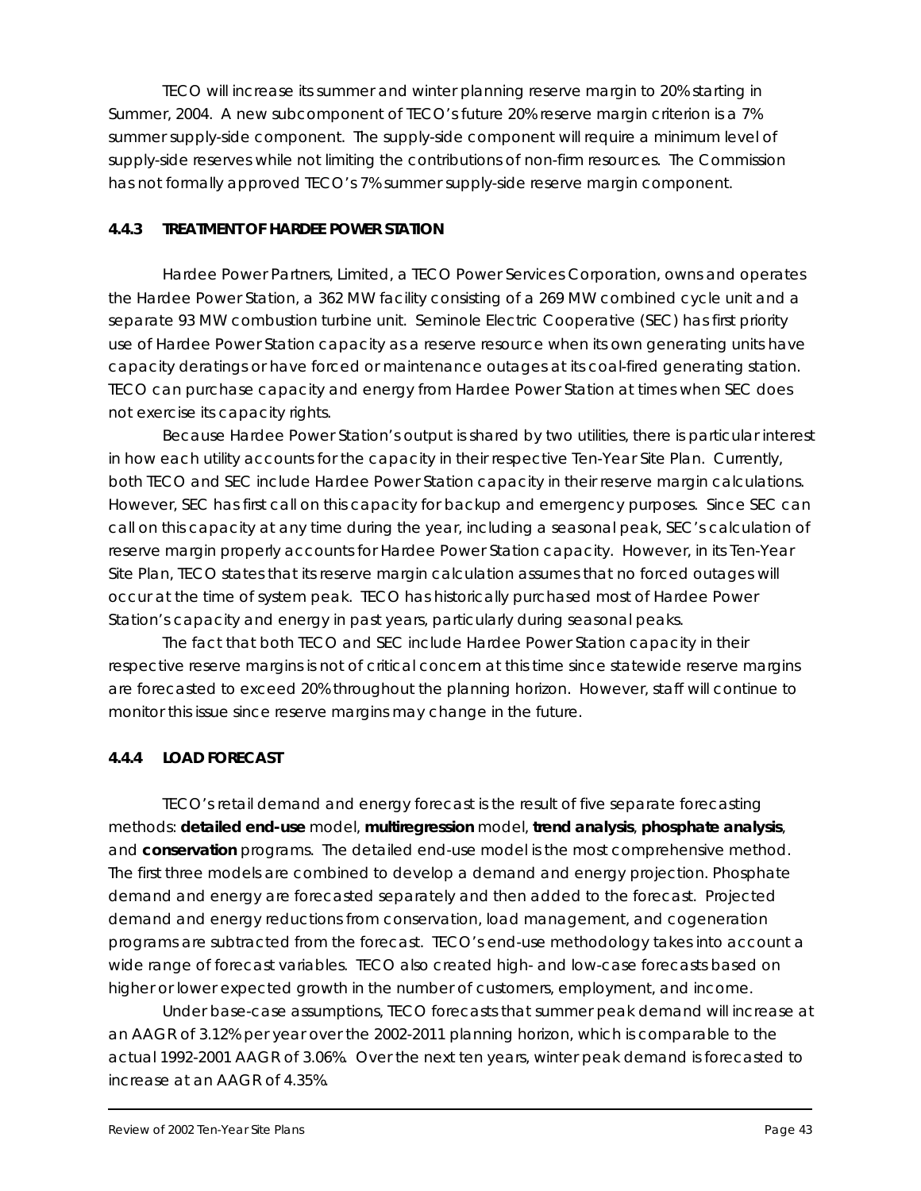TECO will increase its summer and winter planning reserve margin to 20% starting in Summer, 2004. A new subcomponent of TECO's future 20% reserve margin criterion is a 7% summer supply-side component. The supply-side component will require a minimum level of supply-side reserves while not limiting the contributions of non-firm resources. The Commission has not formally approved TECO's 7% summer supply-side reserve margin component.

### 4.4.3 TREATMENT OF HARDEE POWER STATION

Hardee Power Partners, Limited, a TECO Power Services Corporation, owns and operates the Hardee Power Station, a 362 MW facility consisting of a 269 MW combined cycle unit and a separate 93 MW combustion turbine unit. Seminole Electric Cooperative (SEC) has first priority use of Hardee Power Station capacity as a reserve resource when its own generating units have capacity deratings or have forced or maintenance outages at its coal-fired generating station. TECO can purchase capacity and energy from Hardee Power Station at times when SEC does not exercise its capacity rights.

Because Hardee Power Station's output is shared by two utilities, there is particular interest in how each utility accounts for the capacity in their respective Ten-Year Site Plan. Currently, both TECO and SEC include Hardee Power Station capacity in their reserve margin calculations. However, SEC has first call on this capacity for backup and emergency purposes. Since SEC can call on this capacity at any time during the year, including a seasonal peak, SEC's calculation of reserve margin properly accounts for Hardee Power Station capacity. However, in its Ten-Year Site Plan, TECO states that its reserve margin calculation assumes that no forced outages will occur at the time of system peak. TECO has historically purchased most of Hardee Power Station's capacity and energy in past years, particularly during seasonal peaks.

The fact that both TECO and SEC include Hardee Power Station capacity in their respective reserve margins is not of critical concern at this time since statewide reserve margins are forecasted to exceed 20% throughout the planning horizon. However, staff will continue to monitor this issue since reserve margins may change in the future.

### 4.4.4 LOAD FORECAST

TECO's retail demand and energy forecast is the result of five separate forecasting methods: **detailed end-use** model, **multiregression** model, **trend analysis**, **phosphate analysis**, and **conservation** programs. The detailed end-use model is the most comprehensive method. The first three models are combined to develop a demand and energy projection. Phosphate demand and energy are forecasted separately and then added to the forecast. Projected demand and energy reductions from conservation, load management, and cogeneration programs are subtracted from the forecast. TECO's end-use methodology takes into account a wide range of forecast variables. TECO also created high- and low-case forecasts based on higher or lower expected growth in the number of customers, employment, and income.

Under base-case assumptions, TECO forecasts that summer peak demand will increase at an AAGR of 3.12% per year over the 2002-2011 planning horizon, which is comparable to the actual 1992-2001 AAGR of 3.06%. Over the next ten years, winter peak demand is forecasted to increase at an AAGR of 4.35%.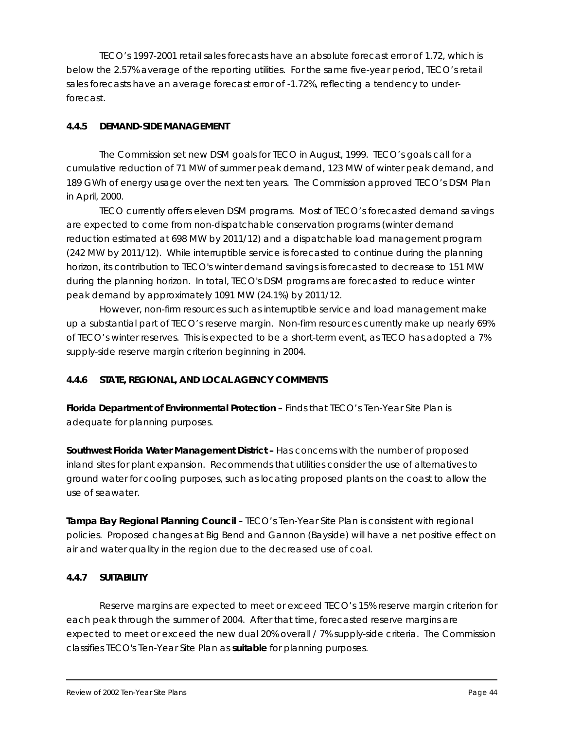TECO's 1997-2001 retail sales forecasts have an absolute forecast error of 1.72, which is below the 2.57% average of the reporting utilities. For the same five-year period, TECO's retail sales forecasts have an average forecast error of -1.72%, reflecting a tendency to under-forecast.

### 4.4.5 DEMAND-SIDE MANAGEMENT

The Commission set new DSM goals for TECO in August, 1999. TECO's goals call for a cumulative reduction of 71 MW of summer peak demand, 123 MW of winter peak demand, and 189 GWh of energy usage over the next ten years. The Commission approved TECO's DSM Plan in April, 2000.

TECO currently offers eleven DSM programs. Most of TECO's forecasted demand savings are expected to come from non-dispatchable conservation programs (winter demand reduction estimated at 698 MW by 2011/12) and a dispatchable load management program (242 MW by 2011/12). While interruptible service is forecasted to continue during the planning horizon, its contribution to TECO's winter demand savings is forecasted to decrease to 151 MW during the planning horizon. In total, TECO's DSM programs are forecasted to reduce winter peak demand by approximately 1091 MW (24.1%) by 2011/12.

However, non-firm resources such as interruptible service and load management make up a substantial part of TECO's reserve margin. Non-firm resources currently make up nearly 69% of TECO's winter reserves. This is expected to be a short-term event, as TECO has adopted a 7% supply-side reserve margin criterion beginning in 2004.

### 4.4.6 STATE, REGIONAL, AND LOCAL AGENCY COMMENTS

**Florida Department of Environmental Protection –** Finds that TECO's Ten-Year Site Plan is adequate for planning purposes.

**Southwest Florida Water Management District –** Has concerns with the number of proposed inland sites for plant expansion. Recommends that utilities consider the use of alternatives to ground water for cooling purposes, such as locating proposed plants on the coast to allow the use of seawater.

**Tampa Bay Regional Planning Council –** TECO's Ten-Year Site Plan is consistent with regional policies. Proposed changes at Big Bend and Gannon (Bayside) will have a net positive effect on air and water quality in the region due to the decreased use of coal.

### 4.4.7 SUITABILITY

Reserve margins are expected to meet or exceed TECO's 15% reserve margin criterion for each peak through the summer of 2004. After that time, forecasted reserve margins are expected to meet or exceed the new dual 20% overall / 7% supply-side criteria. The Commission classifies TECO's Ten-Year Site Plan as **suitable** for planning purposes.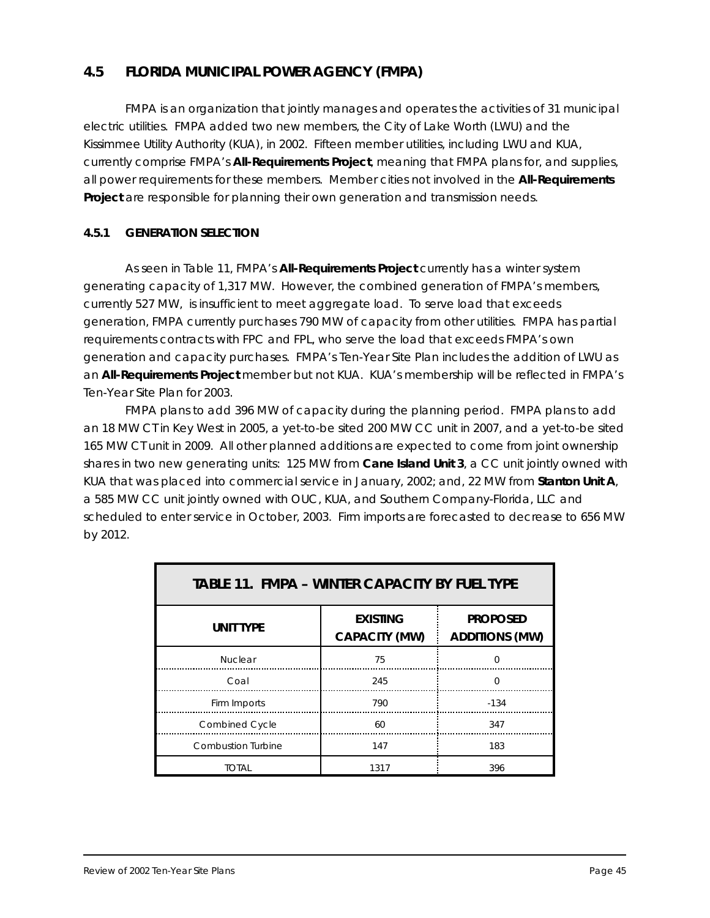## 4.5 FLORIDA MUNICIPAL POWER AGENCY (FMPA)

FMPA is an organization that jointly manages and operates the activities of 31 municipal electric utilities. FMPA added two new members, the City of Lake Worth (LWU) and the Kissimmee Utility Authority (KUA), in 2002. Fifteen member utilities, including LWU and KUA, currently comprise FMPA's **All-Requirements Project**, meaning that FMPA plans for, and supplies, all power requirements for these members. Member cities not involved in the **All-Requirements Project** are responsible for planning their own generation and transmission needs.

### 4.5.1 GENERATION SELECTION

As seen in Table 11, FMPA's **All-Requirements Project** currently has a winter system generating capacity of 1,317 MW. However, the combined generation of FMPA's members, currently 527 MW, is insufficient to meet aggregate load. To serve load that exceeds generation, FMPA currently purchases 790 MW of capacity from other utilities. FMPA has partial requirements contracts with FPC and FPL, who serve the load that exceeds FMPA's own generation and capacity purchases. FMPA's Ten-Year Site Plan includes the addition of LWU as an **All-Requirements Project** member but not KUA. KUA's membership will be reflected in FMPA's Ten-Year Site Plan for 2003.

FMPA plans to add 396 MW of capacity during the planning period. FMPA plans to add an 18 MW CT in Key West in 2005, a yet-to-be sited 200 MW CC unit in 2007, and a yet-to-be sited 165 MW CT unit in 2009. All other planned additions are expected to come from joint ownership shares in two new generating units: 125 MW from **Cane Island Unit 3**, a CC unit jointly owned with KUA that was placed into commercial service in January, 2002; and, 22 MW from **Stanton Unit A**, a 585 MW CC unit jointly owned with OUC, KUA, and Southern Company-Florida, LLC and scheduled to enter service in October, 2003. Firm imports are forecasted to decrease to 656 MW by 2012.

**TABLE 11. FMPA – WINTER CAPACITY BY FUEL TYPE**

| UNIT TYPE | EXISTING CAPACITY (MW) | PROPOSED ADDITIONS (MW) |
|---|---|---|
| Nuclear | 75 | 0 |
| Coal | 245 | 0 |
| Firm Imports | 790 | -134 |
| Combined Cycle | 60 | 347 |
| Combustion Turbine | 147 | 183 |
| TOTAL | 1317 | 396 |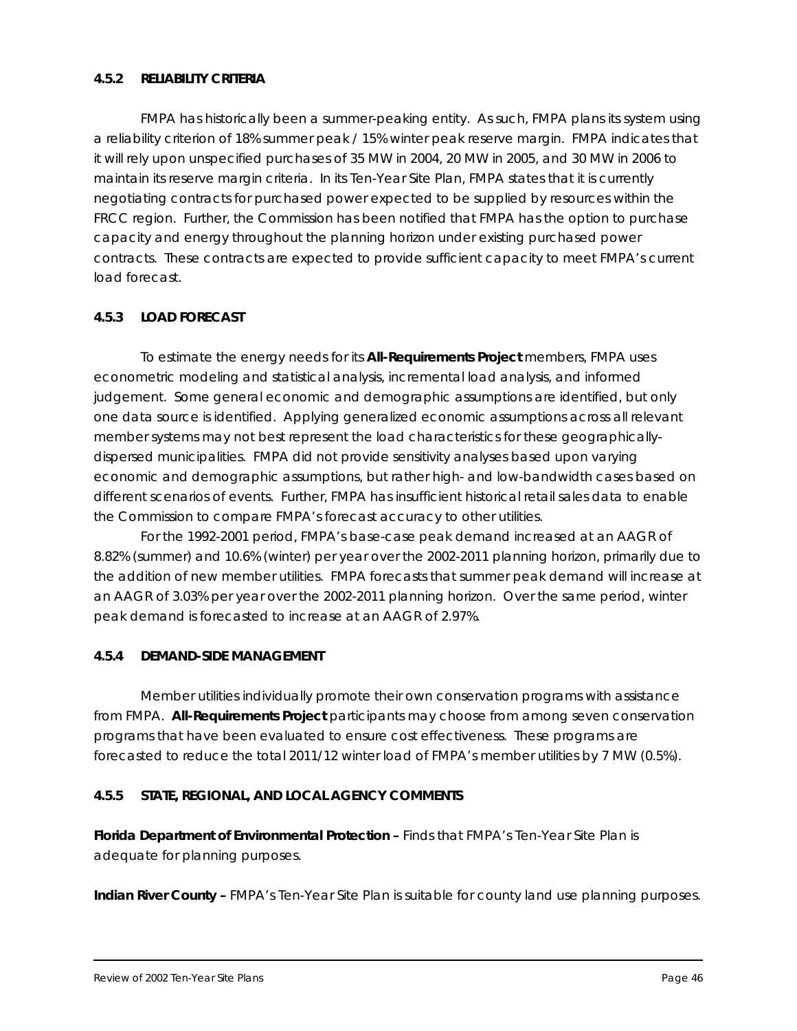### 4.5.2 RELIABILITY CRITERIA

FMPA has historically been a summer-peaking entity. As such, FMPA plans its system using a reliability criterion of 18% summer peak / 15% winter peak reserve margin. FMPA indicates that it will rely upon unspecified purchases of 35 MW in 2004, 20 MW in 2005, and 30 MW in 2006 to maintain its reserve margin criteria. In its Ten-Year Site Plan, FMPA states that it is currently negotiating contracts for purchased power expected to be supplied by resources within the FRCC region. Further, the Commission has been notified that FMPA has the option to purchase capacity and energy throughout the planning horizon under existing purchased power contracts. These contracts are expected to provide sufficient capacity to meet FMPA's current load forecast.

### 4.5.3 LOAD FORECAST

To estimate the energy needs for its **All-Requirements Project** members, FMPA uses econometric modeling and statistical analysis, incremental load analysis, and informed judgement. Some general economic and demographic assumptions are identified, but only one data source is identified. Applying generalized economic assumptions across all relevant member systems may not best represent the load characteristics for these geographically-dispersed municipalities. FMPA did not provide sensitivity analyses based upon varying economic and demographic assumptions, but rather high- and low-bandwidth cases based on different scenarios of events. Further, FMPA has insufficient historical retail sales data to enable the Commission to compare FMPA's forecast accuracy to other utilities.

For the 1992-2001 period, FMPA's base-case peak demand increased at an AAGR of 8.82% (summer) and 10.6% (winter) per year over the 2002-2011 planning horizon, primarily due to the addition of new member utilities. FMPA forecasts that summer peak demand will increase at an AAGR of 3.03% per year over the 2002-2011 planning horizon. Over the same period, winter peak demand is forecasted to increase at an AAGR of 2.97%.

### 4.5.4 DEMAND-SIDE MANAGEMENT

Member utilities individually promote their own conservation programs with assistance from FMPA. **All-Requirements Project** participants may choose from among seven conservation programs that have been evaluated to ensure cost effectiveness. These programs are forecasted to reduce the total 2011/12 winter load of FMPA's member utilities by 7 MW (0.5%).

### 4.5.5 STATE, REGIONAL, AND LOCAL AGENCY COMMENTS

**Florida Department of Environmental Protection –** Finds that FMPA's Ten-Year Site Plan is adequate for planning purposes.

**Indian River County –** FMPA's Ten-Year Site Plan is suitable for county land use planning purposes.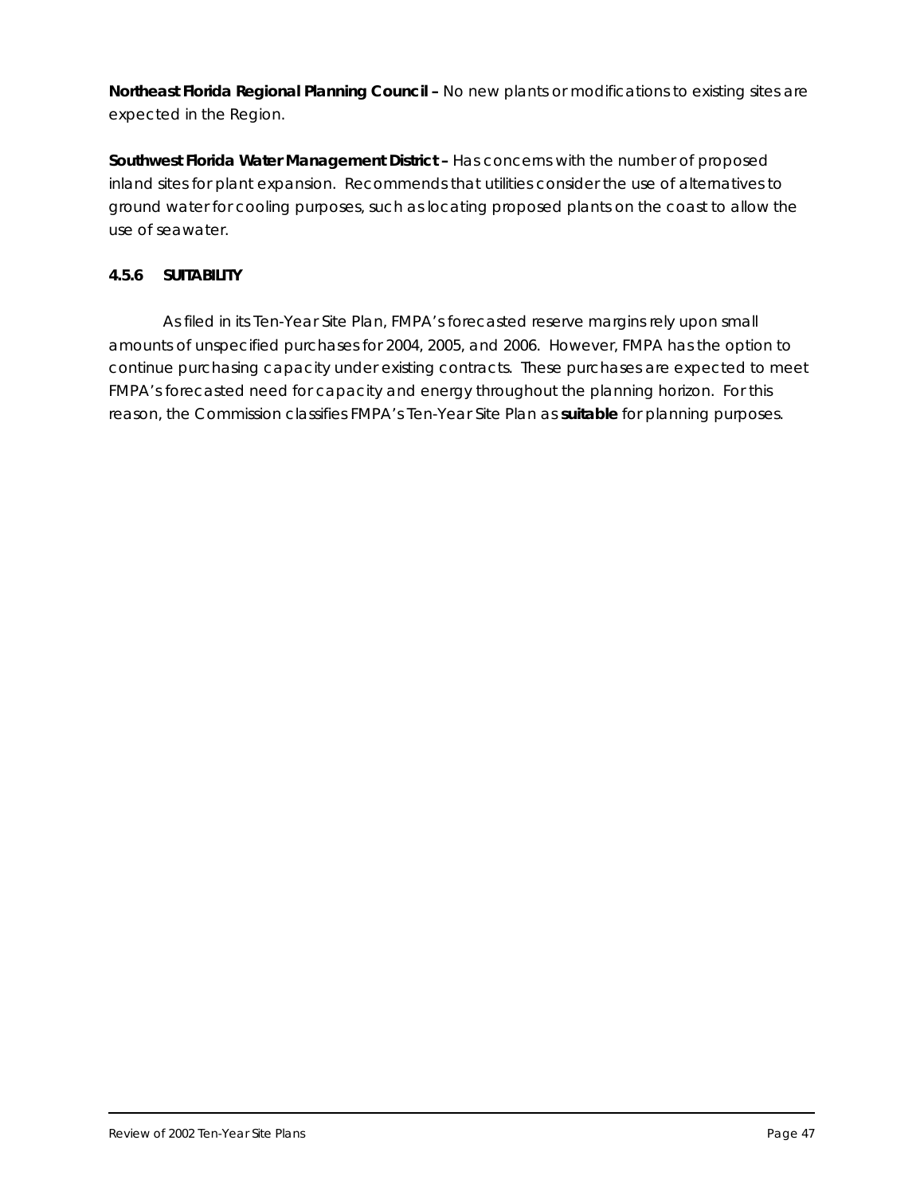**Northeast Florida Regional Planning Council –** No new plants or modifications to existing sites are expected in the Region.

**Southwest Florida Water Management District –** Has concerns with the number of proposed inland sites for plant expansion. Recommends that utilities consider the use of alternatives to ground water for cooling purposes, such as locating proposed plants on the coast to allow the use of seawater.

#### 4.5.6 SUITABILITY

As filed in its Ten-Year Site Plan, FMPA's forecasted reserve margins rely upon small amounts of unspecified purchases for 2004, 2005, and 2006. However, FMPA has the option to continue purchasing capacity under existing contracts. These purchases are expected to meet FMPA's forecasted need for capacity and energy throughout the planning horizon. For this reason, the Commission classifies FMPA's Ten-Year Site Plan as **suitable** for planning purposes.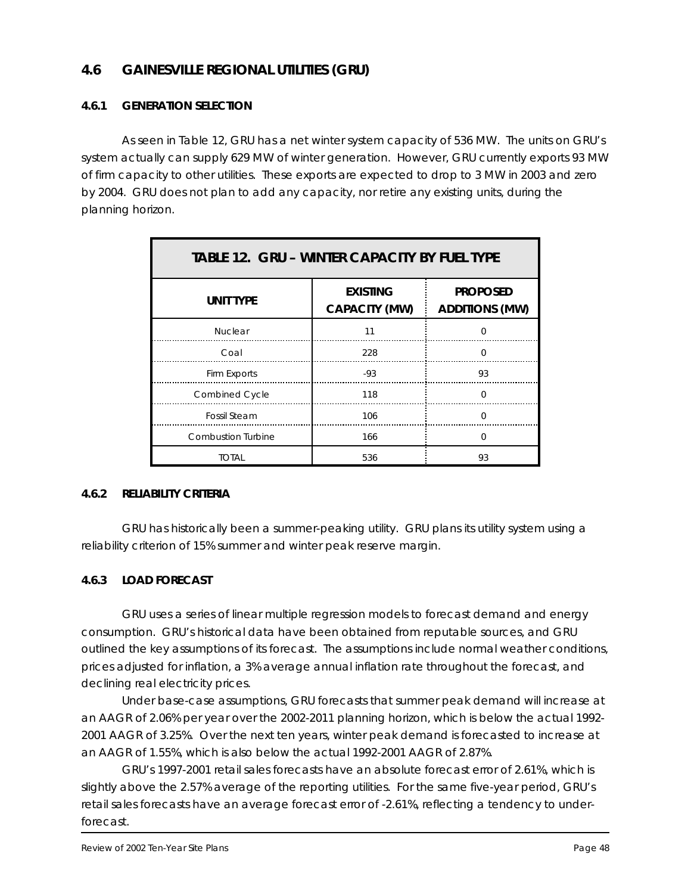## 4.6 GAINESVILLE REGIONAL UTILITIES (GRU)

### 4.6.1 GENERATION SELECTION

As seen in Table 12, GRU has a net winter system capacity of 536 MW. The units on GRU's system actually can supply 629 MW of winter generation. However, GRU currently exports 93 MW of firm capacity to other utilities. These exports are expected to drop to 3 MW in 2003 and zero by 2004. GRU does not plan to add any capacity, nor retire any existing units, during the planning horizon.

**TABLE 12. GRU – WINTER CAPACITY BY FUEL TYPE**

| UNIT TYPE | EXISTING CAPACITY (MW) | PROPOSED ADDITIONS (MW) |
|---|---|---|
| Nuclear | 11 | 0 |
| Coal | 228 | 0 |
| Firm Exports | -93 | 93 |
| Combined Cycle | 118 | 0 |
| Fossil Steam | 106 | 0 |
| Combustion Turbine | 166 | 0 |
| TOTAL | 536 | 93 |

### 4.6.2 RELIABILITY CRITERIA

GRU has historically been a summer-peaking utility. GRU plans its utility system using a reliability criterion of 15% summer and winter peak reserve margin.

### 4.6.3 LOAD FORECAST

GRU uses a series of linear multiple regression models to forecast demand and energy consumption. GRU's historical data have been obtained from reputable sources, and GRU outlined the key assumptions of its forecast. The assumptions include normal weather conditions, prices adjusted for inflation, a 3% average annual inflation rate throughout the forecast, and declining real electricity prices.

Under base-case assumptions, GRU forecasts that summer peak demand will increase at an AAGR of 2.06% per year over the 2002-2011 planning horizon, which is below the actual 1992-2001 AAGR of 3.25%. Over the next ten years, winter peak demand is forecasted to increase at an AAGR of 1.55%, which is also below the actual 1992-2001 AAGR of 2.87%.

GRU's 1997-2001 retail sales forecasts have an absolute forecast error of 2.61%, which is slightly above the 2.57% average of the reporting utilities. For the same five-year period, GRU's retail sales forecasts have an average forecast error of -2.61%, reflecting a tendency to under-forecast.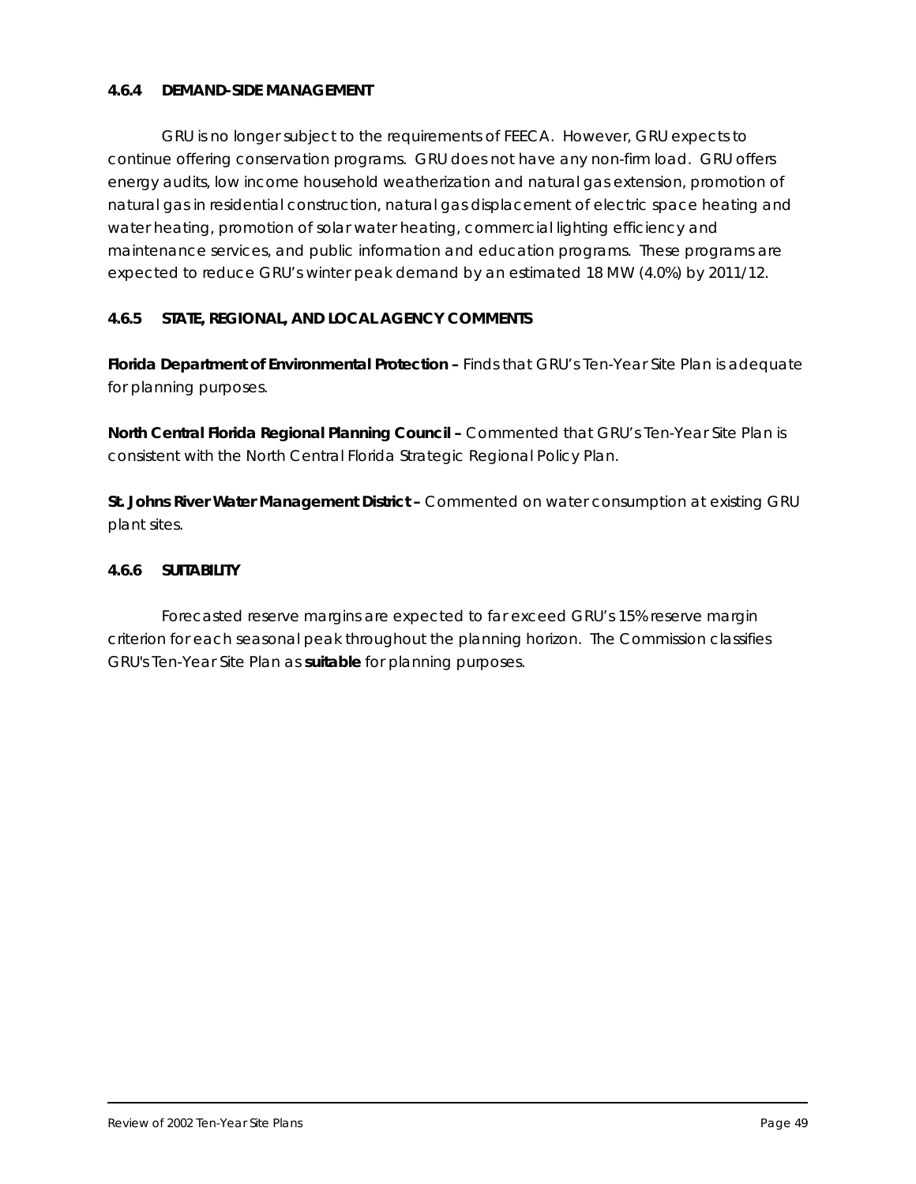### 4.6.4 DEMAND-SIDE MANAGEMENT

GRU is no longer subject to the requirements of FEECA. However, GRU expects to continue offering conservation programs. GRU does not have any non-firm load. GRU offers energy audits, low income household weatherization and natural gas extension, promotion of natural gas in residential construction, natural gas displacement of electric space heating and water heating, promotion of solar water heating, commercial lighting efficiency and maintenance services, and public information and education programs. These programs are expected to reduce GRU's winter peak demand by an estimated 18 MW (4.0%) by 2011/12.

### 4.6.5 STATE, REGIONAL, AND LOCAL AGENCY COMMENTS

**Florida Department of Environmental Protection –** Finds that GRU's Ten-Year Site Plan is adequate for planning purposes.

**North Central Florida Regional Planning Council –** Commented that GRU's Ten-Year Site Plan is consistent with the North Central Florida Strategic Regional Policy Plan.

**St. Johns River Water Management District –** Commented on water consumption at existing GRU plant sites.

### 4.6.6 SUITABILITY

Forecasted reserve margins are expected to far exceed GRU's 15% reserve margin criterion for each seasonal peak throughout the planning horizon. The Commission classifies GRU's Ten-Year Site Plan as **suitable** for planning purposes.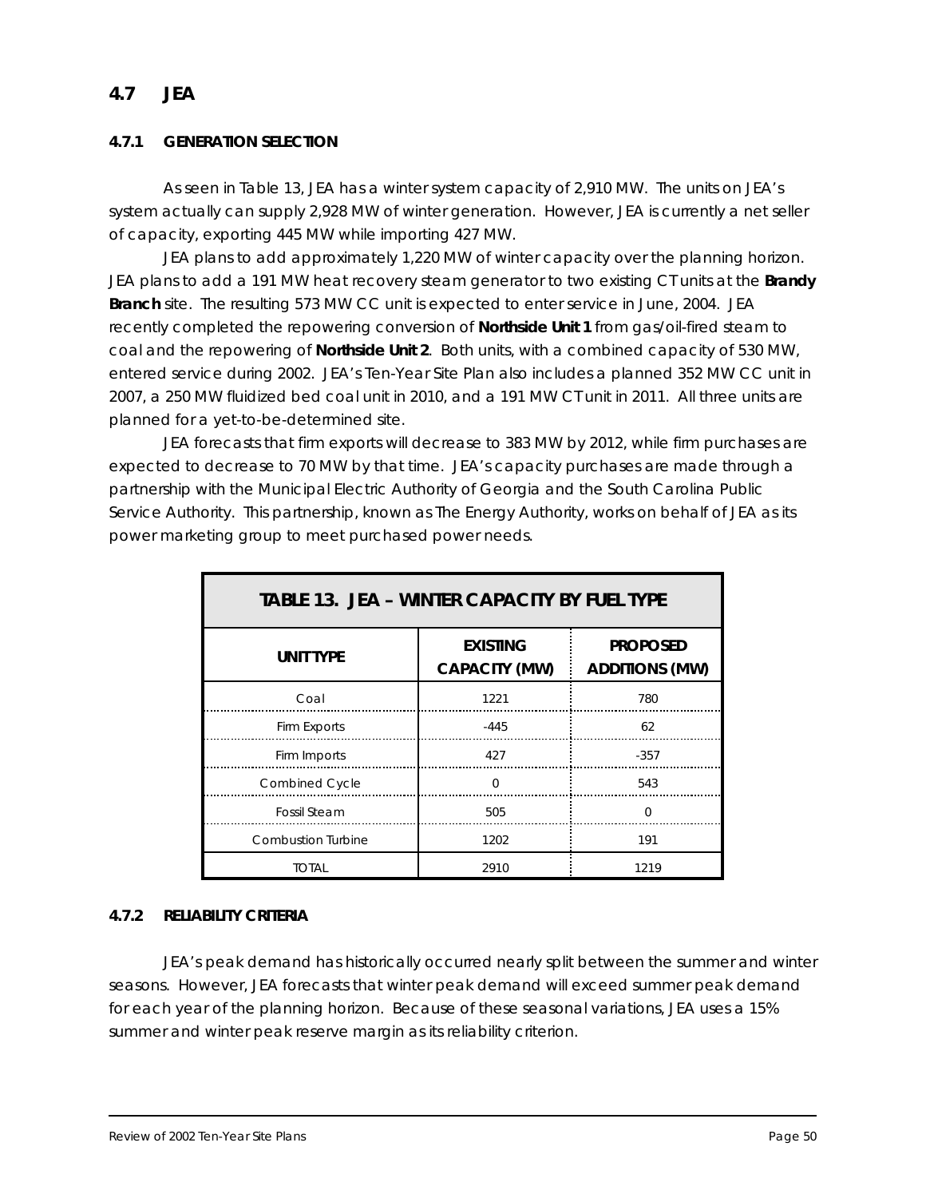## 4.7 JEA

### 4.7.1 GENERATION SELECTION

As seen in Table 13, JEA has a winter system capacity of 2,910 MW. The units on JEA's system actually can supply 2,928 MW of winter generation. However, JEA is currently a net seller of capacity, exporting 445 MW while importing 427 MW.

JEA plans to add approximately 1,220 MW of winter capacity over the planning horizon. JEA plans to add a 191 MW heat recovery steam generator to two existing CT units at the **Brandy Branch** site. The resulting 573 MW CC unit is expected to enter service in June, 2004. JEA recently completed the repowering conversion of **Northside Unit 1** from gas/oil-fired steam to coal and the repowering of **Northside Unit 2**. Both units, with a combined capacity of 530 MW, entered service during 2002. JEA's Ten-Year Site Plan also includes a planned 352 MW CC unit in 2007, a 250 MW fluidized bed coal unit in 2010, and a 191 MW CT unit in 2011. All three units are planned for a yet-to-be-determined site.

JEA forecasts that firm exports will decrease to 383 MW by 2012, while firm purchases are expected to decrease to 70 MW by that time. JEA's capacity purchases are made through a partnership with the Municipal Electric Authority of Georgia and the South Carolina Public Service Authority. This partnership, known as The Energy Authority, works on behalf of JEA as its power marketing group to meet purchased power needs.

**TABLE 13. JEA – WINTER CAPACITY BY FUEL TYPE**

| UNIT TYPE | EXISTING CAPACITY (MW) | PROPOSED ADDITIONS (MW) |
|---|---|---|
| Coal | 1221 | 780 |
| Firm Exports | -445 | 62 |
| Firm Imports | 427 | -357 |
| Combined Cycle | 0 | 543 |
| Fossil Steam | 505 | 0 |
| Combustion Turbine | 1202 | 191 |
| TOTAL | 2910 | 1219 |

### 4.7.2 RELIABILITY CRITERIA

JEA's peak demand has historically occurred nearly split between the summer and winter seasons. However, JEA forecasts that winter peak demand will exceed summer peak demand for each year of the planning horizon. Because of these seasonal variations, JEA uses a 15% summer and winter peak reserve margin as its reliability criterion.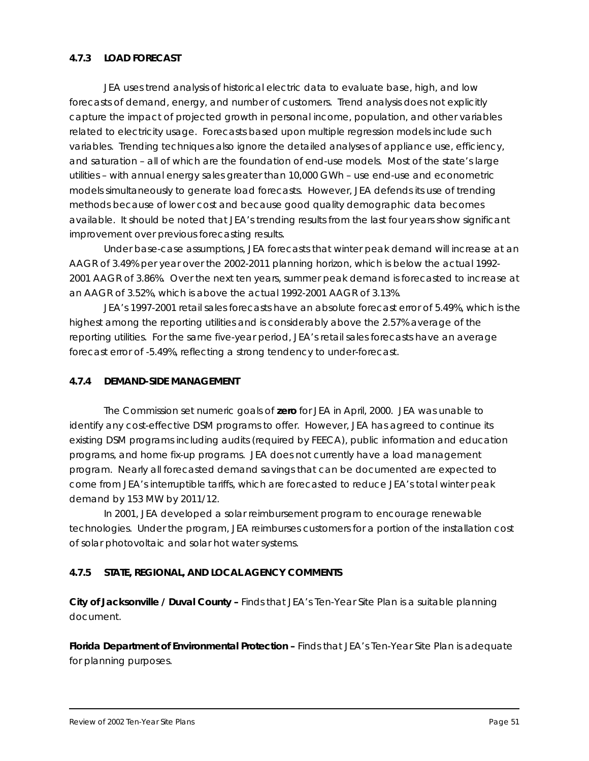### 4.7.3 LOAD FORECAST

JEA uses trend analysis of historical electric data to evaluate base, high, and low forecasts of demand, energy, and number of customers. Trend analysis does not explicitly capture the impact of projected growth in personal income, population, and other variables related to electricity usage. Forecasts based upon multiple regression models include such variables. Trending techniques also ignore the detailed analyses of appliance use, efficiency, and saturation – all of which are the foundation of end-use models. Most of the state's large utilities – with annual energy sales greater than 10,000 GWh – use end-use and econometric models simultaneously to generate load forecasts. However, JEA defends its use of trending methods because of lower cost and because good quality demographic data becomes available. It should be noted that JEA's trending results from the last four years show significant improvement over previous forecasting results.

Under base-case assumptions, JEA forecasts that winter peak demand will increase at an AAGR of 3.49% per year over the 2002-2011 planning horizon, which is below the actual 1992-2001 AAGR of 3.86%. Over the next ten years, summer peak demand is forecasted to increase at an AAGR of 3.52%, which is above the actual 1992-2001 AAGR of 3.13%.

JEA's 1997-2001 retail sales forecasts have an absolute forecast error of 5.49%, which is the highest among the reporting utilities and is considerably above the 2.57% average of the reporting utilities. For the same five-year period, JEA's retail sales forecasts have an average forecast error of -5.49%, reflecting a strong tendency to under-forecast.

### 4.7.4 DEMAND-SIDE MANAGEMENT

The Commission set numeric goals of **zero** for JEA in April, 2000. JEA was unable to identify any cost-effective DSM programs to offer. However, JEA has agreed to continue its existing DSM programs including audits (required by FEECA), public information and education programs, and home fix-up programs. JEA does not currently have a load management program. Nearly all forecasted demand savings that can be documented are expected to come from JEA's interruptible tariffs, which are forecasted to reduce JEA's total winter peak demand by 153 MW by 2011/12.

In 2001, JEA developed a solar reimbursement program to encourage renewable technologies. Under the program, JEA reimburses customers for a portion of the installation cost of solar photovoltaic and solar hot water systems.

### 4.7.5 STATE, REGIONAL, AND LOCAL AGENCY COMMENTS

**City of Jacksonville / Duval County –** Finds that JEA's Ten-Year Site Plan is a suitable planning document.

**Florida Department of Environmental Protection –** Finds that JEA's Ten-Year Site Plan is adequate for planning purposes.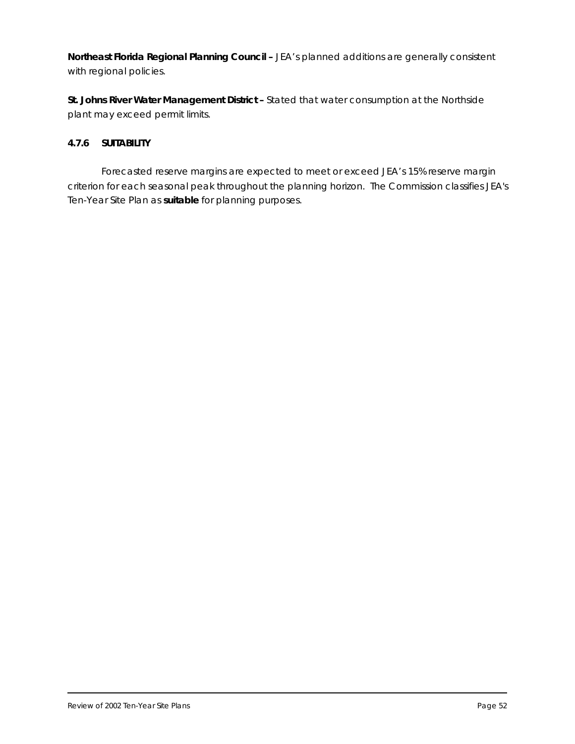**Northeast Florida Regional Planning Council –** JEA's planned additions are generally consistent with regional policies.

**St. Johns River Water Management District –** Stated that water consumption at the Northside plant may exceed permit limits.

#### 4.7.6 SUITABILITY

Forecasted reserve margins are expected to meet or exceed JEA's 15% reserve margin criterion for each seasonal peak throughout the planning horizon. The Commission classifies JEA's Ten-Year Site Plan as **suitable** for planning purposes.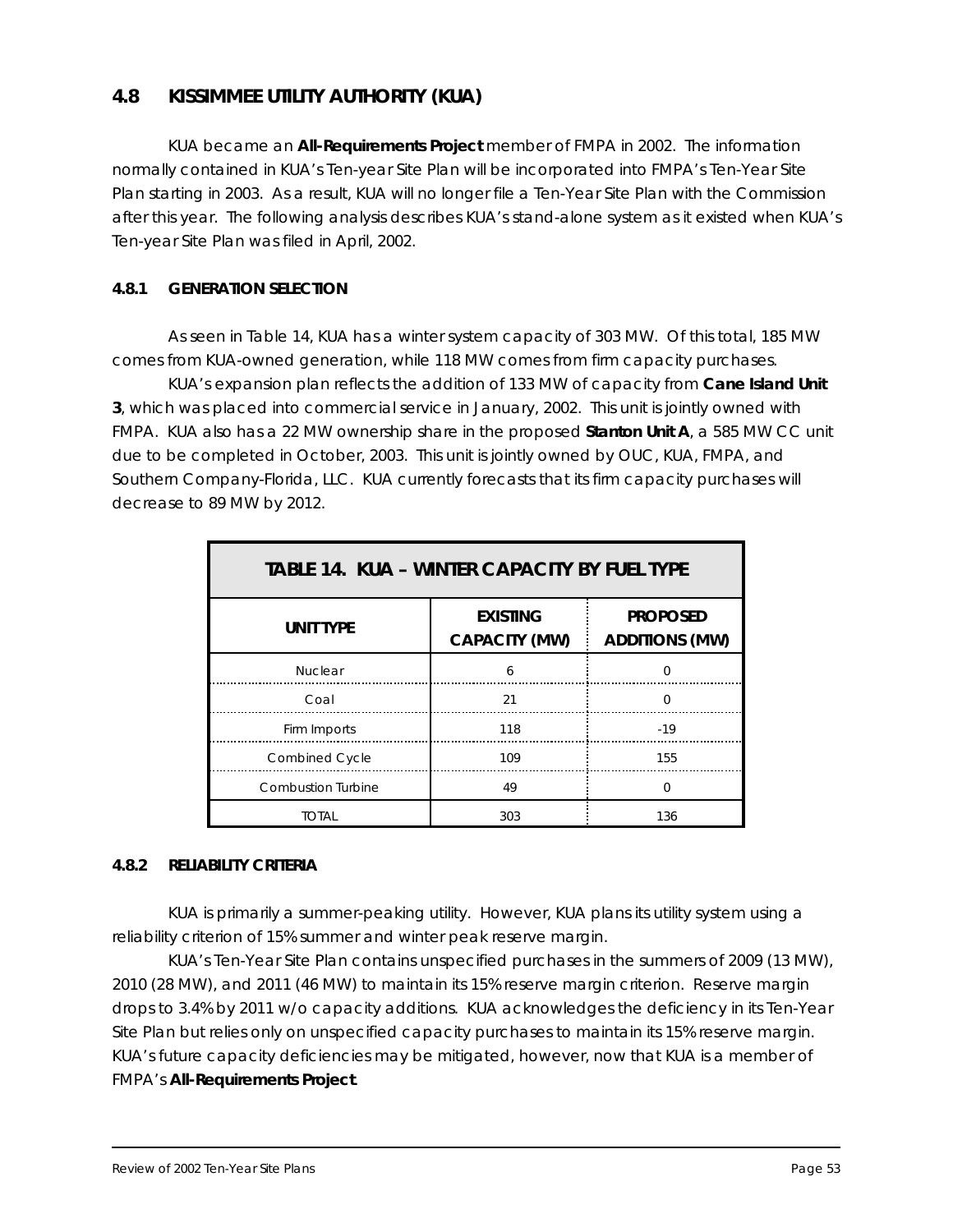## 4.8 KISSIMMEE UTILITY AUTHORITY (KUA)

KUA became an **All-Requirements Project** member of FMPA in 2002. The information normally contained in KUA's Ten-year Site Plan will be incorporated into FMPA's Ten-Year Site Plan starting in 2003. As a result, KUA will no longer file a Ten-Year Site Plan with the Commission after this year. The following analysis describes KUA's stand-alone system as it existed when KUA's Ten-year Site Plan was filed in April, 2002.

### 4.8.1 GENERATION SELECTION

As seen in Table 14, KUA has a winter system capacity of 303 MW. Of this total, 185 MW comes from KUA-owned generation, while 118 MW comes from firm capacity purchases.

KUA's expansion plan reflects the addition of 133 MW of capacity from **Cane Island Unit 3**, which was placed into commercial service in January, 2002. This unit is jointly owned with FMPA. KUA also has a 22 MW ownership share in the proposed **Stanton Unit A**, a 585 MW CC unit due to be completed in October, 2003. This unit is jointly owned by OUC, KUA, FMPA, and Southern Company-Florida, LLC. KUA currently forecasts that its firm capacity purchases will decrease to 89 MW by 2012.

**TABLE 14. KUA – WINTER CAPACITY BY FUEL TYPE**

| UNIT TYPE | EXISTING CAPACITY (MW) | PROPOSED ADDITIONS (MW) |
|---|---|---|
| Nuclear | 6 | 0 |
| Coal | 21 | 0 |
| Firm Imports | 118 | -19 |
| Combined Cycle | 109 | 155 |
| Combustion Turbine | 49 | 0 |
| TOTAL | 303 | 136 |

### 4.8.2 RELIABILITY CRITERIA

KUA is primarily a summer-peaking utility. However, KUA plans its utility system using a reliability criterion of 15% summer and winter peak reserve margin.

KUA's Ten-Year Site Plan contains unspecified purchases in the summers of 2009 (13 MW), 2010 (28 MW), and 2011 (46 MW) to maintain its 15% reserve margin criterion. Reserve margin drops to 3.4% by 2011 w/o capacity additions. KUA acknowledges the deficiency in its Ten-Year Site Plan but relies only on unspecified capacity purchases to maintain its 15% reserve margin. KUA's future capacity deficiencies may be mitigated, however, now that KUA is a member of FMPA's **All-Requirements Project**.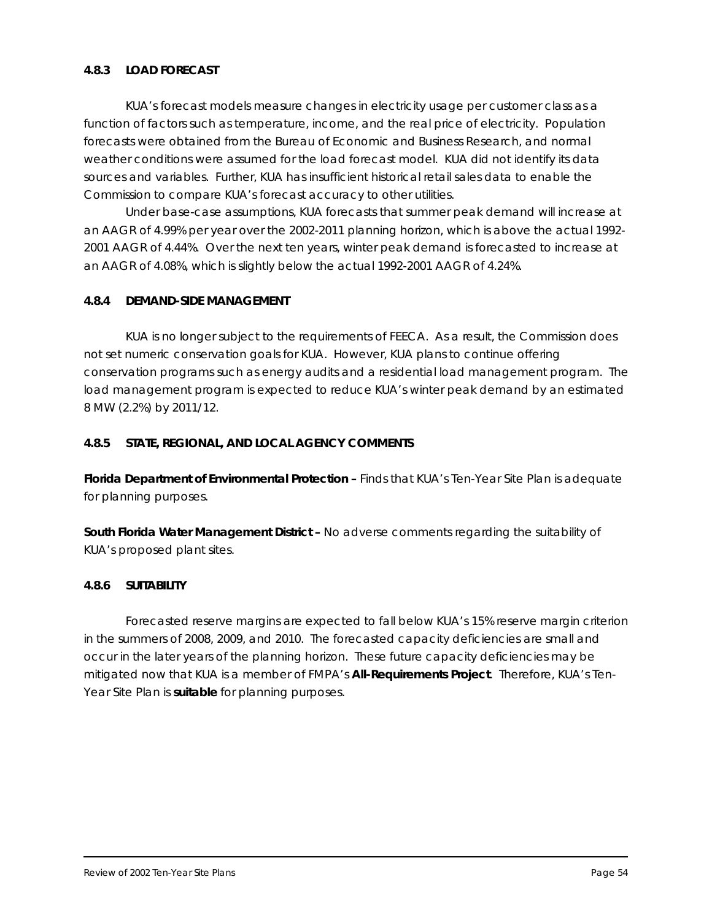### 4.8.3 LOAD FORECAST

KUA's forecast models measure changes in electricity usage per customer class as a function of factors such as temperature, income, and the real price of electricity. Population forecasts were obtained from the Bureau of Economic and Business Research, and normal weather conditions were assumed for the load forecast model. KUA did not identify its data sources and variables. Further, KUA has insufficient historical retail sales data to enable the Commission to compare KUA's forecast accuracy to other utilities.

Under base-case assumptions, KUA forecasts that summer peak demand will increase at an AAGR of 4.99% per year over the 2002-2011 planning horizon, which is above the actual 1992-2001 AAGR of 4.44%. Over the next ten years, winter peak demand is forecasted to increase at an AAGR of 4.08%, which is slightly below the actual 1992-2001 AAGR of 4.24%.

### 4.8.4 DEMAND-SIDE MANAGEMENT

KUA is no longer subject to the requirements of FEECA. As a result, the Commission does not set numeric conservation goals for KUA. However, KUA plans to continue offering conservation programs such as energy audits and a residential load management program. The load management program is expected to reduce KUA's winter peak demand by an estimated 8 MW (2.2%) by 2011/12.

### 4.8.5 STATE, REGIONAL, AND LOCAL AGENCY COMMENTS

**Florida Department of Environmental Protection –** Finds that KUA's Ten-Year Site Plan is adequate for planning purposes.

**South Florida Water Management District –** No adverse comments regarding the suitability of KUA's proposed plant sites.

### 4.8.6 SUITABILITY

Forecasted reserve margins are expected to fall below KUA's 15% reserve margin criterion in the summers of 2008, 2009, and 2010. The forecasted capacity deficiencies are small and occur in the later years of the planning horizon. These future capacity deficiencies may be mitigated now that KUA is a member of FMPA's **All-Requirements Project**. Therefore, KUA's Ten-Year Site Plan is **suitable** for planning purposes.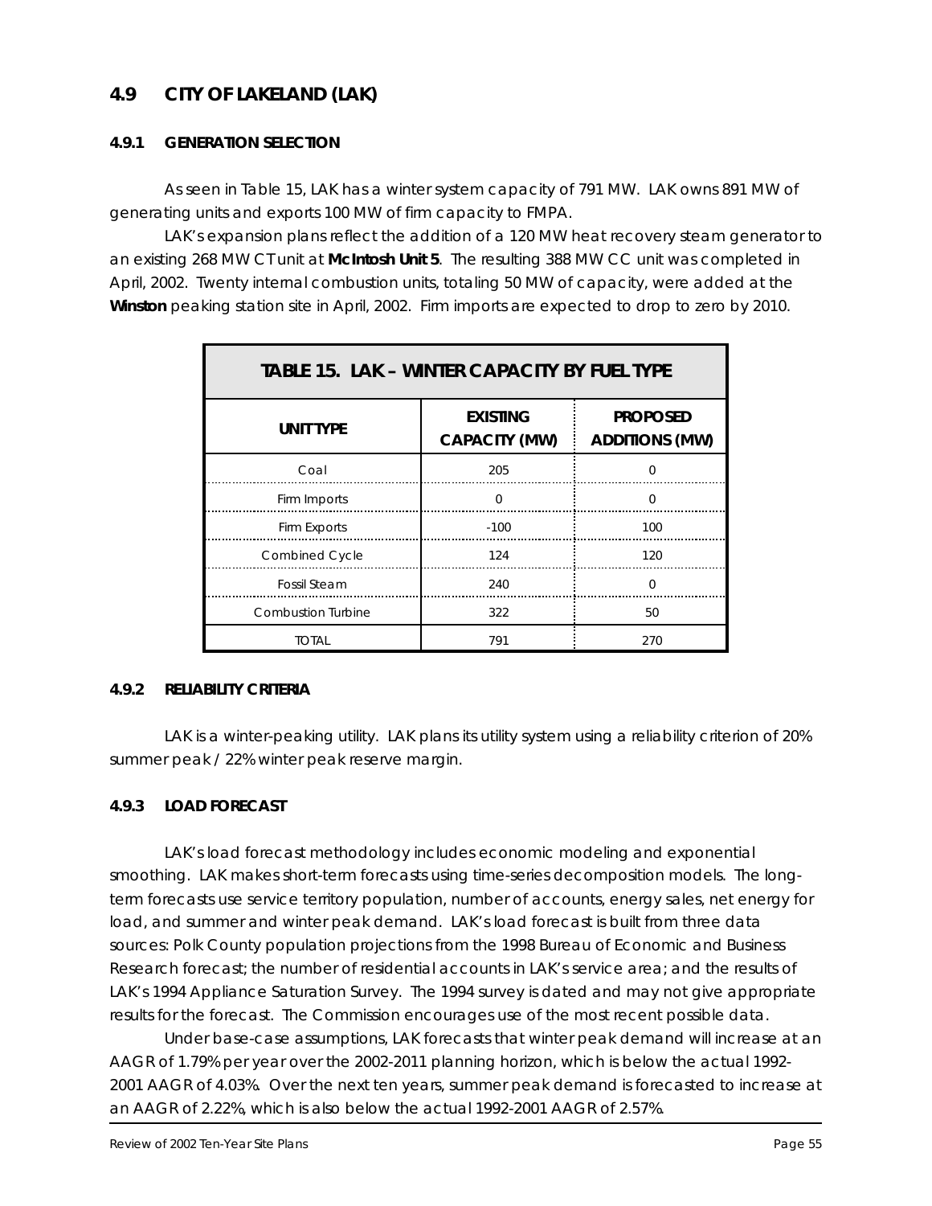## 4.9 CITY OF LAKELAND (LAK)

### 4.9.1 GENERATION SELECTION

As seen in Table 15, LAK has a winter system capacity of 791 MW. LAK owns 891 MW of generating units and exports 100 MW of firm capacity to FMPA.

LAK's expansion plans reflect the addition of a 120 MW heat recovery steam generator to an existing 268 MW CT unit at **McIntosh Unit 5**. The resulting 388 MW CC unit was completed in April, 2002. Twenty internal combustion units, totaling 50 MW of capacity, were added at the **Winston** peaking station site in April, 2002. Firm imports are expected to drop to zero by 2010.

**TABLE 15. LAK – WINTER CAPACITY BY FUEL TYPE**

| UNIT TYPE | EXISTING CAPACITY (MW) | PROPOSED ADDITIONS (MW) |
|---|---|---|
| Coal | 205 | 0 |
| Firm Imports | 0 | 0 |
| Firm Exports | -100 | 100 |
| Combined Cycle | 124 | 120 |
| Fossil Steam | 240 | 0 |
| Combustion Turbine | 322 | 50 |
| TOTAL | 791 | 270 |

### 4.9.2 RELIABILITY CRITERIA

LAK is a winter-peaking utility. LAK plans its utility system using a reliability criterion of 20% summer peak / 22% winter peak reserve margin.

### 4.9.3 LOAD FORECAST

LAK's load forecast methodology includes economic modeling and exponential smoothing. LAK makes short-term forecasts using time-series decomposition models. The long-term forecasts use service territory population, number of accounts, energy sales, net energy for load, and summer and winter peak demand. LAK's load forecast is built from three data sources: Polk County population projections from the 1998 Bureau of Economic and Business Research forecast; the number of residential accounts in LAK's service area; and the results of LAK's 1994 Appliance Saturation Survey. The 1994 survey is dated and may not give appropriate results for the forecast. The Commission encourages use of the most recent possible data.

Under base-case assumptions, LAK forecasts that winter peak demand will increase at an AAGR of 1.79% per year over the 2002-2011 planning horizon, which is below the actual 1992-2001 AAGR of 4.03%. Over the next ten years, summer peak demand is forecasted to increase at an AAGR of 2.22%, which is also below the actual 1992-2001 AAGR of 2.57%.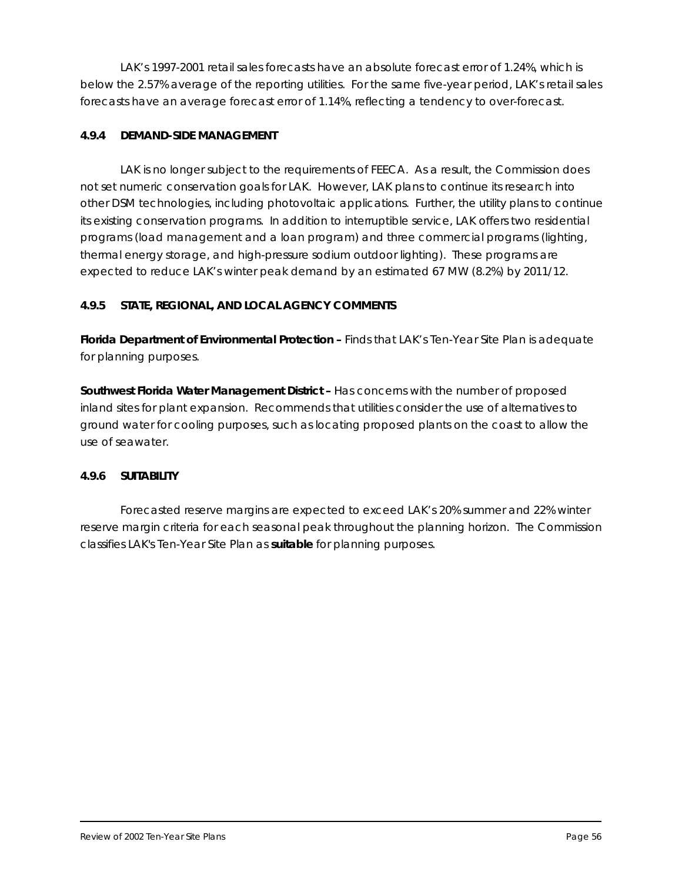LAK's 1997-2001 retail sales forecasts have an absolute forecast error of 1.24%, which is below the 2.57% average of the reporting utilities. For the same five-year period, LAK's retail sales forecasts have an average forecast error of 1.14%, reflecting a tendency to over-forecast.

### 4.9.4 DEMAND-SIDE MANAGEMENT

LAK is no longer subject to the requirements of FEECA. As a result, the Commission does not set numeric conservation goals for LAK. However, LAK plans to continue its research into other DSM technologies, including photovoltaic applications. Further, the utility plans to continue its existing conservation programs. In addition to interruptible service, LAK offers two residential programs (load management and a loan program) and three commercial programs (lighting, thermal energy storage, and high-pressure sodium outdoor lighting). These programs are expected to reduce LAK's winter peak demand by an estimated 67 MW (8.2%) by 2011/12.

### 4.9.5 STATE, REGIONAL, AND LOCAL AGENCY COMMENTS

**Florida Department of Environmental Protection –** Finds that LAK's Ten-Year Site Plan is adequate for planning purposes.

**Southwest Florida Water Management District –** Has concerns with the number of proposed inland sites for plant expansion. Recommends that utilities consider the use of alternatives to ground water for cooling purposes, such as locating proposed plants on the coast to allow the use of seawater.

### 4.9.6 SUITABILITY

Forecasted reserve margins are expected to exceed LAK's 20% summer and 22% winter reserve margin criteria for each seasonal peak throughout the planning horizon. The Commission classifies LAK's Ten-Year Site Plan as **suitable** for planning purposes.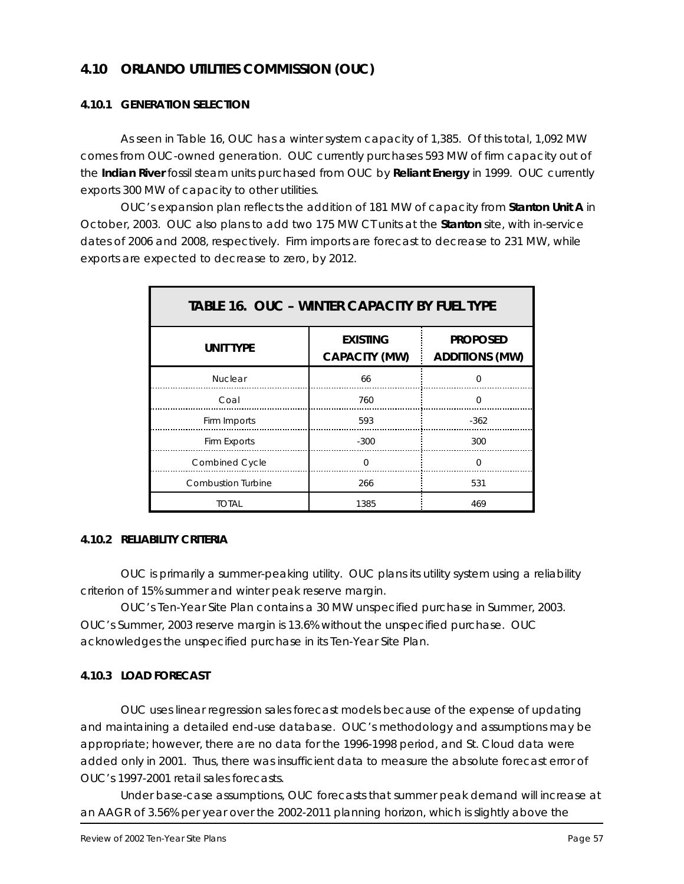## 4.10 ORLANDO UTILITIES COMMISSION (OUC)

### 4.10.1 GENERATION SELECTION

As seen in Table 16, OUC has a winter system capacity of 1,385. Of this total, 1,092 MW comes from OUC-owned generation. OUC currently purchases 593 MW of firm capacity out of the **Indian River** fossil steam units purchased from OUC by **Reliant Energy** in 1999. OUC currently exports 300 MW of capacity to other utilities.

OUC's expansion plan reflects the addition of 181 MW of capacity from **Stanton Unit A** in October, 2003. OUC also plans to add two 175 MW CT units at the **Stanton** site, with in-service dates of 2006 and 2008, respectively. Firm imports are forecast to decrease to 231 MW, while exports are expected to decrease to zero, by 2012.

| TABLE 16. OUC – WINTER CAPACITY BY FUEL TYPE | | |
|---|---|---|
| **UNIT TYPE** | **EXISTING CAPACITY (MW)** | **PROPOSED ADDITIONS (MW)** |
| Nuclear | 66 | 0 |
| Coal | 760 | 0 |
| Firm Imports | 593 | -362 |
| Firm Exports | -300 | 300 |
| Combined Cycle | 0 | 0 |
| Combustion Turbine | 266 | 531 |
| TOTAL | 1385 | 469 |

### 4.10.2 RELIABILITY CRITERIA

OUC is primarily a summer-peaking utility. OUC plans its utility system using a reliability criterion of 15% summer and winter peak reserve margin.

OUC's Ten-Year Site Plan contains a 30 MW unspecified purchase in Summer, 2003. OUC's Summer, 2003 reserve margin is 13.6% without the unspecified purchase. OUC acknowledges the unspecified purchase in its Ten-Year Site Plan.

### 4.10.3 LOAD FORECAST

OUC uses linear regression sales forecast models because of the expense of updating and maintaining a detailed end-use database. OUC's methodology and assumptions may be appropriate; however, there are no data for the 1996-1998 period, and St. Cloud data were added only in 2001. Thus, there was insufficient data to measure the absolute forecast error of OUC's 1997-2001 retail sales forecasts.

Under base-case assumptions, OUC forecasts that summer peak demand will increase at an AAGR of 3.56% per year over the 2002-2011 planning horizon, which is slightly above the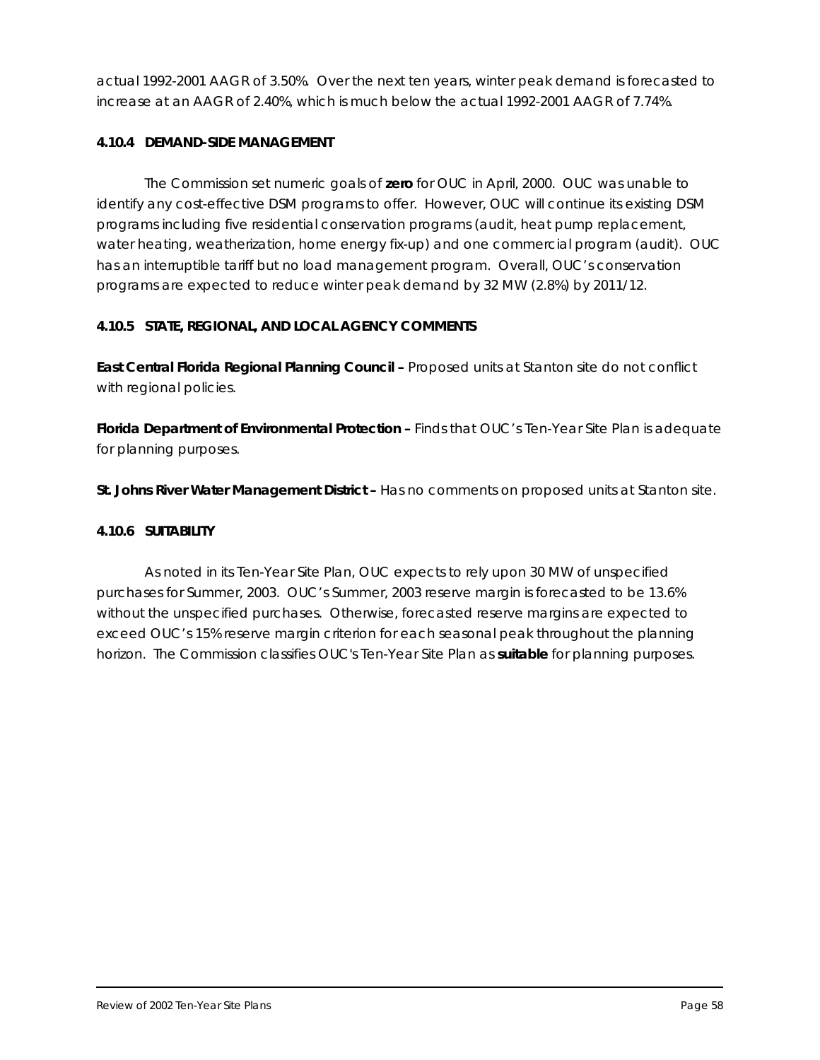actual 1992-2001 AAGR of 3.50%. Over the next ten years, winter peak demand is forecasted to increase at an AAGR of 2.40%, which is much below the actual 1992-2001 AAGR of 7.74%.

### 4.10.4 DEMAND-SIDE MANAGEMENT

The Commission set numeric goals of **zero** for OUC in April, 2000. OUC was unable to identify any cost-effective DSM programs to offer. However, OUC will continue its existing DSM programs including five residential conservation programs (audit, heat pump replacement, water heating, weatherization, home energy fix-up) and one commercial program (audit). OUC has an interruptible tariff but no load management program. Overall, OUC's conservation programs are expected to reduce winter peak demand by 32 MW (2.8%) by 2011/12.

### 4.10.5 STATE, REGIONAL, AND LOCAL AGENCY COMMENTS

**East Central Florida Regional Planning Council –** Proposed units at Stanton site do not conflict with regional policies.

**Florida Department of Environmental Protection –** Finds that OUC's Ten-Year Site Plan is adequate for planning purposes.

**St. Johns River Water Management District –** Has no comments on proposed units at Stanton site.

### 4.10.6 SUITABILITY

As noted in its Ten-Year Site Plan, OUC expects to rely upon 30 MW of unspecified purchases for Summer, 2003. OUC's Summer, 2003 reserve margin is forecasted to be 13.6% without the unspecified purchases. Otherwise, forecasted reserve margins are expected to exceed OUC's 15% reserve margin criterion for each seasonal peak throughout the planning horizon. The Commission classifies OUC's Ten-Year Site Plan as **suitable** for planning purposes.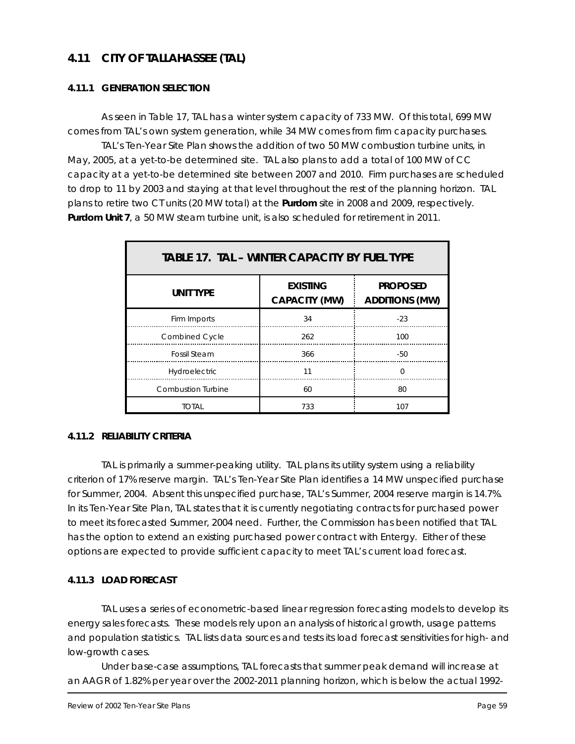## 4.11 CITY OF TALLAHASSEE (TAL)

### 4.11.1 GENERATION SELECTION

As seen in Table 17, TAL has a winter system capacity of 733 MW. Of this total, 699 MW comes from TAL's own system generation, while 34 MW comes from firm capacity purchases.

TAL's Ten-Year Site Plan shows the addition of two 50 MW combustion turbine units, in May, 2005, at a yet-to-be determined site. TAL also plans to add a total of 100 MW of CC capacity at a yet-to-be determined site between 2007 and 2010. Firm purchases are scheduled to drop to 11 by 2003 and staying at that level throughout the rest of the planning horizon. TAL plans to retire two CT units (20 MW total) at the **Purdom** site in 2008 and 2009, respectively. **Purdom Unit 7**, a 50 MW steam turbine unit, is also scheduled for retirement in 2011.

| TABLE 17. TAL – WINTER CAPACITY BY FUEL TYPE | | |
|---|---|---|
| **UNIT TYPE** | **EXISTING CAPACITY (MW)** | **PROPOSED ADDITIONS (MW)** |
| Firm Imports | 34 | -23 |
| Combined Cycle | 262 | 100 |
| Fossil Steam | 366 | -50 |
| Hydroelectric | 11 | 0 |
| Combustion Turbine | 60 | 80 |
| TOTAL | 733 | 107 |

### 4.11.2 RELIABILITY CRITERIA

TAL is primarily a summer-peaking utility. TAL plans its utility system using a reliability criterion of 17% reserve margin. TAL's Ten-Year Site Plan identifies a 14 MW unspecified purchase for Summer, 2004. Absent this unspecified purchase, TAL's Summer, 2004 reserve margin is 14.7%. In its Ten-Year Site Plan, TAL states that it is currently negotiating contracts for purchased power to meet its forecasted Summer, 2004 need. Further, the Commission has been notified that TAL has the option to extend an existing purchased power contract with Entergy. Either of these options are expected to provide sufficient capacity to meet TAL's current load forecast.

### 4.11.3 LOAD FORECAST

TAL uses a series of econometric-based linear regression forecasting models to develop its energy sales forecasts. These models rely upon an analysis of historical growth, usage patterns and population statistics. TAL lists data sources and tests its load forecast sensitivities for high- and low-growth cases.

Under base-case assumptions, TAL forecasts that summer peak demand will increase at an AAGR of 1.82% per year over the 2002-2011 planning horizon, which is below the actual 1992-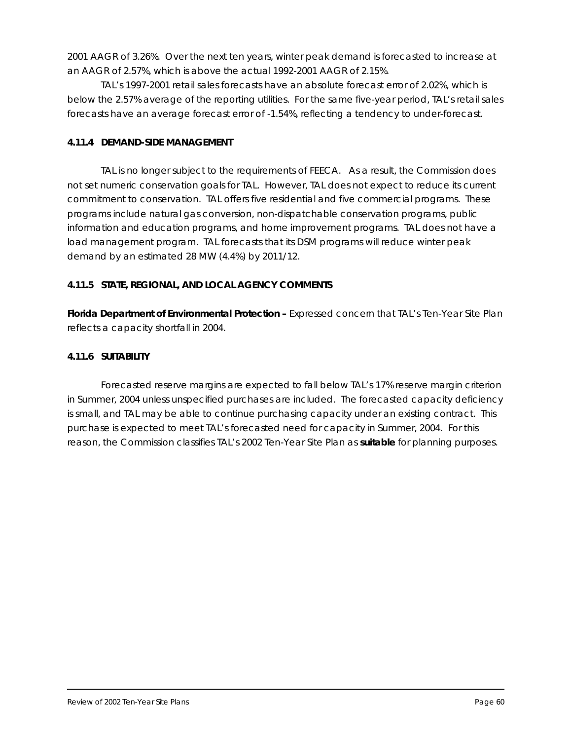2001 AAGR of 3.26%. Over the next ten years, winter peak demand is forecasted to increase at an AAGR of 2.57%, which is above the actual 1992-2001 AAGR of 2.15%.

TAL's 1997-2001 retail sales forecasts have an absolute forecast error of 2.02%, which is below the 2.57% average of the reporting utilities. For the same five-year period, TAL's retail sales forecasts have an average forecast error of -1.54%, reflecting a tendency to under-forecast.

### 4.11.4 DEMAND-SIDE MANAGEMENT

TAL is no longer subject to the requirements of FEECA. As a result, the Commission does not set numeric conservation goals for TAL. However, TAL does not expect to reduce its current commitment to conservation. TAL offers five residential and five commercial programs. These programs include natural gas conversion, non-dispatchable conservation programs, public information and education programs, and home improvement programs. TAL does not have a load management program. TAL forecasts that its DSM programs will reduce winter peak demand by an estimated 28 MW (4.4%) by 2011/12.

### 4.11.5 STATE, REGIONAL, AND LOCAL AGENCY COMMENTS

**Florida Department of Environmental Protection –** Expressed concern that TAL's Ten-Year Site Plan reflects a capacity shortfall in 2004.

### 4.11.6 SUITABILITY

Forecasted reserve margins are expected to fall below TAL's 17% reserve margin criterion in Summer, 2004 unless unspecified purchases are included. The forecasted capacity deficiency is small, and TAL may be able to continue purchasing capacity under an existing contract. This purchase is expected to meet TAL's forecasted need for capacity in Summer, 2004. For this reason, the Commission classifies TAL's 2002 Ten-Year Site Plan as **suitable** for planning purposes.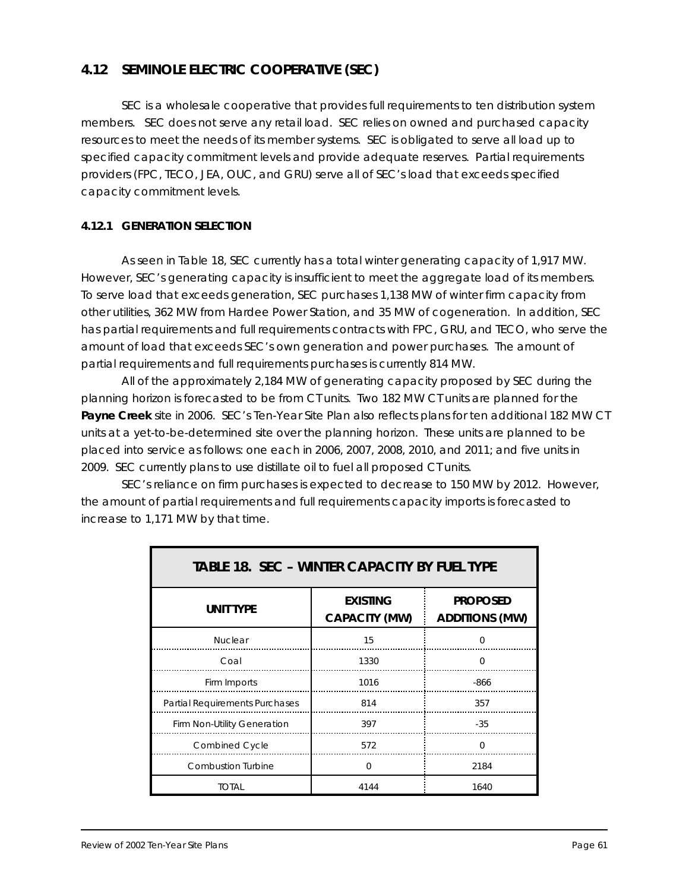## 4.12 SEMINOLE ELECTRIC COOPERATIVE (SEC)

SEC is a wholesale cooperative that provides full requirements to ten distribution system members. SEC does not serve any retail load. SEC relies on owned and purchased capacity resources to meet the needs of its member systems. SEC is obligated to serve all load up to specified capacity commitment levels and provide adequate reserves. Partial requirements providers (FPC, TECO, JEA, OUC, and GRU) serve all of SEC's load that exceeds specified capacity commitment levels.

### 4.12.1 GENERATION SELECTION

As seen in Table 18, SEC currently has a total winter generating capacity of 1,917 MW. However, SEC's generating capacity is insufficient to meet the aggregate load of its members. To serve load that exceeds generation, SEC purchases 1,138 MW of winter firm capacity from other utilities, 362 MW from Hardee Power Station, and 35 MW of cogeneration. In addition, SEC has partial requirements and full requirements contracts with FPC, GRU, and TECO, who serve the amount of load that exceeds SEC's own generation and power purchases. The amount of partial requirements and full requirements purchases is currently 814 MW.

All of the approximately 2,184 MW of generating capacity proposed by SEC during the planning horizon is forecasted to be from CT units. Two 182 MW CT units are planned for the **Payne Creek** site in 2006. SEC's Ten-Year Site Plan also reflects plans for ten additional 182 MW CT units at a yet-to-be-determined site over the planning horizon. These units are planned to be placed into service as follows: one each in 2006, 2007, 2008, 2010, and 2011; and five units in 2009. SEC currently plans to use distillate oil to fuel all proposed CT units.

SEC's reliance on firm purchases is expected to decrease to 150 MW by 2012. However, the amount of partial requirements and full requirements capacity imports is forecasted to increase to 1,171 MW by that time.

| TABLE 18. SEC – WINTER CAPACITY BY FUEL TYPE | | |
|---|---|---|
| **UNIT TYPE** | **EXISTING CAPACITY (MW)** | **PROPOSED ADDITIONS (MW)** |
| Nuclear | 15 | 0 |
| Coal | 1330 | 0 |
| Firm Imports | 1016 | -866 |
| Partial Requirements Purchases | 814 | 357 |
| Firm Non-Utility Generation | 397 | -35 |
| Combined Cycle | 572 | 0 |
| Combustion Turbine | 0 | 2184 |
| TOTAL | 4144 | 1640 |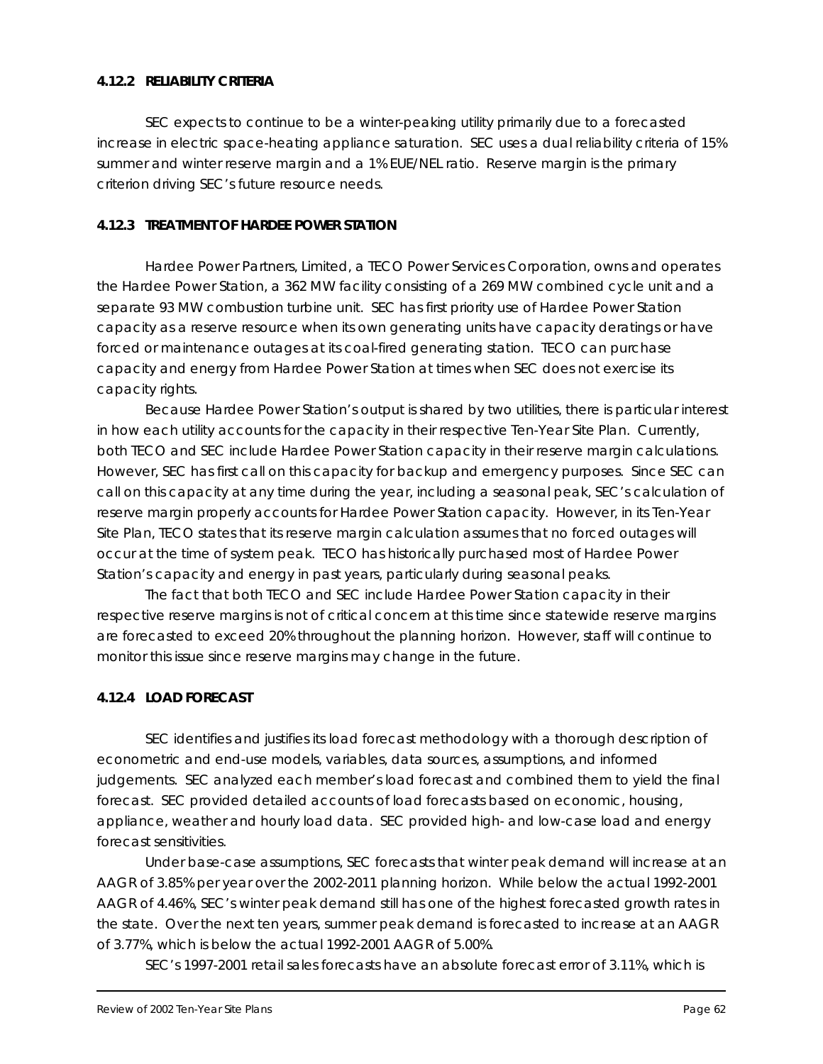#### 4.12.2 RELIABILITY CRITERIA

SEC expects to continue to be a winter-peaking utility primarily due to a forecasted increase in electric space-heating appliance saturation. SEC uses a dual reliability criteria of 15% summer and winter reserve margin and a 1% EUE/NEL ratio. Reserve margin is the primary criterion driving SEC's future resource needs.

#### 4.12.3 TREATMENT OF HARDEE POWER STATION

Hardee Power Partners, Limited, a TECO Power Services Corporation, owns and operates the Hardee Power Station, a 362 MW facility consisting of a 269 MW combined cycle unit and a separate 93 MW combustion turbine unit. SEC has first priority use of Hardee Power Station capacity as a reserve resource when its own generating units have capacity deratings or have forced or maintenance outages at its coal-fired generating station. TECO can purchase capacity and energy from Hardee Power Station at times when SEC does not exercise its capacity rights.

Because Hardee Power Station's output is shared by two utilities, there is particular interest in how each utility accounts for the capacity in their respective Ten-Year Site Plan. Currently, both TECO and SEC include Hardee Power Station capacity in their reserve margin calculations. However, SEC has first call on this capacity for backup and emergency purposes. Since SEC can call on this capacity at any time during the year, including a seasonal peak, SEC's calculation of reserve margin properly accounts for Hardee Power Station capacity. However, in its Ten-Year Site Plan, TECO states that its reserve margin calculation assumes that no forced outages will occur at the time of system peak. TECO has historically purchased most of Hardee Power Station's capacity and energy in past years, particularly during seasonal peaks.

The fact that both TECO and SEC include Hardee Power Station capacity in their respective reserve margins is not of critical concern at this time since statewide reserve margins are forecasted to exceed 20% throughout the planning horizon. However, staff will continue to monitor this issue since reserve margins may change in the future.

#### 4.12.4 LOAD FORECAST

SEC identifies and justifies its load forecast methodology with a thorough description of econometric and end-use models, variables, data sources, assumptions, and informed judgements. SEC analyzed each member's load forecast and combined them to yield the final forecast. SEC provided detailed accounts of load forecasts based on economic, housing, appliance, weather and hourly load data. SEC provided high- and low-case load and energy forecast sensitivities.

Under base-case assumptions, SEC forecasts that winter peak demand will increase at an AAGR of 3.85% per year over the 2002-2011 planning horizon. While below the actual 1992-2001 AAGR of 4.46%, SEC's winter peak demand still has one of the highest forecasted growth rates in the state. Over the next ten years, summer peak demand is forecasted to increase at an AAGR of 3.77%, which is below the actual 1992-2001 AAGR of 5.00%.

SEC's 1997-2001 retail sales forecasts have an absolute forecast error of 3.11%, which is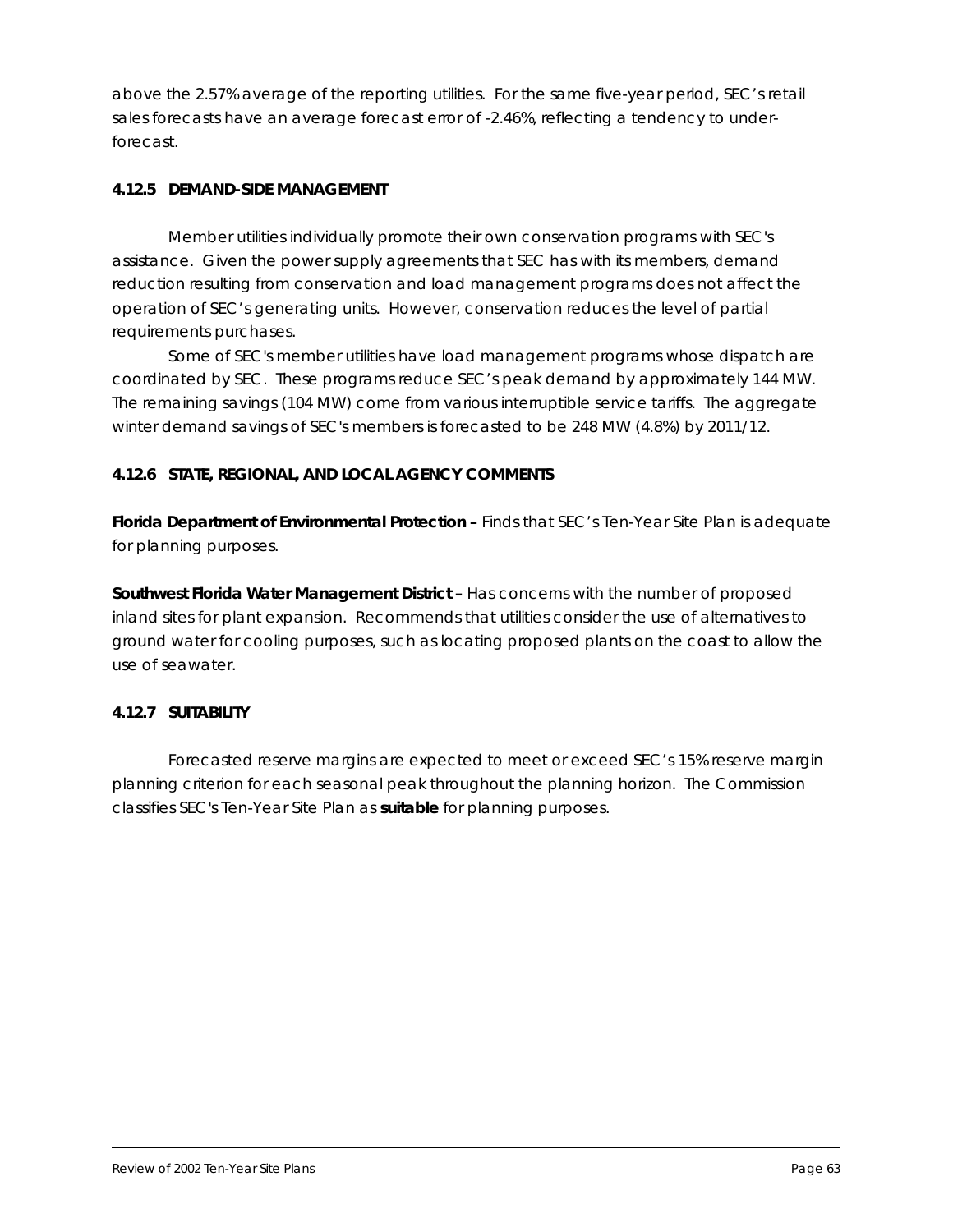above the 2.57% average of the reporting utilities. For the same five-year period, SEC's retail sales forecasts have an average forecast error of -2.46%, reflecting a tendency to under-forecast.

### 4.12.5 DEMAND-SIDE MANAGEMENT

Member utilities individually promote their own conservation programs with SEC's assistance. Given the power supply agreements that SEC has with its members, demand reduction resulting from conservation and load management programs does not affect the operation of SEC's generating units. However, conservation reduces the level of partial requirements purchases.

Some of SEC's member utilities have load management programs whose dispatch are coordinated by SEC. These programs reduce SEC's peak demand by approximately 144 MW. The remaining savings (104 MW) come from various interruptible service tariffs. The aggregate winter demand savings of SEC's members is forecasted to be 248 MW (4.8%) by 2011/12.

### 4.12.6 STATE, REGIONAL, AND LOCAL AGENCY COMMENTS

**Florida Department of Environmental Protection –** Finds that SEC's Ten-Year Site Plan is adequate for planning purposes.

**Southwest Florida Water Management District –** Has concerns with the number of proposed inland sites for plant expansion. Recommends that utilities consider the use of alternatives to ground water for cooling purposes, such as locating proposed plants on the coast to allow the use of seawater.

### 4.12.7 SUITABILITY

Forecasted reserve margins are expected to meet or exceed SEC's 15% reserve margin planning criterion for each seasonal peak throughout the planning horizon. The Commission classifies SEC's Ten-Year Site Plan as **suitable** for planning purposes.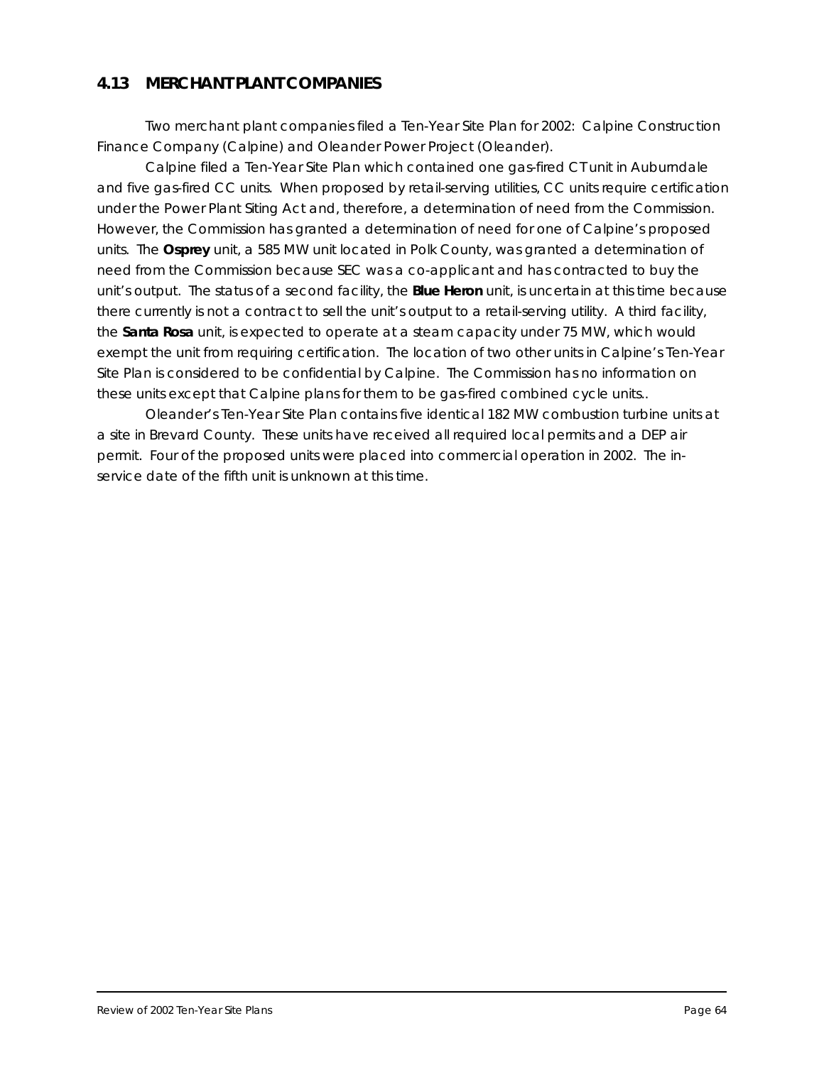## 4.13 MERCHANT PLANT COMPANIES

Two merchant plant companies filed a Ten-Year Site Plan for 2002: Calpine Construction Finance Company (Calpine) and Oleander Power Project (Oleander).

Calpine filed a Ten-Year Site Plan which contained one gas-fired CT unit in Auburndale and five gas-fired CC units. When proposed by retail-serving utilities, CC units require certification under the Power Plant Siting Act and, therefore, a determination of need from the Commission. However, the Commission has granted a determination of need for one of Calpine's proposed units. The **Osprey** unit, a 585 MW unit located in Polk County, was granted a determination of need from the Commission because SEC was a co-applicant and has contracted to buy the unit's output. The status of a second facility, the **Blue Heron** unit, is uncertain at this time because there currently is not a contract to sell the unit's output to a retail-serving utility. A third facility, the **Santa Rosa** unit, is expected to operate at a steam capacity under 75 MW, which would exempt the unit from requiring certification. The location of two other units in Calpine's Ten-Year Site Plan is considered to be confidential by Calpine. The Commission has no information on these units except that Calpine plans for them to be gas-fired combined cycle units..

Oleander's Ten-Year Site Plan contains five identical 182 MW combustion turbine units at a site in Brevard County. These units have received all required local permits and a DEP air permit. Four of the proposed units were placed into commercial operation in 2002. The in-service date of the fifth unit is unknown at this time.